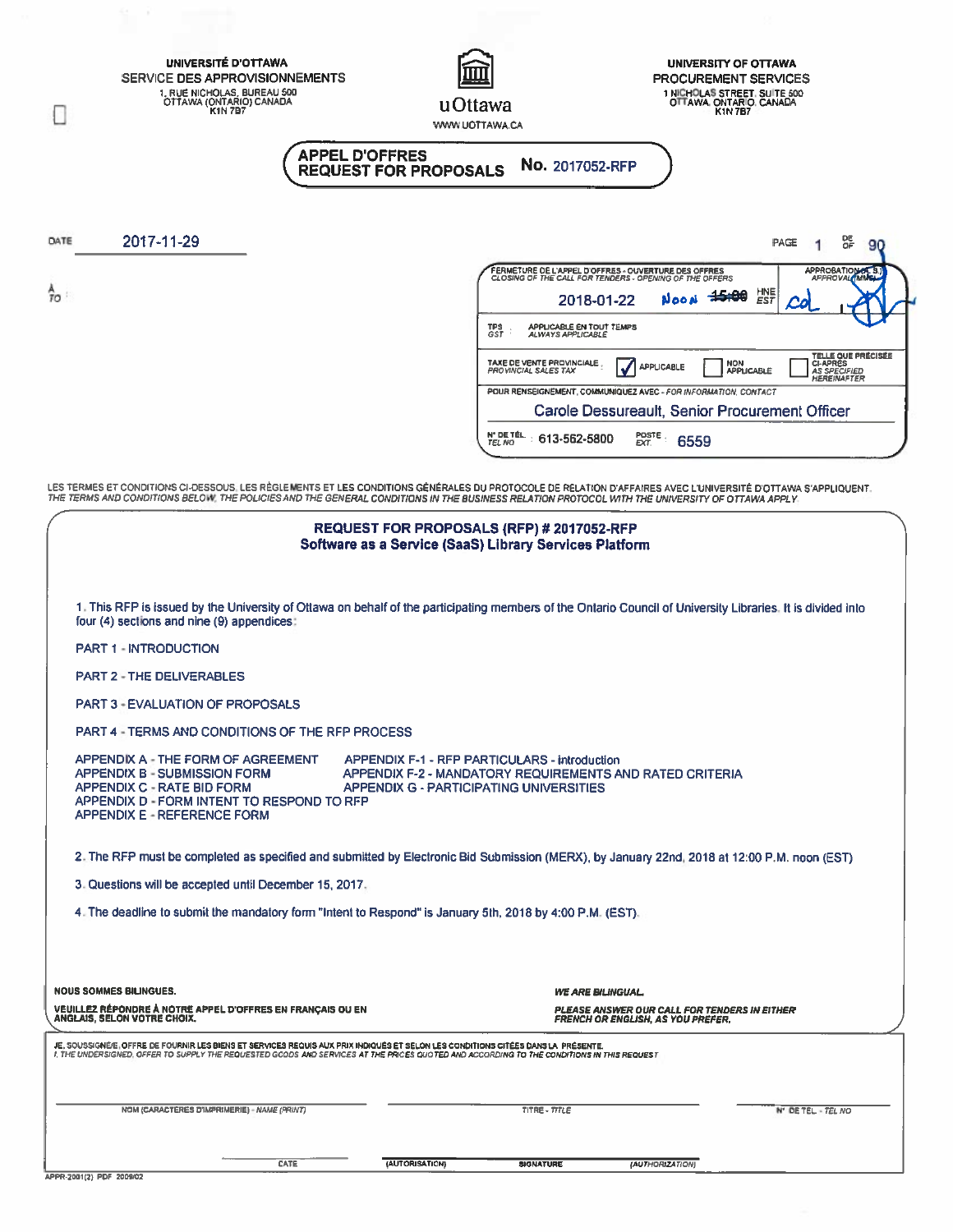UNIVERSITÉ D'OTTAWA
SERVICE DES APPROVISIONNEMENTS
1, RUE NICHOLAS, BUREAU 500
OTTAWA (ONTARIO) CANADA
K1N 7B7

uOttawa
WWW.UOTTAWA.CA

UNIVERSITY OF OTTAWA
PROCUREMENT SERVICES
1 NICHOLAS STREET, SUITE 500
OTTAWA, ONTARIO, CANADA
K1N 7B7

**APPEL D'OFFRES**
**REQUEST FOR PROPOSALS** **No.** 2017052-RFP

DATE 2017-11-29

À
TO

PAGE 1 DE/OF 90

| FERMETURE DE L'APPEL D'OFFRES - OUVERTURE DES OFFRES / *CLOSING OF THE CALL FOR TENDERS - OPENING OF THE OFFERS* | APPROBATION (A. S.) / *APPROVAL (MMS)* |
|---|---|
| 2018-01-22 NOON ~~15:00~~ HNE / *EST* | cd |

TPS / *GST* : APPLICABLE EN TOUT TEMPS / *ALWAYS APPLICABLE*

TAXE DE VENTE PROVINCIALE / *PROVINCIAL SALES TAX* : ☑ APPLICABLE ☐ NON APPLICABLE ☐ TELLE QUE PRÉCISÉE CI-APRÈS / *AS SPECIFIED HEREINAFTER*

POUR RENSEIGNEMENT, COMMUNIQUEZ AVEC - *FOR INFORMATION, CONTACT*
Carole Dessureault, Senior Procurement Officer

N° DE TÉL. / *TEL NO* : 613-562-5800 POSTE / *EXT.* : 6559

LES TERMES ET CONDITIONS CI-DESSOUS, LES RÈGLEMENTS ET LES CONDITIONS GÉNÉRALES DU PROTOCOLE DE RELATION D'AFFAIRES AVEC L'UNIVERSITÉ D'OTTAWA S'APPLIQUENT.
*THE TERMS AND CONDITIONS BELOW, THE POLICIES AND THE GENERAL CONDITIONS IN THE BUSINESS RELATION PROTOCOL WITH THE UNIVERSITY OF OTTAWA APPLY*

## REQUEST FOR PROPOSALS (RFP) # 2017052-RFP
## Software as a Service (SaaS) Library Services Platform

1. This RFP is issued by the University of Ottawa on behalf of the participating members of the Ontario Council of University Libraries. It is divided into four (4) sections and nine (9) appendices:

PART 1 - INTRODUCTION

PART 2 - THE DELIVERABLES

PART 3 - EVALUATION OF PROPOSALS

PART 4 - TERMS AND CONDITIONS OF THE RFP PROCESS

APPENDIX A - THE FORM OF AGREEMENT
APPENDIX B - SUBMISSION FORM
APPENDIX C - RATE BID FORM
APPENDIX D - FORM INTENT TO RESPOND TO RFP
APPENDIX E - REFERENCE FORM
APPENDIX F-1 - RFP PARTICULARS - Introduction
APPENDIX F-2 - MANDATORY REQUIREMENTS AND RATED CRITERIA
APPENDIX G - PARTICIPATING UNIVERSITIES

2. The RFP must be completed as specified and submitted by Electronic Bid Submission (MERX), by January 22nd, 2018 at 12:00 P.M. noon (EST)

3. Questions will be accepted until December 15, 2017.

4. The deadline to submit the mandatory form "Intent to Respond" is January 5th, 2018 by 4:00 P.M. (EST).

**NOUS SOMMES BILINGUES.**

**VEUILLEZ RÉPONDRE À NOTRE APPEL D'OFFRES EN FRANÇAIS OU EN ANGLAIS, SELON VOTRE CHOIX.**

***WE ARE BILINGUAL.***

***PLEASE ANSWER OUR CALL FOR TENDERS IN EITHER FRENCH OR ENGLISH, AS YOU PREFER.***

JE, SOUSSIGNÉ/E, OFFRE DE FOURNIR LES BIENS ET SERVICES REQUIS AUX PRIX INDIQUÉS ET SELON LES CONDITIONS CITÉES DANS LA PRÉSENTE.
*I, THE UNDERSIGNED, OFFER TO SUPPLY THE REQUESTED GOODS AND SERVICES AT THE PRICES QUOTED AND ACCORDING TO THE CONDITIONS IN THIS REQUEST*

NOM (CARACTÈRES D'IMPRIMERIE) - *NAME (PRINT)* ______ TITRE - *TITLE* ______ N° DE TÉL. - *TEL NO* ______

DATE ______ (AUTORISATION) SIGNATURE *(AUTHORIZATION)* ______

APPR-2001(2) PDF 2009/02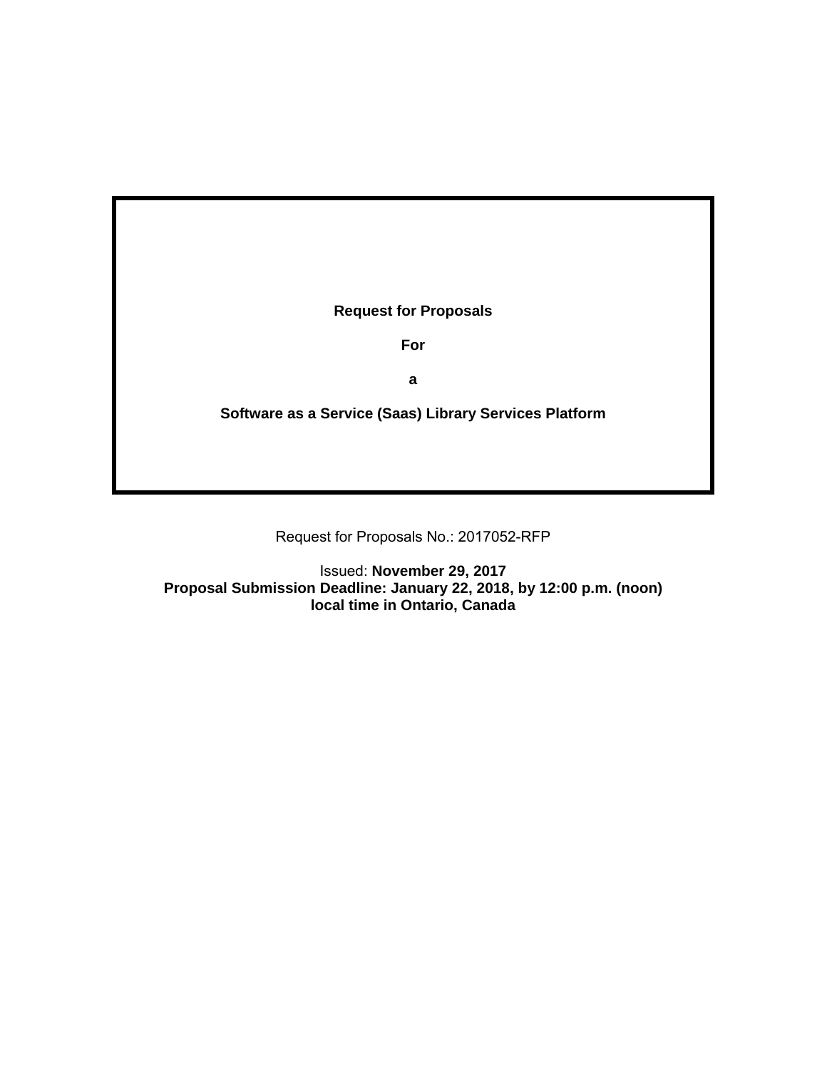# Request for Proposals

# For

# a

# Software as a Service (Saas) Library Services Platform

Request for Proposals No.: 2017052-RFP

Issued: **November 29, 2017**
**Proposal Submission Deadline: January 22, 2018, by 12:00 p.m. (noon) local time in Ontario, Canada**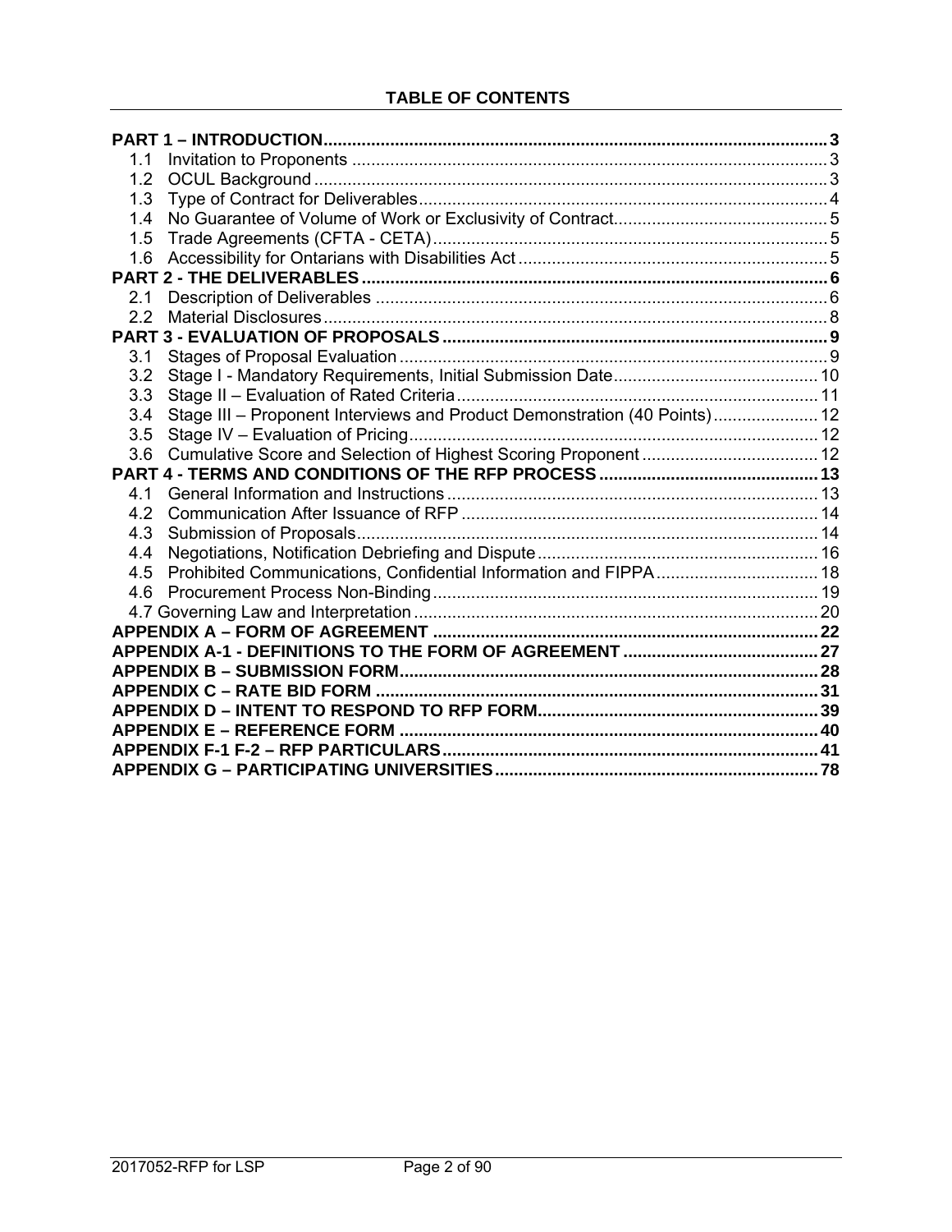## TABLE OF CONTENTS

**PART 1 – INTRODUCTION** ... 3
- 1.1 Invitation to Proponents ... 3
- 1.2 OCUL Background ... 3
- 1.3 Type of Contract for Deliverables ... 4
- 1.4 No Guarantee of Volume of Work or Exclusivity of Contract ... 5
- 1.5 Trade Agreements (CFTA - CETA) ... 5
- 1.6 Accessibility for Ontarians with Disabilities Act ... 5

**PART 2 - THE DELIVERABLES** ... 6
- 2.1 Description of Deliverables ... 6
- 2.2 Material Disclosures ... 8

**PART 3 - EVALUATION OF PROPOSALS** ... 9
- 3.1 Stages of Proposal Evaluation ... 9
- 3.2 Stage I - Mandatory Requirements, Initial Submission Date ... 10
- 3.3 Stage II – Evaluation of Rated Criteria ... 11
- 3.4 Stage III – Proponent Interviews and Product Demonstration (40 Points) ... 12
- 3.5 Stage IV – Evaluation of Pricing ... 12
- 3.6 Cumulative Score and Selection of Highest Scoring Proponent ... 12

**PART 4 - TERMS AND CONDITIONS OF THE RFP PROCESS** ... 13
- 4.1 General Information and Instructions ... 13
- 4.2 Communication After Issuance of RFP ... 14
- 4.3 Submission of Proposals ... 14
- 4.4 Negotiations, Notification Debriefing and Dispute ... 16
- 4.5 Prohibited Communications, Confidential Information and FIPPA ... 18
- 4.6 Procurement Process Non-Binding ... 19
- 4.7 Governing Law and Interpretation ... 20

**APPENDIX A – FORM OF AGREEMENT** ... 22

**APPENDIX A-1 - DEFINITIONS TO THE FORM OF AGREEMENT** ... 27

**APPENDIX B – SUBMISSION FORM** ... 28

**APPENDIX C – RATE BID FORM** ... 31

**APPENDIX D – INTENT TO RESPOND TO RFP FORM** ... 39

**APPENDIX E – REFERENCE FORM** ... 40

**APPENDIX F-1 F-2 – RFP PARTICULARS** ... 41

**APPENDIX G – PARTICIPATING UNIVERSITIES** ... 78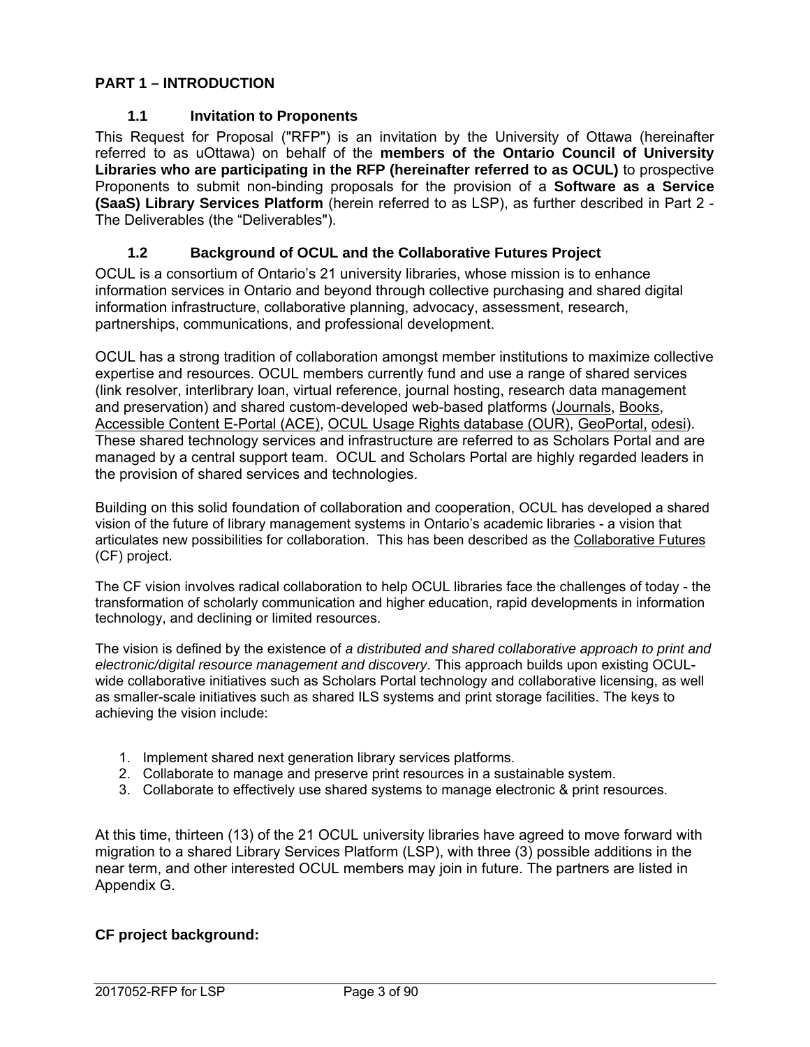## PART 1 – INTRODUCTION

### 1.1 Invitation to Proponents

This Request for Proposal ("RFP") is an invitation by the University of Ottawa (hereinafter referred to as uOttawa) on behalf of the **members of the Ontario Council of University Libraries who are participating in the RFP (hereinafter referred to as OCUL)** to prospective Proponents to submit non-binding proposals for the provision of a **Software as a Service (SaaS) Library Services Platform** (herein referred to as LSP), as further described in Part 2 - The Deliverables (the "Deliverables").

### 1.2 Background of OCUL and the Collaborative Futures Project

OCUL is a consortium of Ontario's 21 university libraries, whose mission is to enhance information services in Ontario and beyond through collective purchasing and shared digital information infrastructure, collaborative planning, advocacy, assessment, research, partnerships, communications, and professional development.

OCUL has a strong tradition of collaboration amongst member institutions to maximize collective expertise and resources. OCUL members currently fund and use a range of shared services (link resolver, interlibrary loan, virtual reference, journal hosting, research data management and preservation) and shared custom-developed web-based platforms (Journals, Books, Accessible Content E-Portal (ACE), OCUL Usage Rights database (OUR), GeoPortal, odesi). These shared technology services and infrastructure are referred to as Scholars Portal and are managed by a central support team. OCUL and Scholars Portal are highly regarded leaders in the provision of shared services and technologies.

Building on this solid foundation of collaboration and cooperation, OCUL has developed a shared vision of the future of library management systems in Ontario's academic libraries - a vision that articulates new possibilities for collaboration. This has been described as the Collaborative Futures (CF) project.

The CF vision involves radical collaboration to help OCUL libraries face the challenges of today - the transformation of scholarly communication and higher education, rapid developments in information technology, and declining or limited resources.

The vision is defined by the existence of *a distributed and shared collaborative approach to print and electronic/digital resource management and discovery*. This approach builds upon existing OCUL-wide collaborative initiatives such as Scholars Portal technology and collaborative licensing, as well as smaller-scale initiatives such as shared ILS systems and print storage facilities. The keys to achieving the vision include:

1. Implement shared next generation library services platforms.
2. Collaborate to manage and preserve print resources in a sustainable system.
3. Collaborate to effectively use shared systems to manage electronic & print resources.

At this time, thirteen (13) of the 21 OCUL university libraries have agreed to move forward with migration to a shared Library Services Platform (LSP), with three (3) possible additions in the near term, and other interested OCUL members may join in future. The partners are listed in Appendix G.

**CF project background:**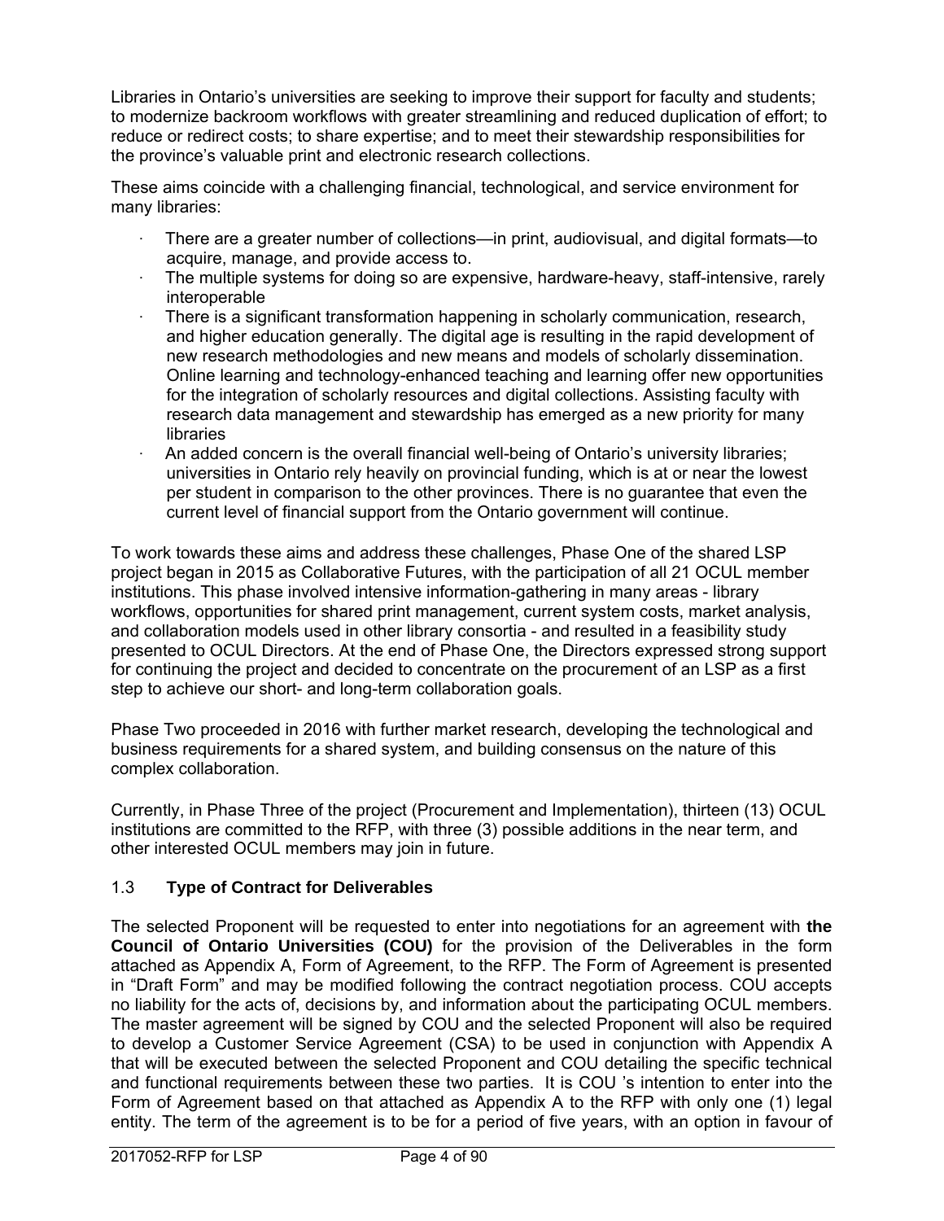Libraries in Ontario's universities are seeking to improve their support for faculty and students; to modernize backroom workflows with greater streamlining and reduced duplication of effort; to reduce or redirect costs; to share expertise; and to meet their stewardship responsibilities for the province's valuable print and electronic research collections.

These aims coincide with a challenging financial, technological, and service environment for many libraries:

- There are a greater number of collections—in print, audiovisual, and digital formats—to acquire, manage, and provide access to.
- The multiple systems for doing so are expensive, hardware-heavy, staff-intensive, rarely interoperable
- There is a significant transformation happening in scholarly communication, research, and higher education generally. The digital age is resulting in the rapid development of new research methodologies and new means and models of scholarly dissemination. Online learning and technology-enhanced teaching and learning offer new opportunities for the integration of scholarly resources and digital collections. Assisting faculty with research data management and stewardship has emerged as a new priority for many libraries
- An added concern is the overall financial well-being of Ontario's university libraries; universities in Ontario rely heavily on provincial funding, which is at or near the lowest per student in comparison to the other provinces. There is no guarantee that even the current level of financial support from the Ontario government will continue.

To work towards these aims and address these challenges, Phase One of the shared LSP project began in 2015 as Collaborative Futures, with the participation of all 21 OCUL member institutions. This phase involved intensive information-gathering in many areas - library workflows, opportunities for shared print management, current system costs, market analysis, and collaboration models used in other library consortia - and resulted in a feasibility study presented to OCUL Directors. At the end of Phase One, the Directors expressed strong support for continuing the project and decided to concentrate on the procurement of an LSP as a first step to achieve our short- and long-term collaboration goals.

Phase Two proceeded in 2016 with further market research, developing the technological and business requirements for a shared system, and building consensus on the nature of this complex collaboration.

Currently, in Phase Three of the project (Procurement and Implementation), thirteen (13) OCUL institutions are committed to the RFP, with three (3) possible additions in the near term, and other interested OCUL members may join in future.

### 1.3 **Type of Contract for Deliverables**

The selected Proponent will be requested to enter into negotiations for an agreement with **the Council of Ontario Universities (COU)** for the provision of the Deliverables in the form attached as Appendix A, Form of Agreement, to the RFP. The Form of Agreement is presented in "Draft Form" and may be modified following the contract negotiation process. COU accepts no liability for the acts of, decisions by, and information about the participating OCUL members. The master agreement will be signed by COU and the selected Proponent will also be required to develop a Customer Service Agreement (CSA) to be used in conjunction with Appendix A that will be executed between the selected Proponent and COU detailing the specific technical and functional requirements between these two parties. It is COU 's intention to enter into the Form of Agreement based on that attached as Appendix A to the RFP with only one (1) legal entity. The term of the agreement is to be for a period of five years, with an option in favour of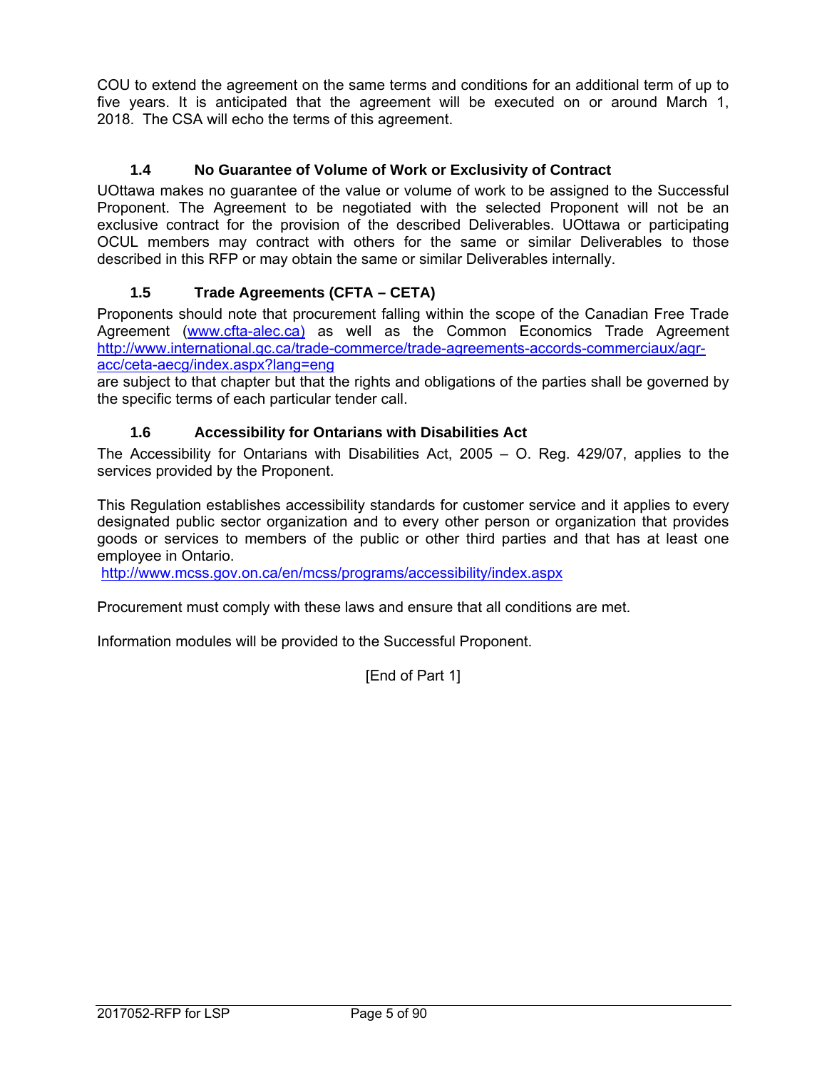COU to extend the agreement on the same terms and conditions for an additional term of up to five years. It is anticipated that the agreement will be executed on or around March 1, 2018. The CSA will echo the terms of this agreement.

### 1.4 No Guarantee of Volume of Work or Exclusivity of Contract

UOttawa makes no guarantee of the value or volume of work to be assigned to the Successful Proponent. The Agreement to be negotiated with the selected Proponent will not be an exclusive contract for the provision of the described Deliverables. UOttawa or participating OCUL members may contract with others for the same or similar Deliverables to those described in this RFP or may obtain the same or similar Deliverables internally.

### 1.5 Trade Agreements (CFTA – CETA)

Proponents should note that procurement falling within the scope of the Canadian Free Trade Agreement (www.cfta-alec.ca) as well as the Common Economics Trade Agreement http://www.international.gc.ca/trade-commerce/trade-agreements-accords-commerciaux/agr-acc/ceta-aecg/index.aspx?lang=eng
are subject to that chapter but that the rights and obligations of the parties shall be governed by the specific terms of each particular tender call.

### 1.6 Accessibility for Ontarians with Disabilities Act

The Accessibility for Ontarians with Disabilities Act, 2005 – O. Reg. 429/07, applies to the services provided by the Proponent.

This Regulation establishes accessibility standards for customer service and it applies to every designated public sector organization and to every other person or organization that provides goods or services to members of the public or other third parties and that has at least one employee in Ontario.
http://www.mcss.gov.on.ca/en/mcss/programs/accessibility/index.aspx

Procurement must comply with these laws and ensure that all conditions are met.

Information modules will be provided to the Successful Proponent.

[End of Part 1]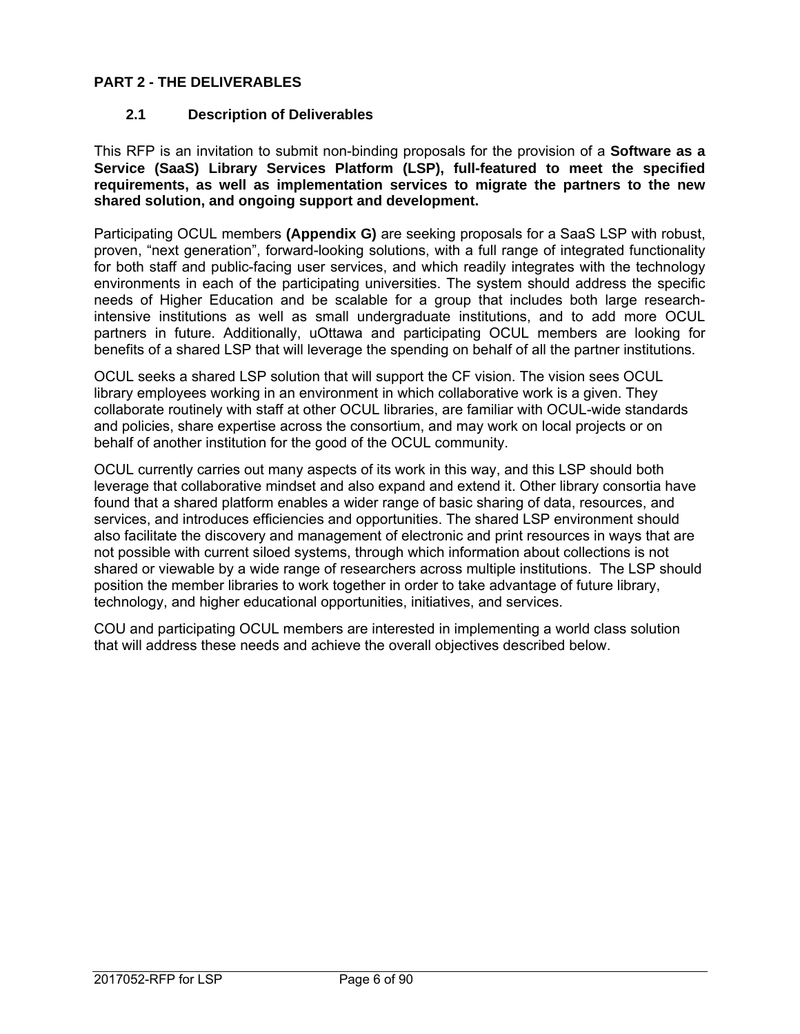# PART 2 - THE DELIVERABLES

## 2.1 Description of Deliverables

This RFP is an invitation to submit non-binding proposals for the provision of a **Software as a Service (SaaS) Library Services Platform (LSP), full-featured to meet the specified requirements, as well as implementation services to migrate the partners to the new shared solution, and ongoing support and development.**

Participating OCUL members **(Appendix G)** are seeking proposals for a SaaS LSP with robust, proven, "next generation", forward-looking solutions, with a full range of integrated functionality for both staff and public-facing user services, and which readily integrates with the technology environments in each of the participating universities. The system should address the specific needs of Higher Education and be scalable for a group that includes both large research-intensive institutions as well as small undergraduate institutions, and to add more OCUL partners in future. Additionally, uOttawa and participating OCUL members are looking for benefits of a shared LSP that will leverage the spending on behalf of all the partner institutions.

OCUL seeks a shared LSP solution that will support the CF vision. The vision sees OCUL library employees working in an environment in which collaborative work is a given. They collaborate routinely with staff at other OCUL libraries, are familiar with OCUL-wide standards and policies, share expertise across the consortium, and may work on local projects or on behalf of another institution for the good of the OCUL community.

OCUL currently carries out many aspects of its work in this way, and this LSP should both leverage that collaborative mindset and also expand and extend it. Other library consortia have found that a shared platform enables a wider range of basic sharing of data, resources, and services, and introduces efficiencies and opportunities. The shared LSP environment should also facilitate the discovery and management of electronic and print resources in ways that are not possible with current siloed systems, through which information about collections is not shared or viewable by a wide range of researchers across multiple institutions. The LSP should position the member libraries to work together in order to take advantage of future library, technology, and higher educational opportunities, initiatives, and services.

COU and participating OCUL members are interested in implementing a world class solution that will address these needs and achieve the overall objectives described below.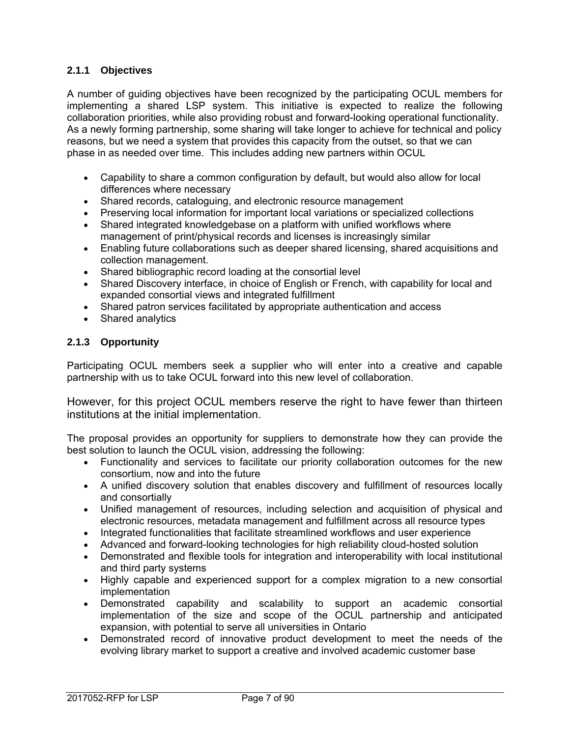### 2.1.1 Objectives

A number of guiding objectives have been recognized by the participating OCUL members for implementing a shared LSP system. This initiative is expected to realize the following collaboration priorities, while also providing robust and forward-looking operational functionality. As a newly forming partnership, some sharing will take longer to achieve for technical and policy reasons, but we need a system that provides this capacity from the outset, so that we can phase in as needed over time. This includes adding new partners within OCUL

- Capability to share a common configuration by default, but would also allow for local differences where necessary
- Shared records, cataloguing, and electronic resource management
- Preserving local information for important local variations or specialized collections
- Shared integrated knowledgebase on a platform with unified workflows where management of print/physical records and licenses is increasingly similar
- Enabling future collaborations such as deeper shared licensing, shared acquisitions and collection management.
- Shared bibliographic record loading at the consortial level
- Shared Discovery interface, in choice of English or French, with capability for local and expanded consortial views and integrated fulfillment
- Shared patron services facilitated by appropriate authentication and access
- Shared analytics

### 2.1.3 Opportunity

Participating OCUL members seek a supplier who will enter into a creative and capable partnership with us to take OCUL forward into this new level of collaboration.

However, for this project OCUL members reserve the right to have fewer than thirteen institutions at the initial implementation.

The proposal provides an opportunity for suppliers to demonstrate how they can provide the best solution to launch the OCUL vision, addressing the following:

- Functionality and services to facilitate our priority collaboration outcomes for the new consortium, now and into the future
- A unified discovery solution that enables discovery and fulfillment of resources locally and consortially
- Unified management of resources, including selection and acquisition of physical and electronic resources, metadata management and fulfillment across all resource types
- Integrated functionalities that facilitate streamlined workflows and user experience
- Advanced and forward-looking technologies for high reliability cloud-hosted solution
- Demonstrated and flexible tools for integration and interoperability with local institutional and third party systems
- Highly capable and experienced support for a complex migration to a new consortial implementation
- Demonstrated capability and scalability to support an academic consortial implementation of the size and scope of the OCUL partnership and anticipated expansion, with potential to serve all universities in Ontario
- Demonstrated record of innovative product development to meet the needs of the evolving library market to support a creative and involved academic customer base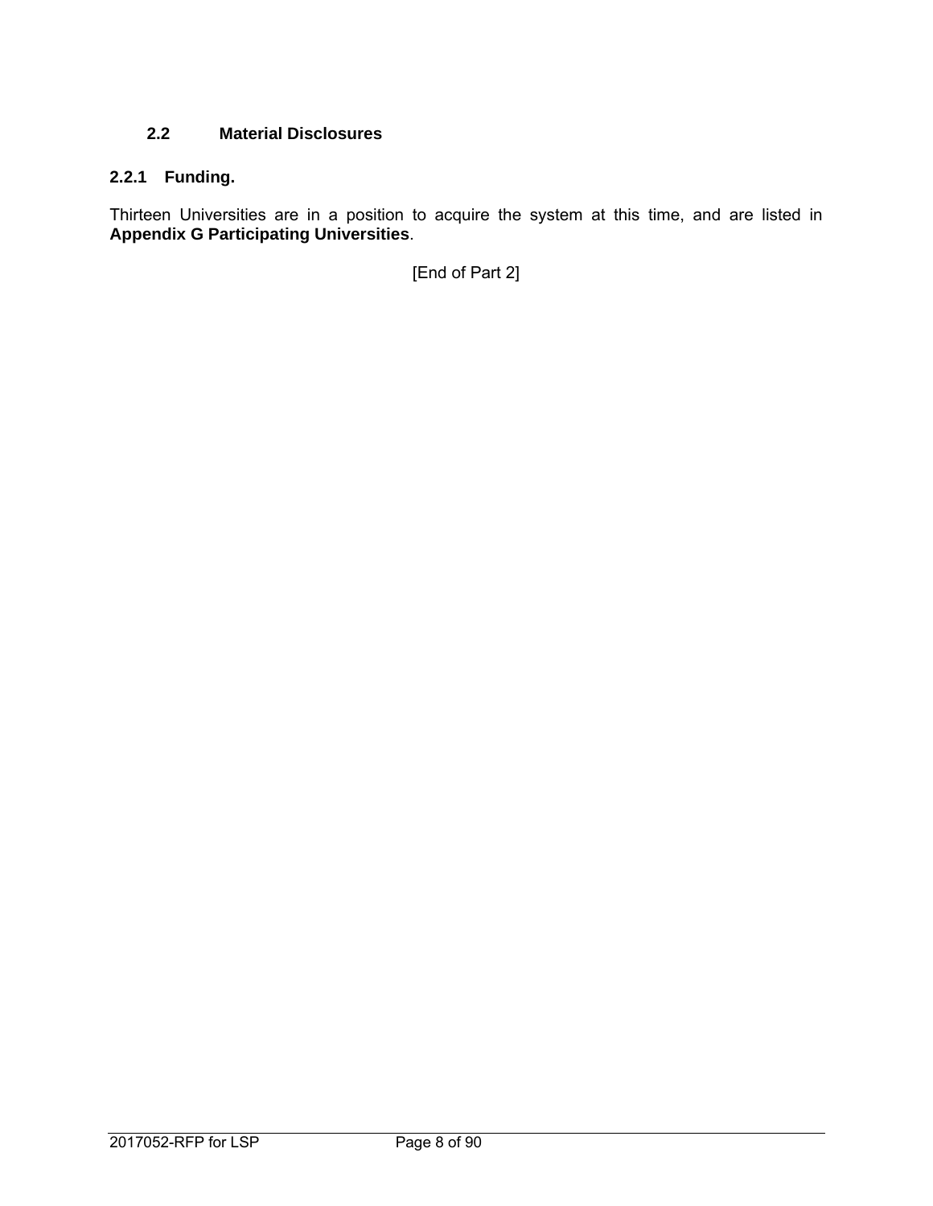## 2.2 Material Disclosures

### 2.2.1 Funding.

Thirteen Universities are in a position to acquire the system at this time, and are listed in **Appendix G Participating Universities**.

[End of Part 2]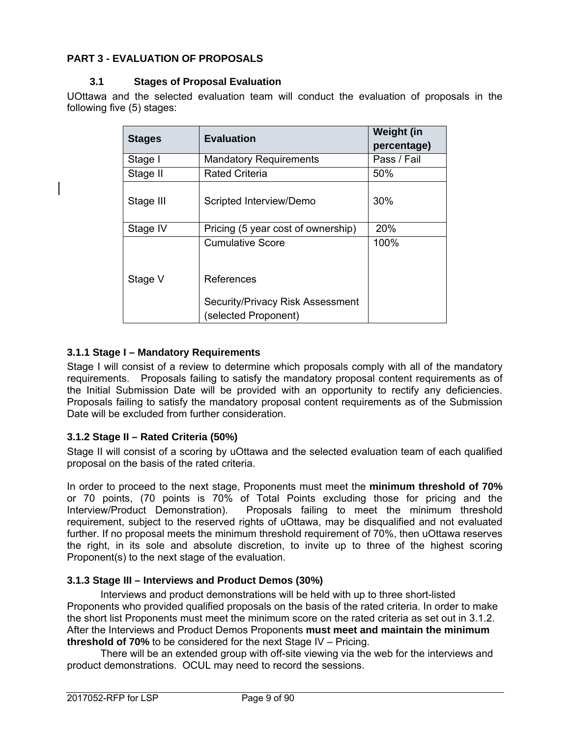## PART 3 - EVALUATION OF PROPOSALS

### 3.1 Stages of Proposal Evaluation

UOttawa and the selected evaluation team will conduct the evaluation of proposals in the following five (5) stages:

| Stages | Evaluation | Weight (in percentage) |
| --- | --- | --- |
| Stage I | Mandatory Requirements | Pass / Fail |
| Stage II | Rated Criteria | 50% |
| Stage III | Scripted Interview/Demo | 30% |
| Stage IV | Pricing (5 year cost of ownership) | 20% |
| Stage V | Cumulative Score<br><br>References<br><br>Security/Privacy Risk Assessment (selected Proponent) | 100% |

#### 3.1.1 Stage I – Mandatory Requirements

Stage I will consist of a review to determine which proposals comply with all of the mandatory requirements. Proposals failing to satisfy the mandatory proposal content requirements as of the Initial Submission Date will be provided with an opportunity to rectify any deficiencies. Proposals failing to satisfy the mandatory proposal content requirements as of the Submission Date will be excluded from further consideration.

#### 3.1.2 Stage II – Rated Criteria (50%)

Stage II will consist of a scoring by uOttawa and the selected evaluation team of each qualified proposal on the basis of the rated criteria.

In order to proceed to the next stage, Proponents must meet the **minimum threshold of 70%** or 70 points, (70 points is 70% of Total Points excluding those for pricing and the Interview/Product Demonstration). Proposals failing to meet the minimum threshold requirement, subject to the reserved rights of uOttawa, may be disqualified and not evaluated further. If no proposal meets the minimum threshold requirement of 70%, then uOttawa reserves the right, in its sole and absolute discretion, to invite up to three of the highest scoring Proponent(s) to the next stage of the evaluation.

#### 3.1.3 Stage III – Interviews and Product Demos (30%)

Interviews and product demonstrations will be held with up to three short-listed Proponents who provided qualified proposals on the basis of the rated criteria. In order to make the short list Proponents must meet the minimum score on the rated criteria as set out in 3.1.2. After the Interviews and Product Demos Proponents **must meet and maintain the minimum threshold of 70%** to be considered for the next Stage IV – Pricing.

There will be an extended group with off-site viewing via the web for the interviews and product demonstrations. OCUL may need to record the sessions.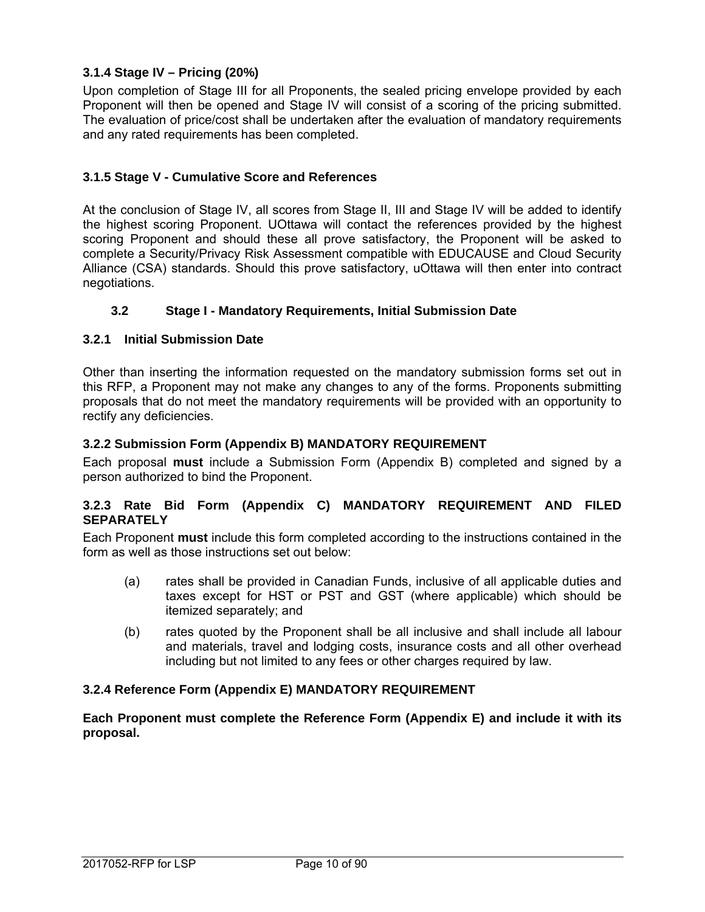### 3.1.4 Stage IV – Pricing (20%)

Upon completion of Stage III for all Proponents, the sealed pricing envelope provided by each Proponent will then be opened and Stage IV will consist of a scoring of the pricing submitted. The evaluation of price/cost shall be undertaken after the evaluation of mandatory requirements and any rated requirements has been completed.

### 3.1.5 Stage V - Cumulative Score and References

At the conclusion of Stage IV, all scores from Stage II, III and Stage IV will be added to identify the highest scoring Proponent. UOttawa will contact the references provided by the highest scoring Proponent and should these all prove satisfactory, the Proponent will be asked to complete a Security/Privacy Risk Assessment compatible with EDUCAUSE and Cloud Security Alliance (CSA) standards. Should this prove satisfactory, uOttawa will then enter into contract negotiations.

## 3.2 Stage I - Mandatory Requirements, Initial Submission Date

### 3.2.1 Initial Submission Date

Other than inserting the information requested on the mandatory submission forms set out in this RFP, a Proponent may not make any changes to any of the forms. Proponents submitting proposals that do not meet the mandatory requirements will be provided with an opportunity to rectify any deficiencies.

### 3.2.2 Submission Form (Appendix B) MANDATORY REQUIREMENT

Each proposal **must** include a Submission Form (Appendix B) completed and signed by a person authorized to bind the Proponent.

### 3.2.3 Rate Bid Form (Appendix C) MANDATORY REQUIREMENT AND FILED SEPARATELY

Each Proponent **must** include this form completed according to the instructions contained in the form as well as those instructions set out below:

(a) rates shall be provided in Canadian Funds, inclusive of all applicable duties and taxes except for HST or PST and GST (where applicable) which should be itemized separately; and

(b) rates quoted by the Proponent shall be all inclusive and shall include all labour and materials, travel and lodging costs, insurance costs and all other overhead including but not limited to any fees or other charges required by law.

### 3.2.4 Reference Form (Appendix E) MANDATORY REQUIREMENT

**Each Proponent must complete the Reference Form (Appendix E) and include it with its proposal.**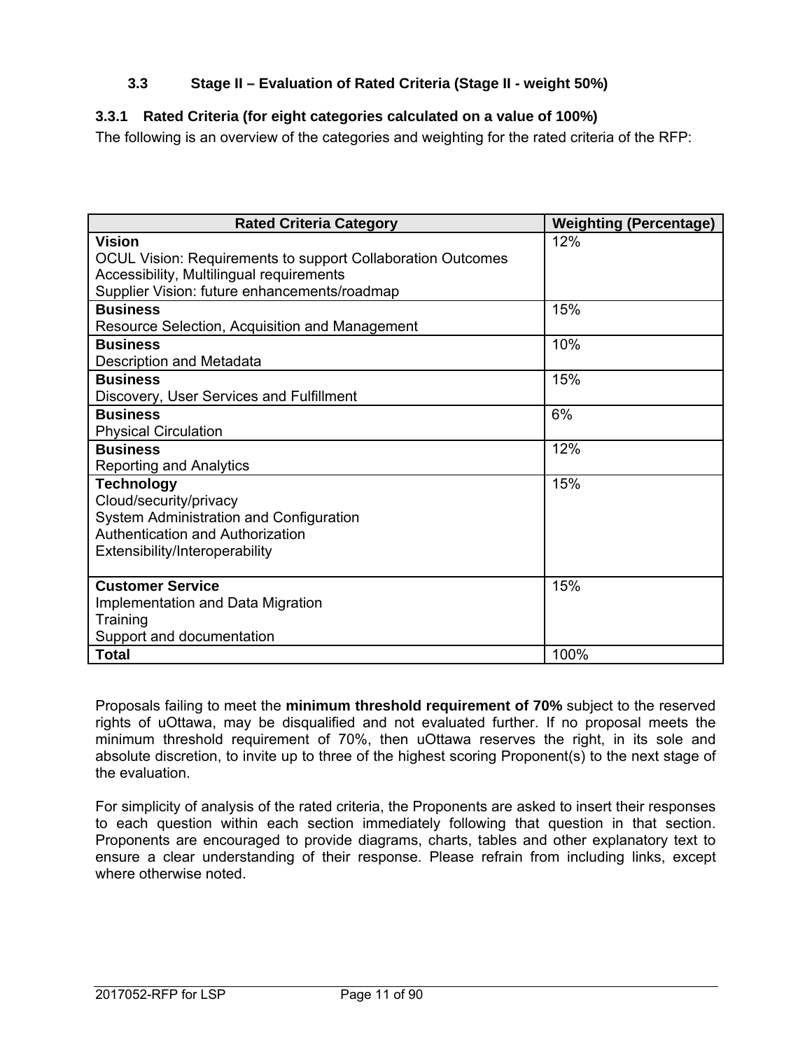### 3.3 Stage II – Evaluation of Rated Criteria (Stage II - weight 50%)

#### 3.3.1 Rated Criteria (for eight categories calculated on a value of 100%)

The following is an overview of the categories and weighting for the rated criteria of the RFP:

| Rated Criteria Category | Weighting (Percentage) |
|---|---|
| **Vision**<br>OCUL Vision: Requirements to support Collaboration Outcomes<br>Accessibility, Multilingual requirements<br>Supplier Vision: future enhancements/roadmap | 12% |
| **Business**<br>Resource Selection, Acquisition and Management | 15% |
| **Business**<br>Description and Metadata | 10% |
| **Business**<br>Discovery, User Services and Fulfillment | 15% |
| **Business**<br>Physical Circulation | 6% |
| **Business**<br>Reporting and Analytics | 12% |
| **Technology**<br>Cloud/security/privacy<br>System Administration and Configuration<br>Authentication and Authorization<br>Extensibility/Interoperability | 15% |
| **Customer Service**<br>Implementation and Data Migration<br>Training<br>Support and documentation | 15% |
| **Total** | 100% |

Proposals failing to meet the **minimum threshold requirement of 70%** subject to the reserved rights of uOttawa, may be disqualified and not evaluated further. If no proposal meets the minimum threshold requirement of 70%, then uOttawa reserves the right, in its sole and absolute discretion, to invite up to three of the highest scoring Proponent(s) to the next stage of the evaluation.

For simplicity of analysis of the rated criteria, the Proponents are asked to insert their responses to each question within each section immediately following that question in that section. Proponents are encouraged to provide diagrams, charts, tables and other explanatory text to ensure a clear understanding of their response. Please refrain from including links, except where otherwise noted.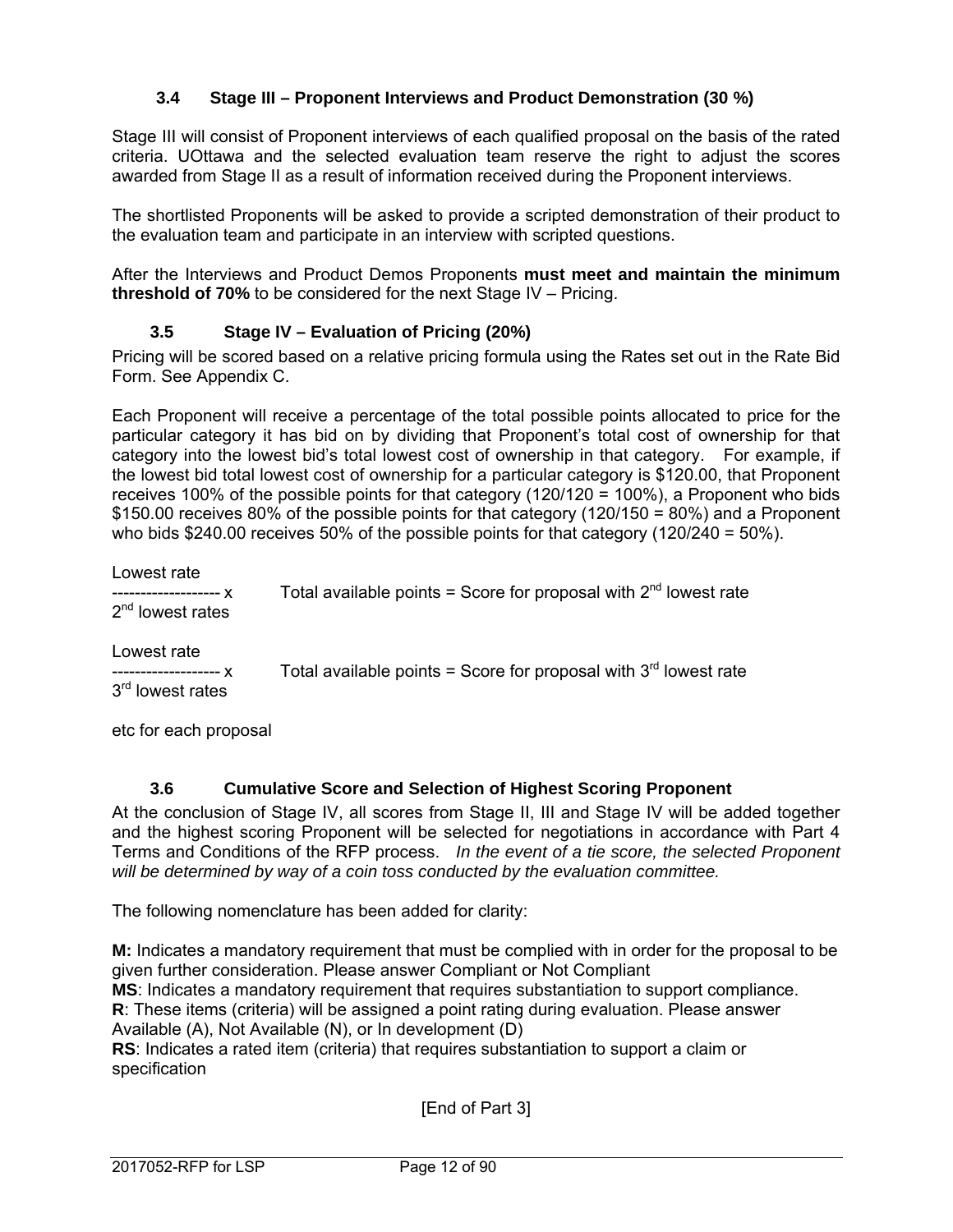### 3.4 Stage III – Proponent Interviews and Product Demonstration (30 %)

Stage III will consist of Proponent interviews of each qualified proposal on the basis of the rated criteria. UOttawa and the selected evaluation team reserve the right to adjust the scores awarded from Stage II as a result of information received during the Proponent interviews.

The shortlisted Proponents will be asked to provide a scripted demonstration of their product to the evaluation team and participate in an interview with scripted questions.

After the Interviews and Product Demos Proponents **must meet and maintain the minimum threshold of 70%** to be considered for the next Stage IV – Pricing.

### 3.5 Stage IV – Evaluation of Pricing (20%)

Pricing will be scored based on a relative pricing formula using the Rates set out in the Rate Bid Form. See Appendix C.

Each Proponent will receive a percentage of the total possible points allocated to price for the particular category it has bid on by dividing that Proponent's total cost of ownership for that category into the lowest bid's total lowest cost of ownership in that category. For example, if the lowest bid total lowest cost of ownership for a particular category is $120.00, that Proponent receives 100% of the possible points for that category (120/120 = 100%), a Proponent who bids $150.00 receives 80% of the possible points for that category (120/150 = 80%) and a Proponent who bids $240.00 receives 50% of the possible points for that category (120/240 = 50%).

$$\frac{\text{Lowest rate}}{2^{nd}\text{ lowest rates}} \times \text{Total available points} = \text{Score for proposal with } 2^{nd} \text{ lowest rate}$$

$$\frac{\text{Lowest rate}}{3^{rd}\text{ lowest rates}} \times \text{Total available points} = \text{Score for proposal with } 3^{rd} \text{ lowest rate}$$

etc for each proposal

### 3.6 Cumulative Score and Selection of Highest Scoring Proponent

At the conclusion of Stage IV, all scores from Stage II, III and Stage IV will be added together and the highest scoring Proponent will be selected for negotiations in accordance with Part 4 Terms and Conditions of the RFP process. *In the event of a tie score, the selected Proponent will be determined by way of a coin toss conducted by the evaluation committee.*

The following nomenclature has been added for clarity:

**M:** Indicates a mandatory requirement that must be complied with in order for the proposal to be given further consideration. Please answer Compliant or Not Compliant
**MS**: Indicates a mandatory requirement that requires substantiation to support compliance.
**R**: These items (criteria) will be assigned a point rating during evaluation. Please answer Available (A), Not Available (N), or In development (D)
**RS**: Indicates a rated item (criteria) that requires substantiation to support a claim or specification

[End of Part 3]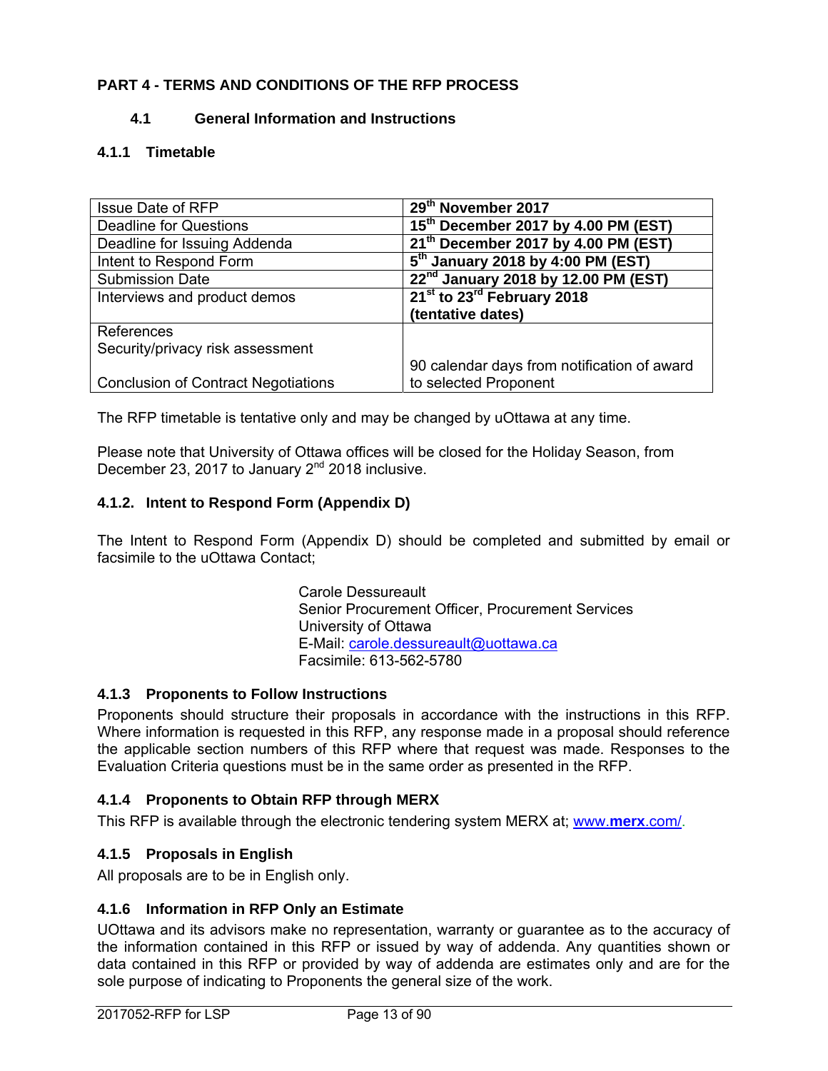## PART 4 - TERMS AND CONDITIONS OF THE RFP PROCESS

### 4.1 General Information and Instructions

#### 4.1.1 Timetable

| | |
|---|---|
| Issue Date of RFP | **29th November 2017** |
| Deadline for Questions | **15th December 2017 by 4.00 PM (EST)** |
| Deadline for Issuing Addenda | **21th December 2017 by 4.00 PM (EST)** |
| Intent to Respond Form | **5th January 2018 by 4:00 PM (EST)** |
| Submission Date | **22nd January 2018 by 12.00 PM (EST)** |
| Interviews and product demos | **21st to 23rd February 2018 (tentative dates)** |
| References<br>Security/privacy risk assessment<br>Conclusion of Contract Negotiations | 90 calendar days from notification of award to selected Proponent |

The RFP timetable is tentative only and may be changed by uOttawa at any time.

Please note that University of Ottawa offices will be closed for the Holiday Season, from December 23, 2017 to January 2nd 2018 inclusive.

#### 4.1.2. Intent to Respond Form (Appendix D)

The Intent to Respond Form (Appendix D) should be completed and submitted by email or facsimile to the uOttawa Contact;

Carole Dessureault
Senior Procurement Officer, Procurement Services
University of Ottawa
E-Mail: carole.dessureault@uottawa.ca
Facsimile: 613-562-5780

#### 4.1.3 Proponents to Follow Instructions

Proponents should structure their proposals in accordance with the instructions in this RFP. Where information is requested in this RFP, any response made in a proposal should reference the applicable section numbers of this RFP where that request was made. Responses to the Evaluation Criteria questions must be in the same order as presented in the RFP.

#### 4.1.4 Proponents to Obtain RFP through MERX

This RFP is available through the electronic tendering system MERX at; www.**merx**.com/.

#### 4.1.5 Proposals in English

All proposals are to be in English only.

#### 4.1.6 Information in RFP Only an Estimate

UOttawa and its advisors make no representation, warranty or guarantee as to the accuracy of the information contained in this RFP or issued by way of addenda. Any quantities shown or data contained in this RFP or provided by way of addenda are estimates only and are for the sole purpose of indicating to Proponents the general size of the work.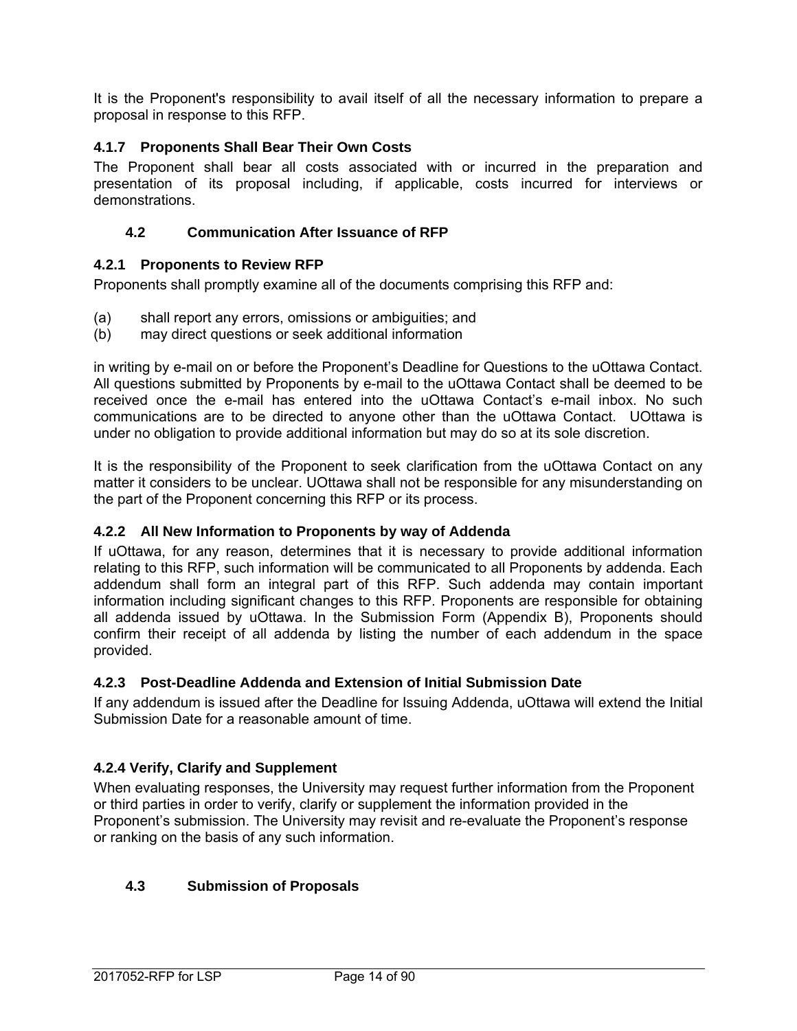It is the Proponent's responsibility to avail itself of all the necessary information to prepare a proposal in response to this RFP.

#### 4.1.7 Proponents Shall Bear Their Own Costs

The Proponent shall bear all costs associated with or incurred in the preparation and presentation of its proposal including, if applicable, costs incurred for interviews or demonstrations.

### 4.2 Communication After Issuance of RFP

#### 4.2.1 Proponents to Review RFP

Proponents shall promptly examine all of the documents comprising this RFP and:

(a) shall report any errors, omissions or ambiguities; and
(b) may direct questions or seek additional information

in writing by e-mail on or before the Proponent's Deadline for Questions to the uOttawa Contact. All questions submitted by Proponents by e-mail to the uOttawa Contact shall be deemed to be received once the e-mail has entered into the uOttawa Contact's e-mail inbox. No such communications are to be directed to anyone other than the uOttawa Contact. UOttawa is under no obligation to provide additional information but may do so at its sole discretion.

It is the responsibility of the Proponent to seek clarification from the uOttawa Contact on any matter it considers to be unclear. UOttawa shall not be responsible for any misunderstanding on the part of the Proponent concerning this RFP or its process.

#### 4.2.2 All New Information to Proponents by way of Addenda

If uOttawa, for any reason, determines that it is necessary to provide additional information relating to this RFP, such information will be communicated to all Proponents by addenda. Each addendum shall form an integral part of this RFP. Such addenda may contain important information including significant changes to this RFP. Proponents are responsible for obtaining all addenda issued by uOttawa. In the Submission Form (Appendix B), Proponents should confirm their receipt of all addenda by listing the number of each addendum in the space provided.

#### 4.2.3 Post-Deadline Addenda and Extension of Initial Submission Date

If any addendum is issued after the Deadline for Issuing Addenda, uOttawa will extend the Initial Submission Date for a reasonable amount of time.

#### 4.2.4 Verify, Clarify and Supplement

When evaluating responses, the University may request further information from the Proponent or third parties in order to verify, clarify or supplement the information provided in the Proponent's submission. The University may revisit and re-evaluate the Proponent's response or ranking on the basis of any such information.

### 4.3 Submission of Proposals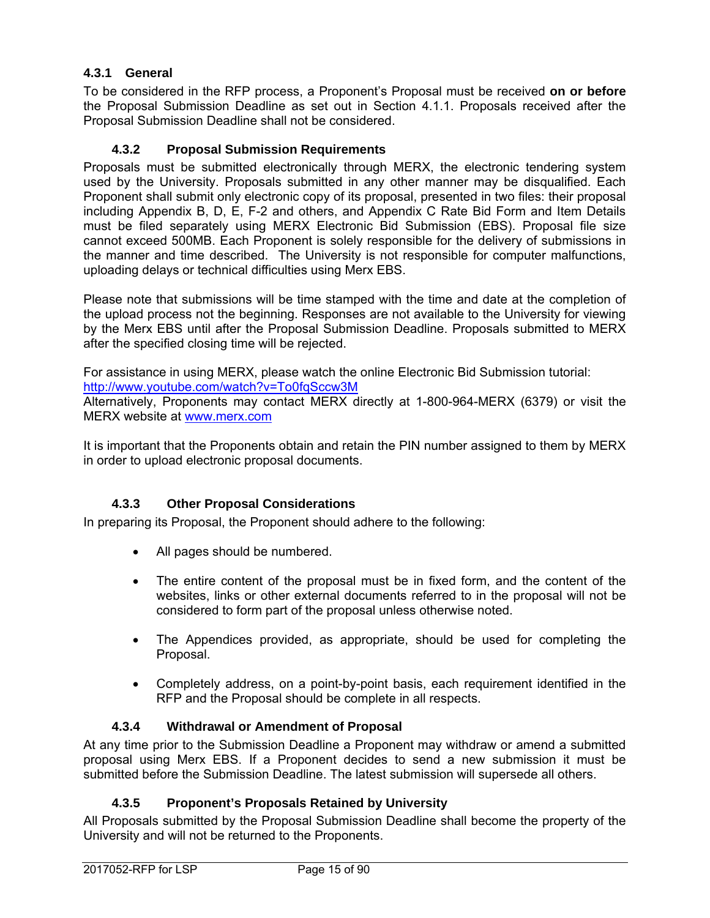#### 4.3.1 General

To be considered in the RFP process, a Proponent's Proposal must be received **on or before** the Proposal Submission Deadline as set out in Section 4.1.1. Proposals received after the Proposal Submission Deadline shall not be considered.

#### 4.3.2 Proposal Submission Requirements

Proposals must be submitted electronically through MERX, the electronic tendering system used by the University. Proposals submitted in any other manner may be disqualified. Each Proponent shall submit only electronic copy of its proposal, presented in two files: their proposal including Appendix B, D, E, F-2 and others, and Appendix C Rate Bid Form and Item Details must be filed separately using MERX Electronic Bid Submission (EBS). Proposal file size cannot exceed 500MB. Each Proponent is solely responsible for the delivery of submissions in the manner and time described. The University is not responsible for computer malfunctions, uploading delays or technical difficulties using Merx EBS.

Please note that submissions will be time stamped with the time and date at the completion of the upload process not the beginning. Responses are not available to the University for viewing by the Merx EBS until after the Proposal Submission Deadline. Proposals submitted to MERX after the specified closing time will be rejected.

For assistance in using MERX, please watch the online Electronic Bid Submission tutorial: [http://www.youtube.com/watch?v=To0fqSccw3M](http://www.youtube.com/watch?v=To0fqSccw3M)
Alternatively, Proponents may contact MERX directly at 1-800-964-MERX (6379) or visit the MERX website at [www.merx.com](www.merx.com)

It is important that the Proponents obtain and retain the PIN number assigned to them by MERX in order to upload electronic proposal documents.

#### 4.3.3 Other Proposal Considerations

In preparing its Proposal, the Proponent should adhere to the following:

- All pages should be numbered.
- The entire content of the proposal must be in fixed form, and the content of the websites, links or other external documents referred to in the proposal will not be considered to form part of the proposal unless otherwise noted.
- The Appendices provided, as appropriate, should be used for completing the Proposal.
- Completely address, on a point-by-point basis, each requirement identified in the RFP and the Proposal should be complete in all respects.

#### 4.3.4 Withdrawal or Amendment of Proposal

At any time prior to the Submission Deadline a Proponent may withdraw or amend a submitted proposal using Merx EBS. If a Proponent decides to send a new submission it must be submitted before the Submission Deadline. The latest submission will supersede all others.

#### 4.3.5 Proponent's Proposals Retained by University

All Proposals submitted by the Proposal Submission Deadline shall become the property of the University and will not be returned to the Proponents.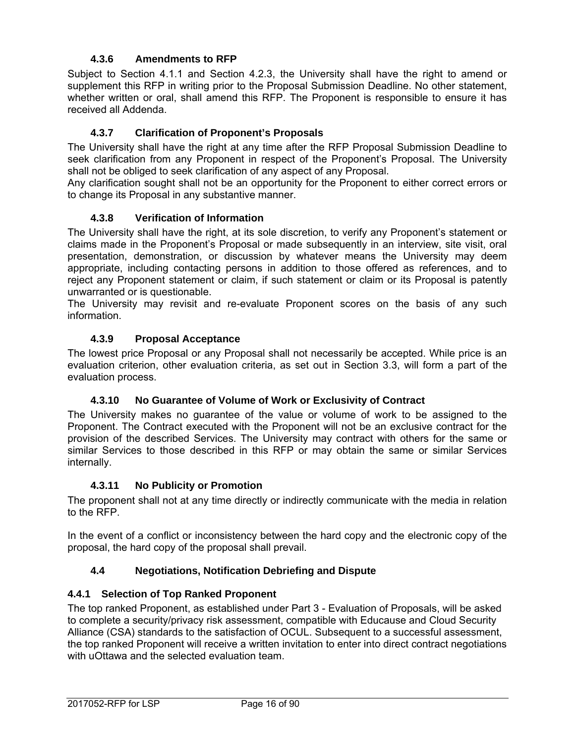#### 4.3.6 Amendments to RFP

Subject to Section 4.1.1 and Section 4.2.3, the University shall have the right to amend or supplement this RFP in writing prior to the Proposal Submission Deadline. No other statement, whether written or oral, shall amend this RFP. The Proponent is responsible to ensure it has received all Addenda.

#### 4.3.7 Clarification of Proponent's Proposals

The University shall have the right at any time after the RFP Proposal Submission Deadline to seek clarification from any Proponent in respect of the Proponent's Proposal. The University shall not be obliged to seek clarification of any aspect of any Proposal.

Any clarification sought shall not be an opportunity for the Proponent to either correct errors or to change its Proposal in any substantive manner.

#### 4.3.8 Verification of Information

The University shall have the right, at its sole discretion, to verify any Proponent's statement or claims made in the Proponent's Proposal or made subsequently in an interview, site visit, oral presentation, demonstration, or discussion by whatever means the University may deem appropriate, including contacting persons in addition to those offered as references, and to reject any Proponent statement or claim, if such statement or claim or its Proposal is patently unwarranted or is questionable.

The University may revisit and re-evaluate Proponent scores on the basis of any such information.

#### 4.3.9 Proposal Acceptance

The lowest price Proposal or any Proposal shall not necessarily be accepted. While price is an evaluation criterion, other evaluation criteria, as set out in Section 3.3, will form a part of the evaluation process.

#### 4.3.10 No Guarantee of Volume of Work or Exclusivity of Contract

The University makes no guarantee of the value or volume of work to be assigned to the Proponent. The Contract executed with the Proponent will not be an exclusive contract for the provision of the described Services. The University may contract with others for the same or similar Services to those described in this RFP or may obtain the same or similar Services internally.

#### 4.3.11 No Publicity or Promotion

The proponent shall not at any time directly or indirectly communicate with the media in relation to the RFP.

In the event of a conflict or inconsistency between the hard copy and the electronic copy of the proposal, the hard copy of the proposal shall prevail.

### 4.4 Negotiations, Notification Debriefing and Dispute

#### 4.4.1 Selection of Top Ranked Proponent

The top ranked Proponent, as established under Part 3 - Evaluation of Proposals, will be asked to complete a security/privacy risk assessment, compatible with Educause and Cloud Security Alliance (CSA) standards to the satisfaction of OCUL. Subsequent to a successful assessment, the top ranked Proponent will receive a written invitation to enter into direct contract negotiations with uOttawa and the selected evaluation team.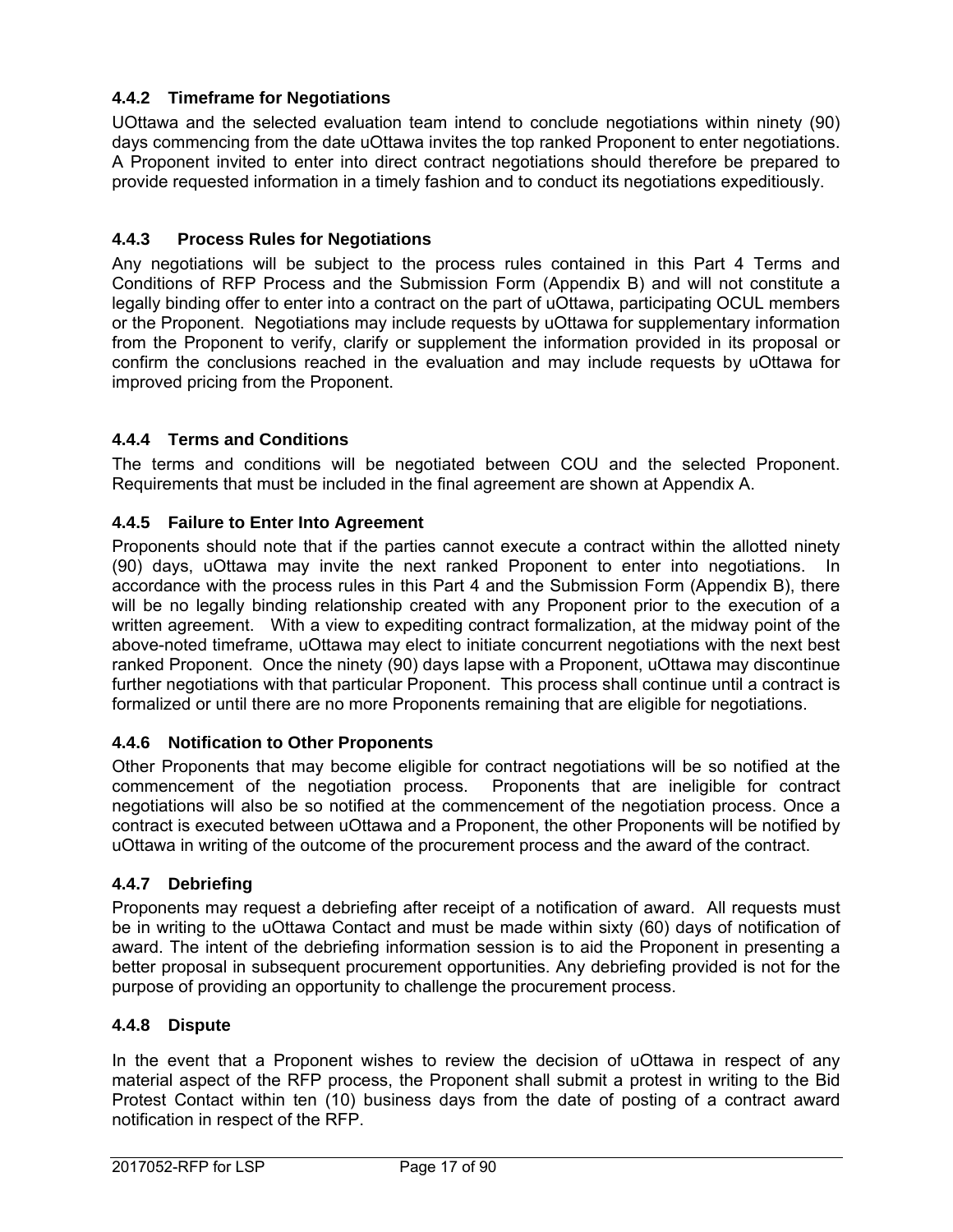### 4.4.2 Timeframe for Negotiations

UOttawa and the selected evaluation team intend to conclude negotiations within ninety (90) days commencing from the date uOttawa invites the top ranked Proponent to enter negotiations. A Proponent invited to enter into direct contract negotiations should therefore be prepared to provide requested information in a timely fashion and to conduct its negotiations expeditiously.

### 4.4.3 Process Rules for Negotiations

Any negotiations will be subject to the process rules contained in this Part 4 Terms and Conditions of RFP Process and the Submission Form (Appendix B) and will not constitute a legally binding offer to enter into a contract on the part of uOttawa, participating OCUL members or the Proponent. Negotiations may include requests by uOttawa for supplementary information from the Proponent to verify, clarify or supplement the information provided in its proposal or confirm the conclusions reached in the evaluation and may include requests by uOttawa for improved pricing from the Proponent.

### 4.4.4 Terms and Conditions

The terms and conditions will be negotiated between COU and the selected Proponent. Requirements that must be included in the final agreement are shown at Appendix A.

### 4.4.5 Failure to Enter Into Agreement

Proponents should note that if the parties cannot execute a contract within the allotted ninety (90) days, uOttawa may invite the next ranked Proponent to enter into negotiations. In accordance with the process rules in this Part 4 and the Submission Form (Appendix B), there will be no legally binding relationship created with any Proponent prior to the execution of a written agreement. With a view to expediting contract formalization, at the midway point of the above-noted timeframe, uOttawa may elect to initiate concurrent negotiations with the next best ranked Proponent. Once the ninety (90) days lapse with a Proponent, uOttawa may discontinue further negotiations with that particular Proponent. This process shall continue until a contract is formalized or until there are no more Proponents remaining that are eligible for negotiations.

### 4.4.6 Notification to Other Proponents

Other Proponents that may become eligible for contract negotiations will be so notified at the commencement of the negotiation process. Proponents that are ineligible for contract negotiations will also be so notified at the commencement of the negotiation process. Once a contract is executed between uOttawa and a Proponent, the other Proponents will be notified by uOttawa in writing of the outcome of the procurement process and the award of the contract.

### 4.4.7 Debriefing

Proponents may request a debriefing after receipt of a notification of award. All requests must be in writing to the uOttawa Contact and must be made within sixty (60) days of notification of award. The intent of the debriefing information session is to aid the Proponent in presenting a better proposal in subsequent procurement opportunities. Any debriefing provided is not for the purpose of providing an opportunity to challenge the procurement process.

### 4.4.8 Dispute

In the event that a Proponent wishes to review the decision of uOttawa in respect of any material aspect of the RFP process, the Proponent shall submit a protest in writing to the Bid Protest Contact within ten (10) business days from the date of posting of a contract award notification in respect of the RFP.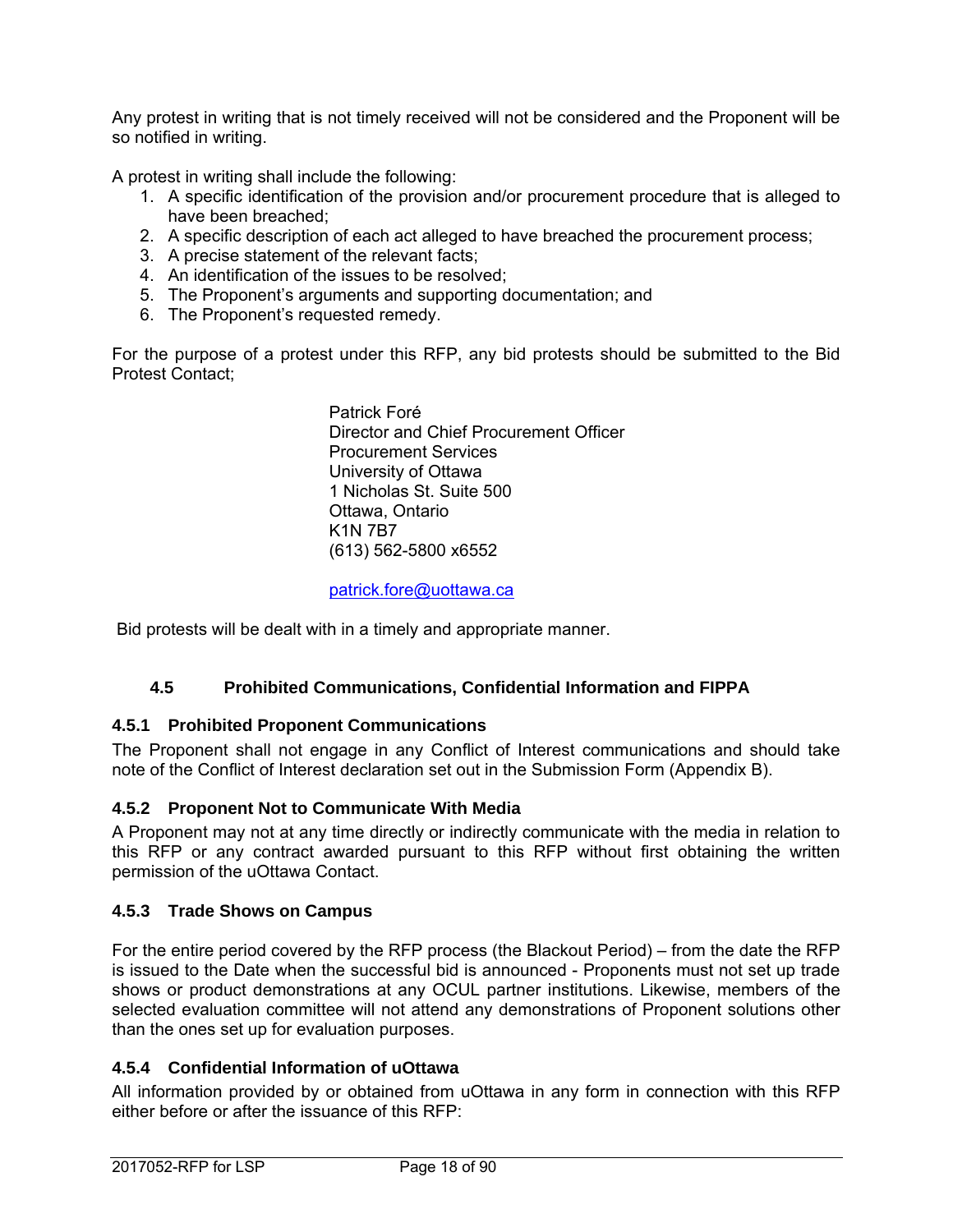Any protest in writing that is not timely received will not be considered and the Proponent will be so notified in writing.

A protest in writing shall include the following:

1. A specific identification of the provision and/or procurement procedure that is alleged to have been breached;
2. A specific description of each act alleged to have breached the procurement process;
3. A precise statement of the relevant facts;
4. An identification of the issues to be resolved;
5. The Proponent's arguments and supporting documentation; and
6. The Proponent's requested remedy.

For the purpose of a protest under this RFP, any bid protests should be submitted to the Bid Protest Contact;

Patrick Foré
Director and Chief Procurement Officer
Procurement Services
University of Ottawa
1 Nicholas St. Suite 500
Ottawa, Ontario
K1N 7B7
(613) 562-5800 x6552

patrick.fore@uottawa.ca

Bid protests will be dealt with in a timely and appropriate manner.

## 4.5 Prohibited Communications, Confidential Information and FIPPA

### 4.5.1 Prohibited Proponent Communications

The Proponent shall not engage in any Conflict of Interest communications and should take note of the Conflict of Interest declaration set out in the Submission Form (Appendix B).

### 4.5.2 Proponent Not to Communicate With Media

A Proponent may not at any time directly or indirectly communicate with the media in relation to this RFP or any contract awarded pursuant to this RFP without first obtaining the written permission of the uOttawa Contact.

### 4.5.3 Trade Shows on Campus

For the entire period covered by the RFP process (the Blackout Period) – from the date the RFP is issued to the Date when the successful bid is announced - Proponents must not set up trade shows or product demonstrations at any OCUL partner institutions. Likewise, members of the selected evaluation committee will not attend any demonstrations of Proponent solutions other than the ones set up for evaluation purposes.

### 4.5.4 Confidential Information of uOttawa

All information provided by or obtained from uOttawa in any form in connection with this RFP either before or after the issuance of this RFP: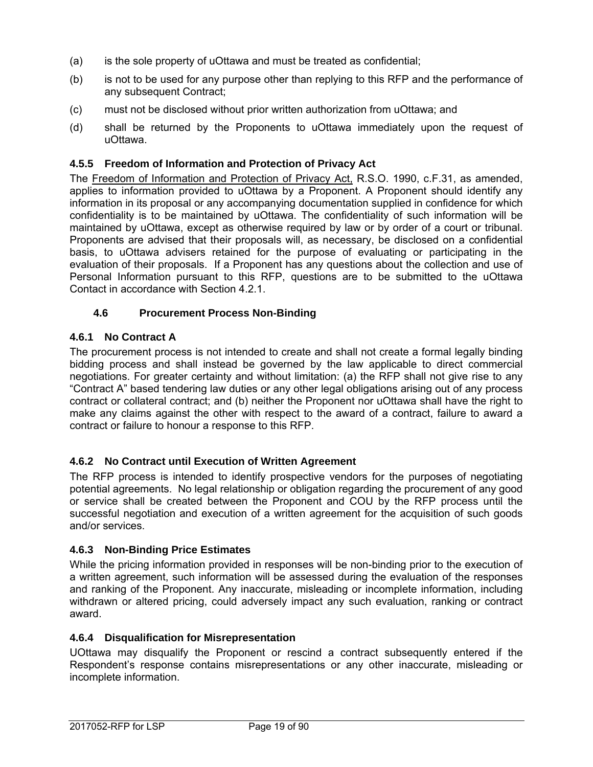(a) is the sole property of uOttawa and must be treated as confidential;

(b) is not to be used for any purpose other than replying to this RFP and the performance of any subsequent Contract;

(c) must not be disclosed without prior written authorization from uOttawa; and

(d) shall be returned by the Proponents to uOttawa immediately upon the request of uOttawa.

### 4.5.5 Freedom of Information and Protection of Privacy Act

The Freedom of Information and Protection of Privacy Act, R.S.O. 1990, c.F.31, as amended, applies to information provided to uOttawa by a Proponent. A Proponent should identify any information in its proposal or any accompanying documentation supplied in confidence for which confidentiality is to be maintained by uOttawa. The confidentiality of such information will be maintained by uOttawa, except as otherwise required by law or by order of a court or tribunal. Proponents are advised that their proposals will, as necessary, be disclosed on a confidential basis, to uOttawa advisers retained for the purpose of evaluating or participating in the evaluation of their proposals. If a Proponent has any questions about the collection and use of Personal Information pursuant to this RFP, questions are to be submitted to the uOttawa Contact in accordance with Section 4.2.1.

## 4.6 Procurement Process Non-Binding

### 4.6.1 No Contract A

The procurement process is not intended to create and shall not create a formal legally binding bidding process and shall instead be governed by the law applicable to direct commercial negotiations. For greater certainty and without limitation: (a) the RFP shall not give rise to any "Contract A" based tendering law duties or any other legal obligations arising out of any process contract or collateral contract; and (b) neither the Proponent nor uOttawa shall have the right to make any claims against the other with respect to the award of a contract, failure to award a contract or failure to honour a response to this RFP.

### 4.6.2 No Contract until Execution of Written Agreement

The RFP process is intended to identify prospective vendors for the purposes of negotiating potential agreements. No legal relationship or obligation regarding the procurement of any good or service shall be created between the Proponent and COU by the RFP process until the successful negotiation and execution of a written agreement for the acquisition of such goods and/or services.

### 4.6.3 Non-Binding Price Estimates

While the pricing information provided in responses will be non-binding prior to the execution of a written agreement, such information will be assessed during the evaluation of the responses and ranking of the Proponent. Any inaccurate, misleading or incomplete information, including withdrawn or altered pricing, could adversely impact any such evaluation, ranking or contract award.

### 4.6.4 Disqualification for Misrepresentation

UOttawa may disqualify the Proponent or rescind a contract subsequently entered if the Respondent's response contains misrepresentations or any other inaccurate, misleading or incomplete information.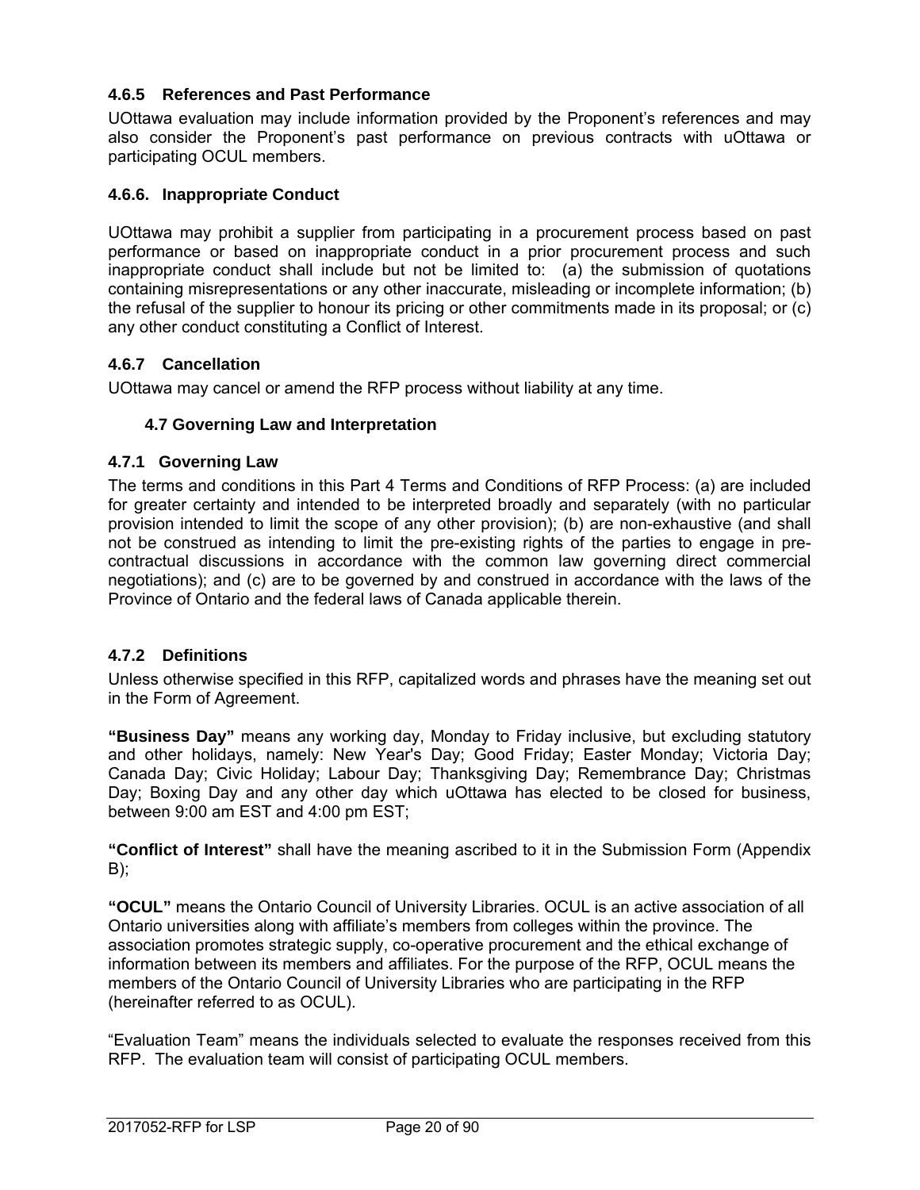#### 4.6.5 References and Past Performance

UOttawa evaluation may include information provided by the Proponent's references and may also consider the Proponent's past performance on previous contracts with uOttawa or participating OCUL members.

#### 4.6.6. Inappropriate Conduct

UOttawa may prohibit a supplier from participating in a procurement process based on past performance or based on inappropriate conduct in a prior procurement process and such inappropriate conduct shall include but not be limited to: (a) the submission of quotations containing misrepresentations or any other inaccurate, misleading or incomplete information; (b) the refusal of the supplier to honour its pricing or other commitments made in its proposal; or (c) any other conduct constituting a Conflict of Interest.

#### 4.6.7 Cancellation

UOttawa may cancel or amend the RFP process without liability at any time.

### 4.7 Governing Law and Interpretation

#### 4.7.1 Governing Law

The terms and conditions in this Part 4 Terms and Conditions of RFP Process: (a) are included for greater certainty and intended to be interpreted broadly and separately (with no particular provision intended to limit the scope of any other provision); (b) are non-exhaustive (and shall not be construed as intending to limit the pre-existing rights of the parties to engage in pre-contractual discussions in accordance with the common law governing direct commercial negotiations); and (c) are to be governed by and construed in accordance with the laws of the Province of Ontario and the federal laws of Canada applicable therein.

#### 4.7.2 Definitions

Unless otherwise specified in this RFP, capitalized words and phrases have the meaning set out in the Form of Agreement.

**"Business Day"** means any working day, Monday to Friday inclusive, but excluding statutory and other holidays, namely: New Year's Day; Good Friday; Easter Monday; Victoria Day; Canada Day; Civic Holiday; Labour Day; Thanksgiving Day; Remembrance Day; Christmas Day; Boxing Day and any other day which uOttawa has elected to be closed for business, between 9:00 am EST and 4:00 pm EST;

**"Conflict of Interest"** shall have the meaning ascribed to it in the Submission Form (Appendix B);

**"OCUL"** means the Ontario Council of University Libraries. OCUL is an active association of all Ontario universities along with affiliate's members from colleges within the province. The association promotes strategic supply, co-operative procurement and the ethical exchange of information between its members and affiliates. For the purpose of the RFP, OCUL means the members of the Ontario Council of University Libraries who are participating in the RFP (hereinafter referred to as OCUL).

"Evaluation Team" means the individuals selected to evaluate the responses received from this RFP. The evaluation team will consist of participating OCUL members.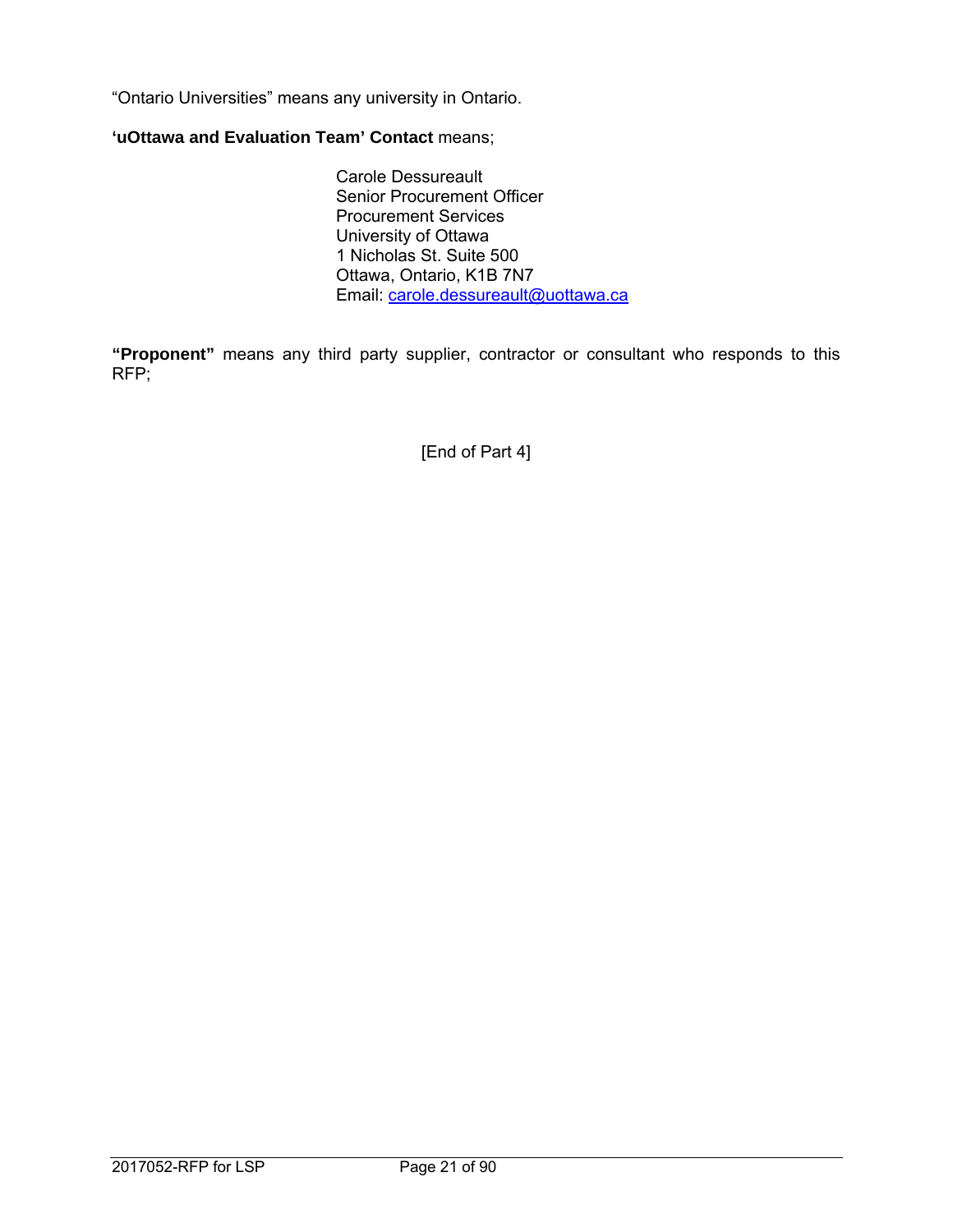"Ontario Universities" means any university in Ontario.

**'uOttawa and Evaluation Team' Contact** means;

Carole Dessureault
Senior Procurement Officer
Procurement Services
University of Ottawa
1 Nicholas St. Suite 500
Ottawa, Ontario, K1B 7N7
Email: carole.dessureault@uottawa.ca

**"Proponent"** means any third party supplier, contractor or consultant who responds to this RFP;

[End of Part 4]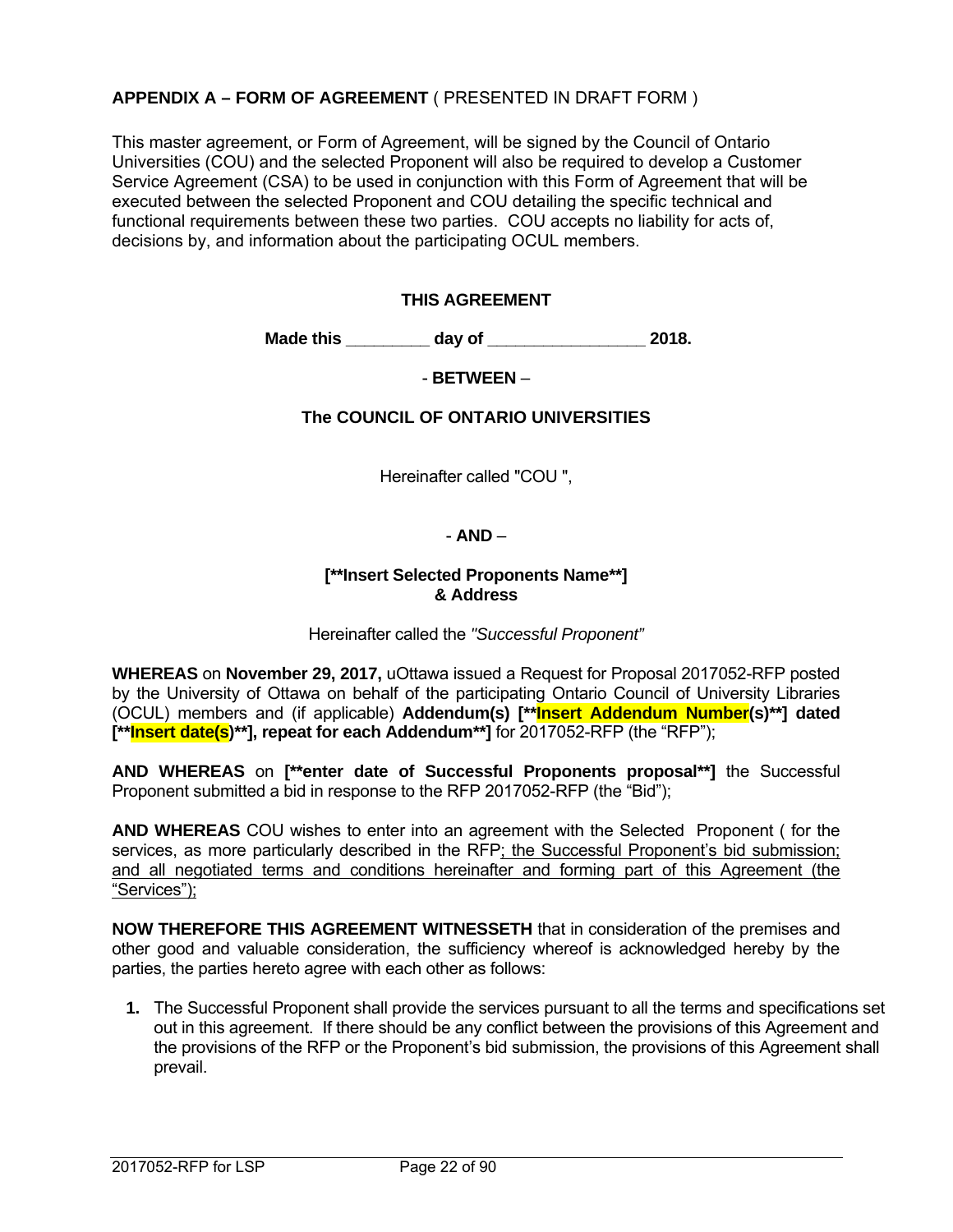**APPENDIX A – FORM OF AGREEMENT** ( PRESENTED IN DRAFT FORM )

This master agreement, or Form of Agreement, will be signed by the Council of Ontario Universities (COU) and the selected Proponent will also be required to develop a Customer Service Agreement (CSA) to be used in conjunction with this Form of Agreement that will be executed between the selected Proponent and COU detailing the specific technical and functional requirements between these two parties. COU accepts no liability for acts of, decisions by, and information about the participating OCUL members.

**THIS AGREEMENT**

**Made this _________ day of _________________ 2018.**

- **BETWEEN** –

**The COUNCIL OF ONTARIO UNIVERSITIES**

Hereinafter called "COU ",

- **AND** –

**[**Insert Selected Proponents Name**]**
**& Address**

Hereinafter called the *"Successful Proponent"*

**WHEREAS** on **November 29, 2017,** uOttawa issued a Request for Proposal 2017052-RFP posted by the University of Ottawa on behalf of the participating Ontario Council of University Libraries (OCUL) members and (if applicable) **Addendum(s) [**Insert Addendum Number(s)**] dated [**Insert date(s)**], repeat for each Addendum**]** for 2017052-RFP (the "RFP");

**AND WHEREAS** on **[**enter date of Successful Proponents proposal**]** the Successful Proponent submitted a bid in response to the RFP 2017052-RFP (the "Bid");

**AND WHEREAS** COU wishes to enter into an agreement with the Selected Proponent ( for the services, as more particularly described in the RFP; the Successful Proponent's bid submission; and all negotiated terms and conditions hereinafter and forming part of this Agreement (the "Services");

**NOW THEREFORE THIS AGREEMENT WITNESSETH** that in consideration of the premises and other good and valuable consideration, the sufficiency whereof is acknowledged hereby by the parties, the parties hereto agree with each other as follows:

1. The Successful Proponent shall provide the services pursuant to all the terms and specifications set out in this agreement. If there should be any conflict between the provisions of this Agreement and the provisions of the RFP or the Proponent's bid submission, the provisions of this Agreement shall prevail.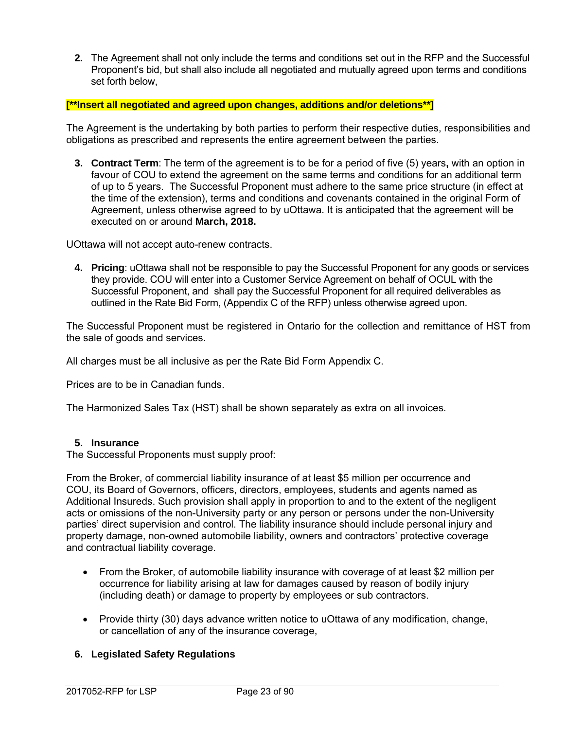2. The Agreement shall not only include the terms and conditions set out in the RFP and the Successful Proponent's bid, but shall also include all negotiated and mutually agreed upon terms and conditions set forth below,

**[**Insert all negotiated and agreed upon changes, additions and/or deletions**]**

The Agreement is the undertaking by both parties to perform their respective duties, responsibilities and obligations as prescribed and represents the entire agreement between the parties.

3. **Contract Term**: The term of the agreement is to be for a period of five (5) years**,** with an option in favour of COU to extend the agreement on the same terms and conditions for an additional term of up to 5 years. The Successful Proponent must adhere to the same price structure (in effect at the time of the extension), terms and conditions and covenants contained in the original Form of Agreement, unless otherwise agreed to by uOttawa. It is anticipated that the agreement will be executed on or around **March, 2018.**

UOttawa will not accept auto-renew contracts.

4. **Pricing**: uOttawa shall not be responsible to pay the Successful Proponent for any goods or services they provide. COU will enter into a Customer Service Agreement on behalf of OCUL with the Successful Proponent, and shall pay the Successful Proponent for all required deliverables as outlined in the Rate Bid Form, (Appendix C of the RFP) unless otherwise agreed upon.

The Successful Proponent must be registered in Ontario for the collection and remittance of HST from the sale of goods and services.

All charges must be all inclusive as per the Rate Bid Form Appendix C.

Prices are to be in Canadian funds.

The Harmonized Sales Tax (HST) shall be shown separately as extra on all invoices.

5. **Insurance**

The Successful Proponents must supply proof:

From the Broker, of commercial liability insurance of at least $5 million per occurrence and COU, its Board of Governors, officers, directors, employees, students and agents named as Additional Insureds. Such provision shall apply in proportion to and to the extent of the negligent acts or omissions of the non-University party or any person or persons under the non-University parties' direct supervision and control. The liability insurance should include personal injury and property damage, non-owned automobile liability, owners and contractors' protective coverage and contractual liability coverage.

- From the Broker, of automobile liability insurance with coverage of at least $2 million per occurrence for liability arising at law for damages caused by reason of bodily injury (including death) or damage to property by employees or sub contractors.
- Provide thirty (30) days advance written notice to uOttawa of any modification, change, or cancellation of any of the insurance coverage,

6. **Legislated Safety Regulations**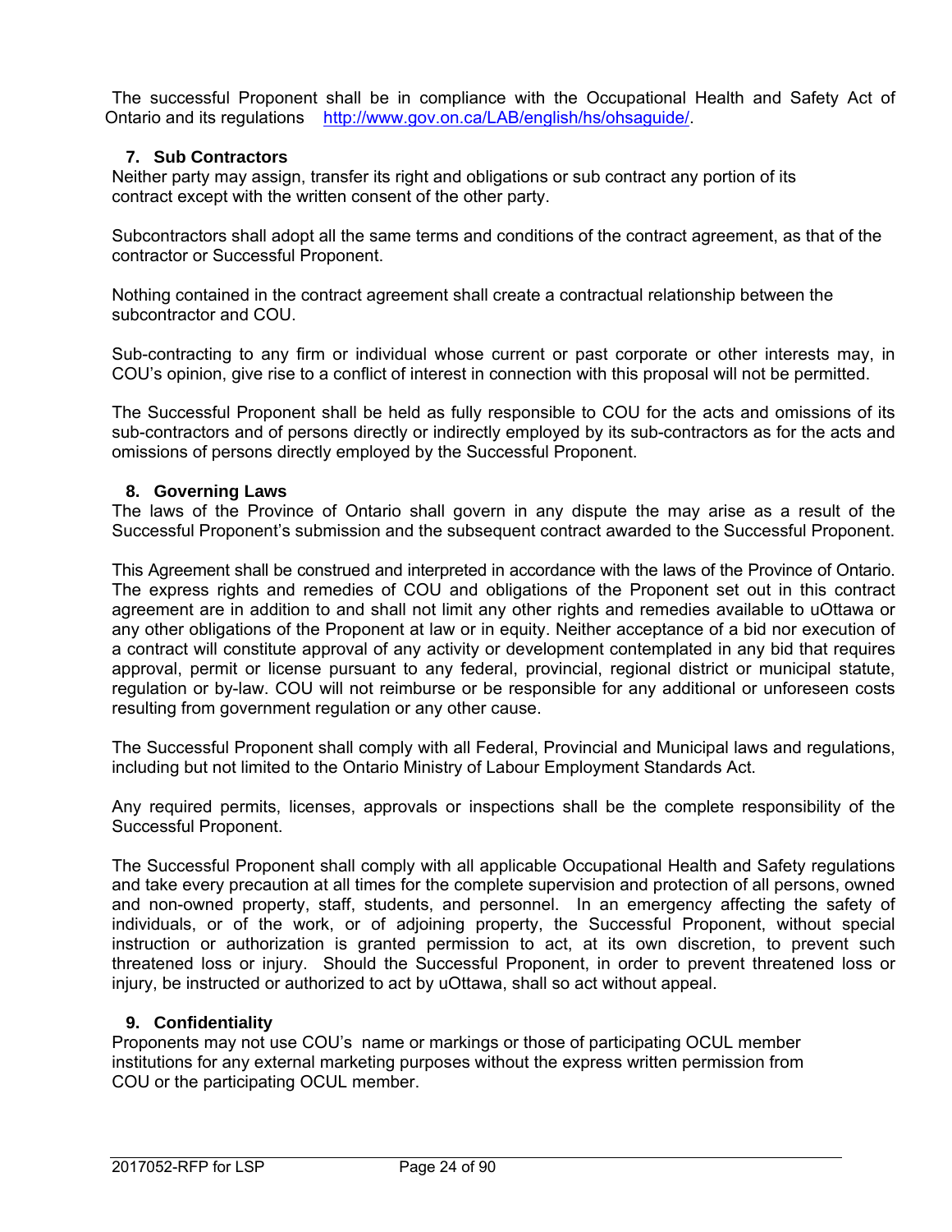The successful Proponent shall be in compliance with the Occupational Health and Safety Act of Ontario and its regulations http://www.gov.on.ca/LAB/english/hs/ohsaguide/.

### 7. Sub Contractors

Neither party may assign, transfer its right and obligations or sub contract any portion of its contract except with the written consent of the other party.

Subcontractors shall adopt all the same terms and conditions of the contract agreement, as that of the contractor or Successful Proponent.

Nothing contained in the contract agreement shall create a contractual relationship between the subcontractor and COU.

Sub-contracting to any firm or individual whose current or past corporate or other interests may, in COU's opinion, give rise to a conflict of interest in connection with this proposal will not be permitted.

The Successful Proponent shall be held as fully responsible to COU for the acts and omissions of its sub-contractors and of persons directly or indirectly employed by its sub-contractors as for the acts and omissions of persons directly employed by the Successful Proponent.

### 8. Governing Laws

The laws of the Province of Ontario shall govern in any dispute the may arise as a result of the Successful Proponent's submission and the subsequent contract awarded to the Successful Proponent.

This Agreement shall be construed and interpreted in accordance with the laws of the Province of Ontario. The express rights and remedies of COU and obligations of the Proponent set out in this contract agreement are in addition to and shall not limit any other rights and remedies available to uOttawa or any other obligations of the Proponent at law or in equity. Neither acceptance of a bid nor execution of a contract will constitute approval of any activity or development contemplated in any bid that requires approval, permit or license pursuant to any federal, provincial, regional district or municipal statute, regulation or by-law. COU will not reimburse or be responsible for any additional or unforeseen costs resulting from government regulation or any other cause.

The Successful Proponent shall comply with all Federal, Provincial and Municipal laws and regulations, including but not limited to the Ontario Ministry of Labour Employment Standards Act.

Any required permits, licenses, approvals or inspections shall be the complete responsibility of the Successful Proponent.

The Successful Proponent shall comply with all applicable Occupational Health and Safety regulations and take every precaution at all times for the complete supervision and protection of all persons, owned and non-owned property, staff, students, and personnel. In an emergency affecting the safety of individuals, or of the work, or of adjoining property, the Successful Proponent, without special instruction or authorization is granted permission to act, at its own discretion, to prevent such threatened loss or injury. Should the Successful Proponent, in order to prevent threatened loss or injury, be instructed or authorized to act by uOttawa, shall so act without appeal.

### 9. Confidentiality

Proponents may not use COU's name or markings or those of participating OCUL member institutions for any external marketing purposes without the express written permission from COU or the participating OCUL member.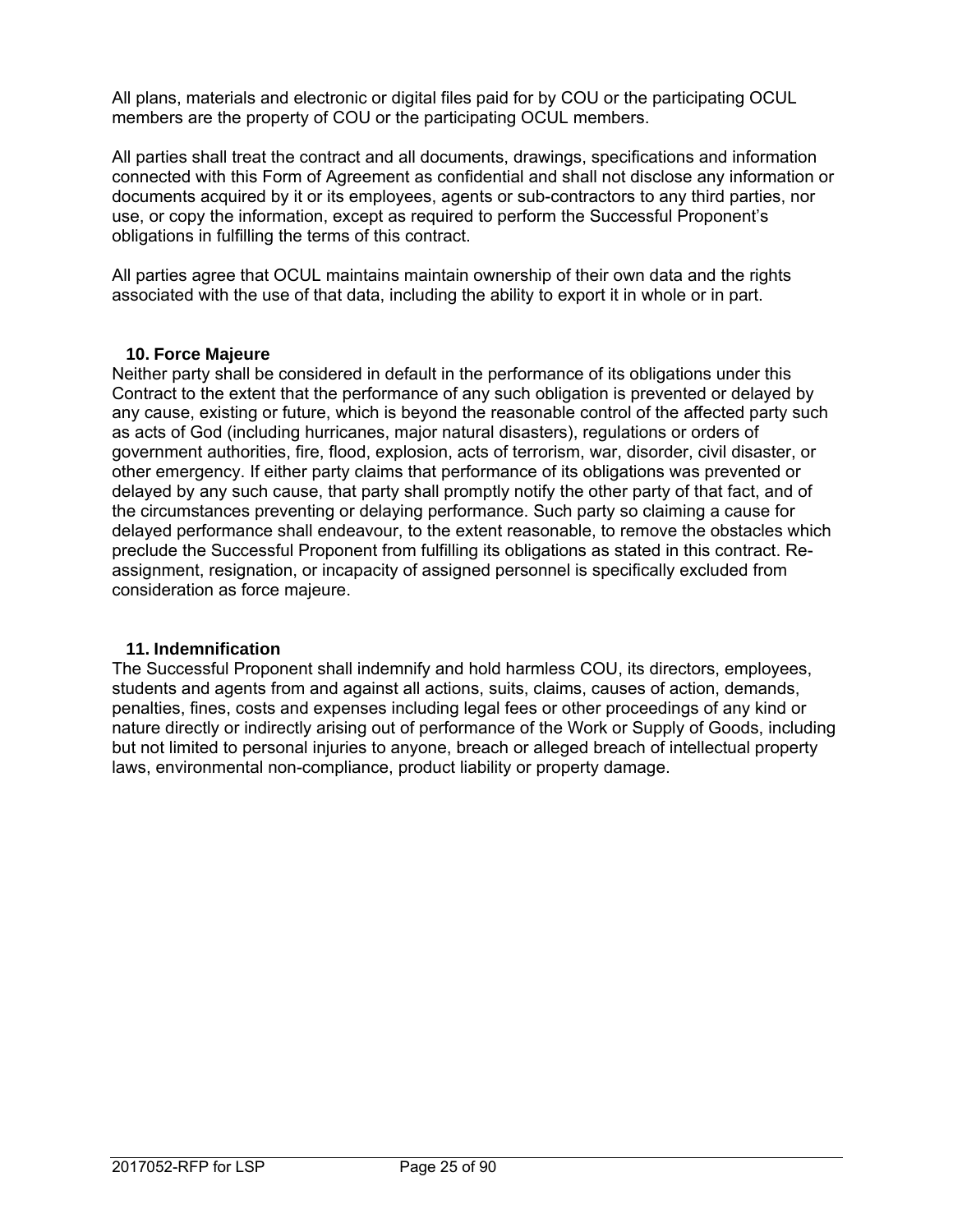All plans, materials and electronic or digital files paid for by COU or the participating OCUL members are the property of COU or the participating OCUL members.

All parties shall treat the contract and all documents, drawings, specifications and information connected with this Form of Agreement as confidential and shall not disclose any information or documents acquired by it or its employees, agents or sub-contractors to any third parties, nor use, or copy the information, except as required to perform the Successful Proponent's obligations in fulfilling the terms of this contract.

All parties agree that OCUL maintains maintain ownership of their own data and the rights associated with the use of that data, including the ability to export it in whole or in part.

### 10. Force Majeure

Neither party shall be considered in default in the performance of its obligations under this Contract to the extent that the performance of any such obligation is prevented or delayed by any cause, existing or future, which is beyond the reasonable control of the affected party such as acts of God (including hurricanes, major natural disasters), regulations or orders of government authorities, fire, flood, explosion, acts of terrorism, war, disorder, civil disaster, or other emergency. If either party claims that performance of its obligations was prevented or delayed by any such cause, that party shall promptly notify the other party of that fact, and of the circumstances preventing or delaying performance. Such party so claiming a cause for delayed performance shall endeavour, to the extent reasonable, to remove the obstacles which preclude the Successful Proponent from fulfilling its obligations as stated in this contract. Re-assignment, resignation, or incapacity of assigned personnel is specifically excluded from consideration as force majeure.

### 11. Indemnification

The Successful Proponent shall indemnify and hold harmless COU, its directors, employees, students and agents from and against all actions, suits, claims, causes of action, demands, penalties, fines, costs and expenses including legal fees or other proceedings of any kind or nature directly or indirectly arising out of performance of the Work or Supply of Goods, including but not limited to personal injuries to anyone, breach or alleged breach of intellectual property laws, environmental non-compliance, product liability or property damage.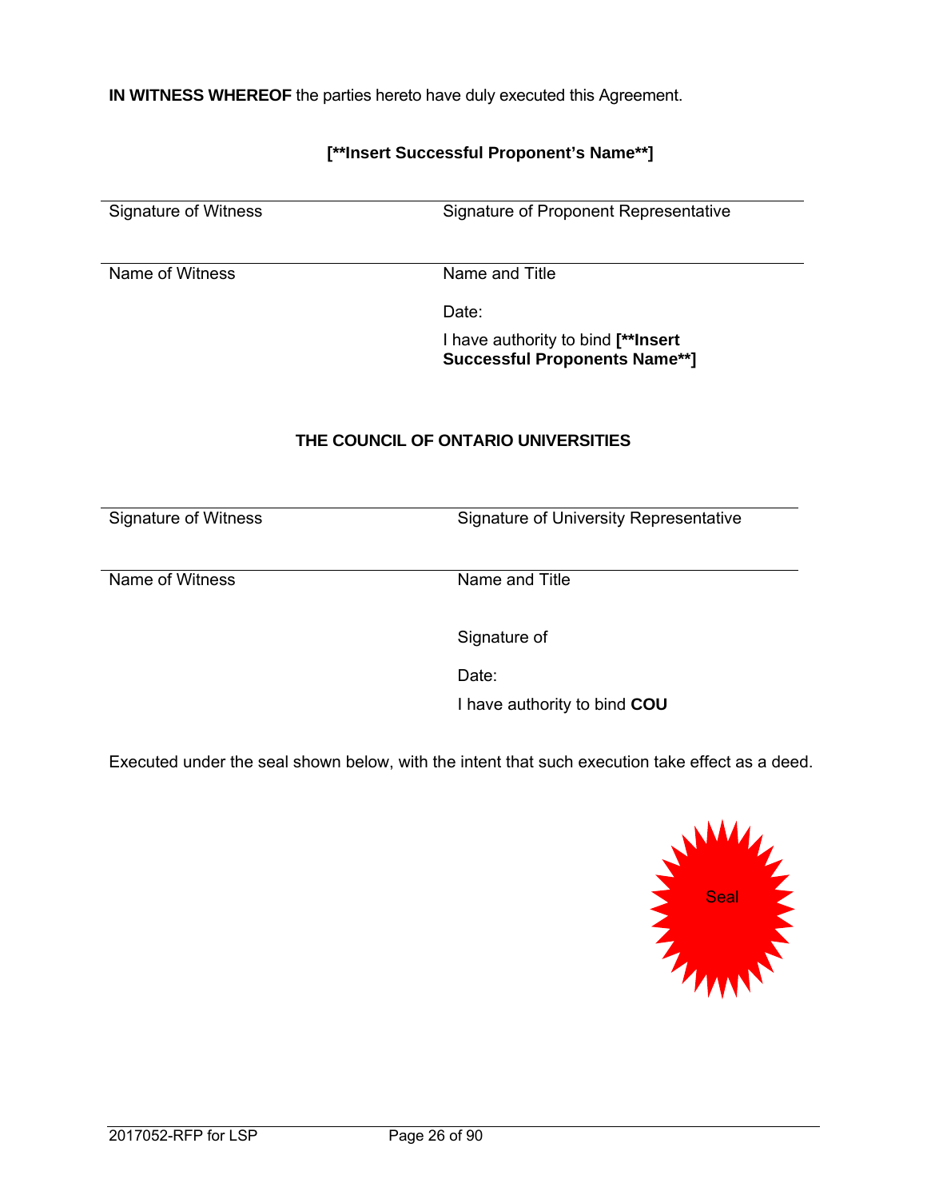**IN WITNESS WHEREOF** the parties hereto have duly executed this Agreement.

**[**Insert Successful Proponent's Name**]**

| | |
|---|---|
| Signature of Witness | Signature of Proponent Representative |
| Name of Witness | Name and Title |
| | Date: |
| | I have authority to bind **[**Insert Successful Proponents Name**]** |

**THE COUNCIL OF ONTARIO UNIVERSITIES**

| | |
|---|---|
| Signature of Witness | Signature of University Representative |
| Name of Witness | Name and Title |
| | Signature of |
| | Date: |
| | I have authority to bind **COU** |

Executed under the seal shown below, with the intent that such execution take effect as a deed.

Seal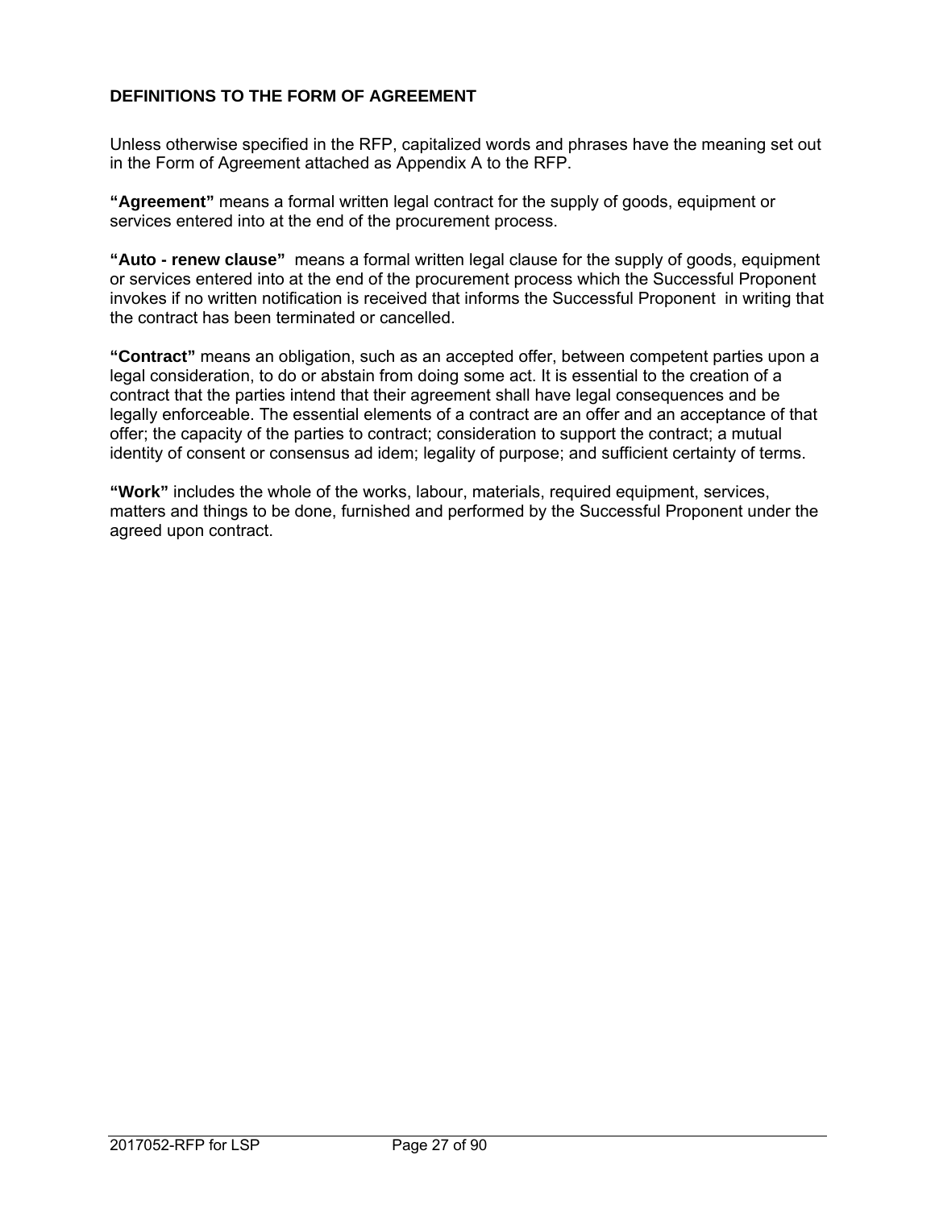## DEFINITIONS TO THE FORM OF AGREEMENT

Unless otherwise specified in the RFP, capitalized words and phrases have the meaning set out in the Form of Agreement attached as Appendix A to the RFP.

**"Agreement"** means a formal written legal contract for the supply of goods, equipment or services entered into at the end of the procurement process.

**"Auto - renew clause"** means a formal written legal clause for the supply of goods, equipment or services entered into at the end of the procurement process which the Successful Proponent invokes if no written notification is received that informs the Successful Proponent in writing that the contract has been terminated or cancelled.

**"Contract"** means an obligation, such as an accepted offer, between competent parties upon a legal consideration, to do or abstain from doing some act. It is essential to the creation of a contract that the parties intend that their agreement shall have legal consequences and be legally enforceable. The essential elements of a contract are an offer and an acceptance of that offer; the capacity of the parties to contract; consideration to support the contract; a mutual identity of consent or consensus ad idem; legality of purpose; and sufficient certainty of terms.

**"Work"** includes the whole of the works, labour, materials, required equipment, services, matters and things to be done, furnished and performed by the Successful Proponent under the agreed upon contract.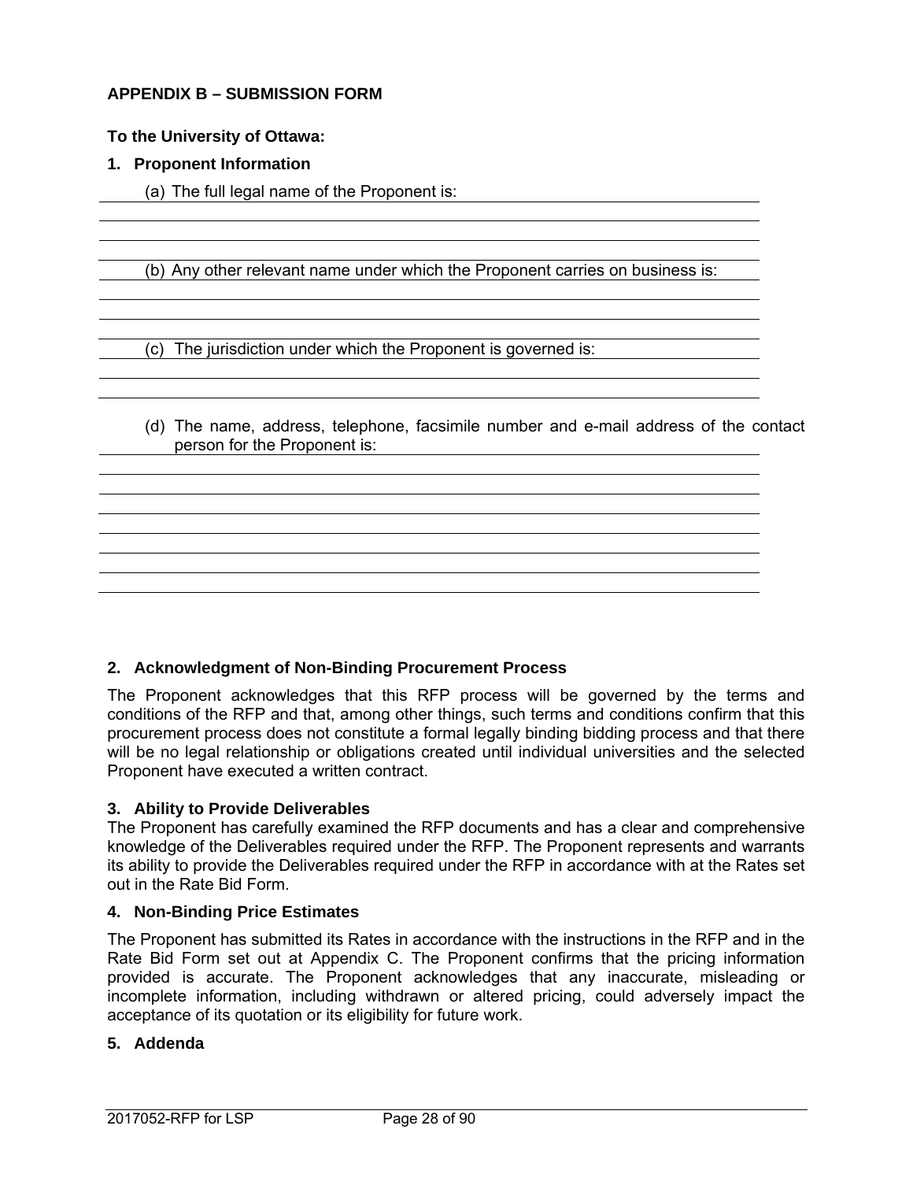## APPENDIX B – SUBMISSION FORM

**To the University of Ottawa:**

### 1. Proponent Information

(a) The full legal name of the Proponent is:

___

___

___

(b) Any other relevant name under which the Proponent carries on business is:

___

___

___

(c) The jurisdiction under which the Proponent is governed is:

___

___

(d) The name, address, telephone, facsimile number and e-mail address of the contact person for the Proponent is:

___

___

___

___

___

___

___

### 2. Acknowledgment of Non-Binding Procurement Process

The Proponent acknowledges that this RFP process will be governed by the terms and conditions of the RFP and that, among other things, such terms and conditions confirm that this procurement process does not constitute a formal legally binding bidding process and that there will be no legal relationship or obligations created until individual universities and the selected Proponent have executed a written contract.

### 3. Ability to Provide Deliverables

The Proponent has carefully examined the RFP documents and has a clear and comprehensive knowledge of the Deliverables required under the RFP. The Proponent represents and warrants its ability to provide the Deliverables required under the RFP in accordance with at the Rates set out in the Rate Bid Form.

### 4. Non-Binding Price Estimates

The Proponent has submitted its Rates in accordance with the instructions in the RFP and in the Rate Bid Form set out at Appendix C. The Proponent confirms that the pricing information provided is accurate. The Proponent acknowledges that any inaccurate, misleading or incomplete information, including withdrawn or altered pricing, could adversely impact the acceptance of its quotation or its eligibility for future work.

### 5. Addenda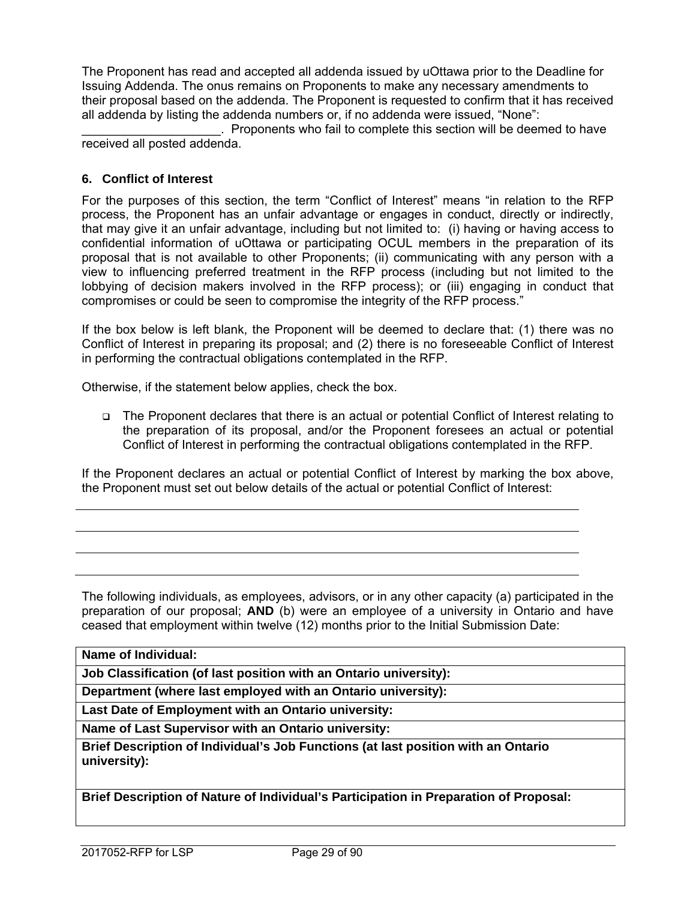The Proponent has read and accepted all addenda issued by uOttawa prior to the Deadline for Issuing Addenda. The onus remains on Proponents to make any necessary amendments to their proposal based on the addenda. The Proponent is requested to confirm that it has received all addenda by listing the addenda numbers or, if no addenda were issued, "None": ___________________. Proponents who fail to complete this section will be deemed to have received all posted addenda.

### 6. Conflict of Interest

For the purposes of this section, the term "Conflict of Interest" means "in relation to the RFP process, the Proponent has an unfair advantage or engages in conduct, directly or indirectly, that may give it an unfair advantage, including but not limited to: (i) having or having access to confidential information of uOttawa or participating OCUL members in the preparation of its proposal that is not available to other Proponents; (ii) communicating with any person with a view to influencing preferred treatment in the RFP process (including but not limited to the lobbying of decision makers involved in the RFP process); or (iii) engaging in conduct that compromises or could be seen to compromise the integrity of the RFP process."

If the box below is left blank, the Proponent will be deemed to declare that: (1) there was no Conflict of Interest in preparing its proposal; and (2) there is no foreseeable Conflict of Interest in performing the contractual obligations contemplated in the RFP.

Otherwise, if the statement below applies, check the box.

- ☐ The Proponent declares that there is an actual or potential Conflict of Interest relating to the preparation of its proposal, and/or the Proponent foresees an actual or potential Conflict of Interest in performing the contractual obligations contemplated in the RFP.

If the Proponent declares an actual or potential Conflict of Interest by marking the box above, the Proponent must set out below details of the actual or potential Conflict of Interest:

______________________________________________________________________

______________________________________________________________________

______________________________________________________________________

______________________________________________________________________

The following individuals, as employees, advisors, or in any other capacity (a) participated in the preparation of our proposal; **AND** (b) were an employee of a university in Ontario and have ceased that employment within twelve (12) months prior to the Initial Submission Date:

| **Name of Individual:** |
|---|
| **Job Classification (of last position with an Ontario university):** |
| **Department (where last employed with an Ontario university):** |
| **Last Date of Employment with an Ontario university:** |
| **Name of Last Supervisor with an Ontario university:** |
| **Brief Description of Individual's Job Functions (at last position with an Ontario university):** |
| **Brief Description of Nature of Individual's Participation in Preparation of Proposal:** |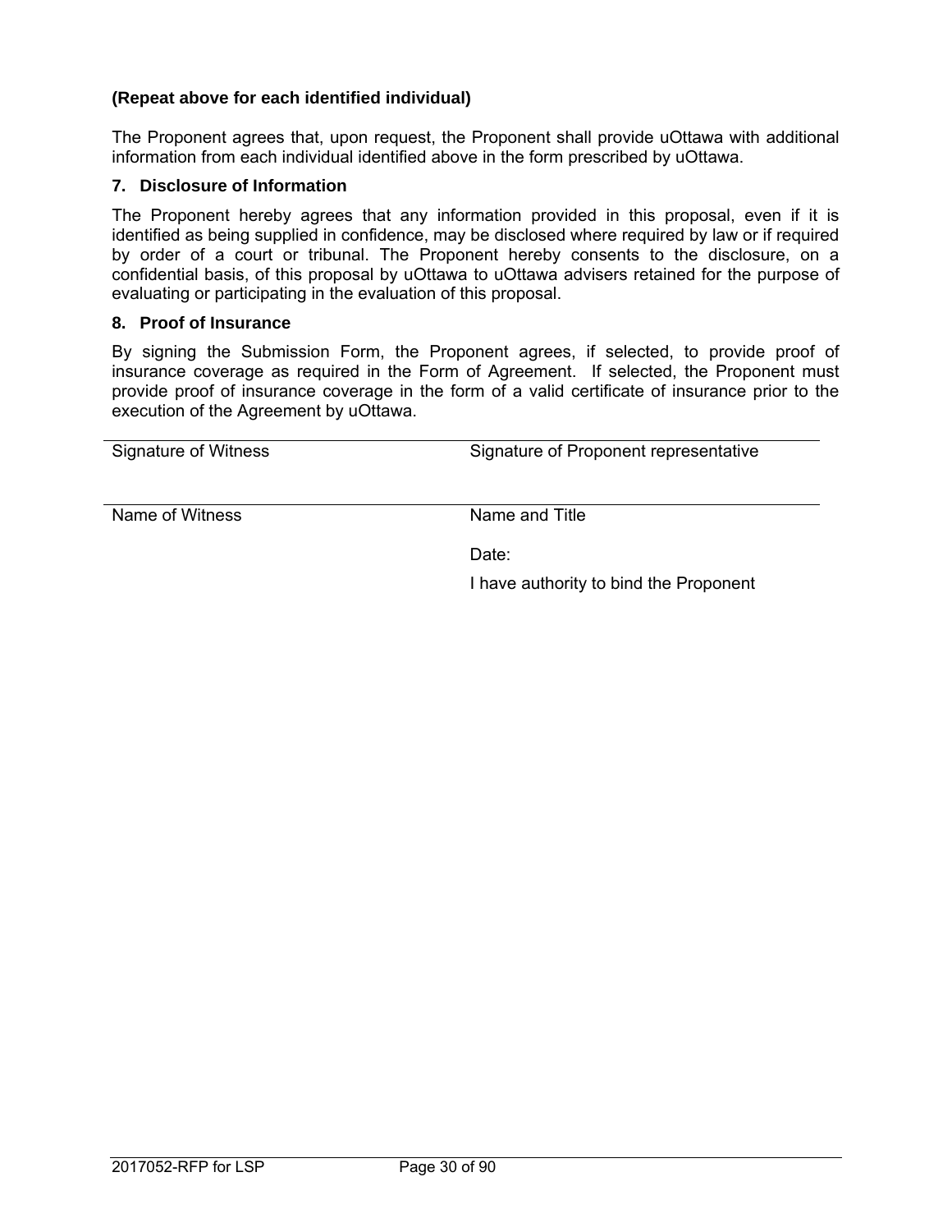**(Repeat above for each identified individual)**

The Proponent agrees that, upon request, the Proponent shall provide uOttawa with additional information from each individual identified above in the form prescribed by uOttawa.

### 7. Disclosure of Information

The Proponent hereby agrees that any information provided in this proposal, even if it is identified as being supplied in confidence, may be disclosed where required by law or if required by order of a court or tribunal. The Proponent hereby consents to the disclosure, on a confidential basis, of this proposal by uOttawa to uOttawa advisers retained for the purpose of evaluating or participating in the evaluation of this proposal.

### 8. Proof of Insurance

By signing the Submission Form, the Proponent agrees, if selected, to provide proof of insurance coverage as required in the Form of Agreement. If selected, the Proponent must provide proof of insurance coverage in the form of a valid certificate of insurance prior to the execution of the Agreement by uOttawa.

| | |
|---|---|
| Signature of Witness | Signature of Proponent representative |
| Name of Witness | Name and Title |
| | Date: |
| | I have authority to bind the Proponent |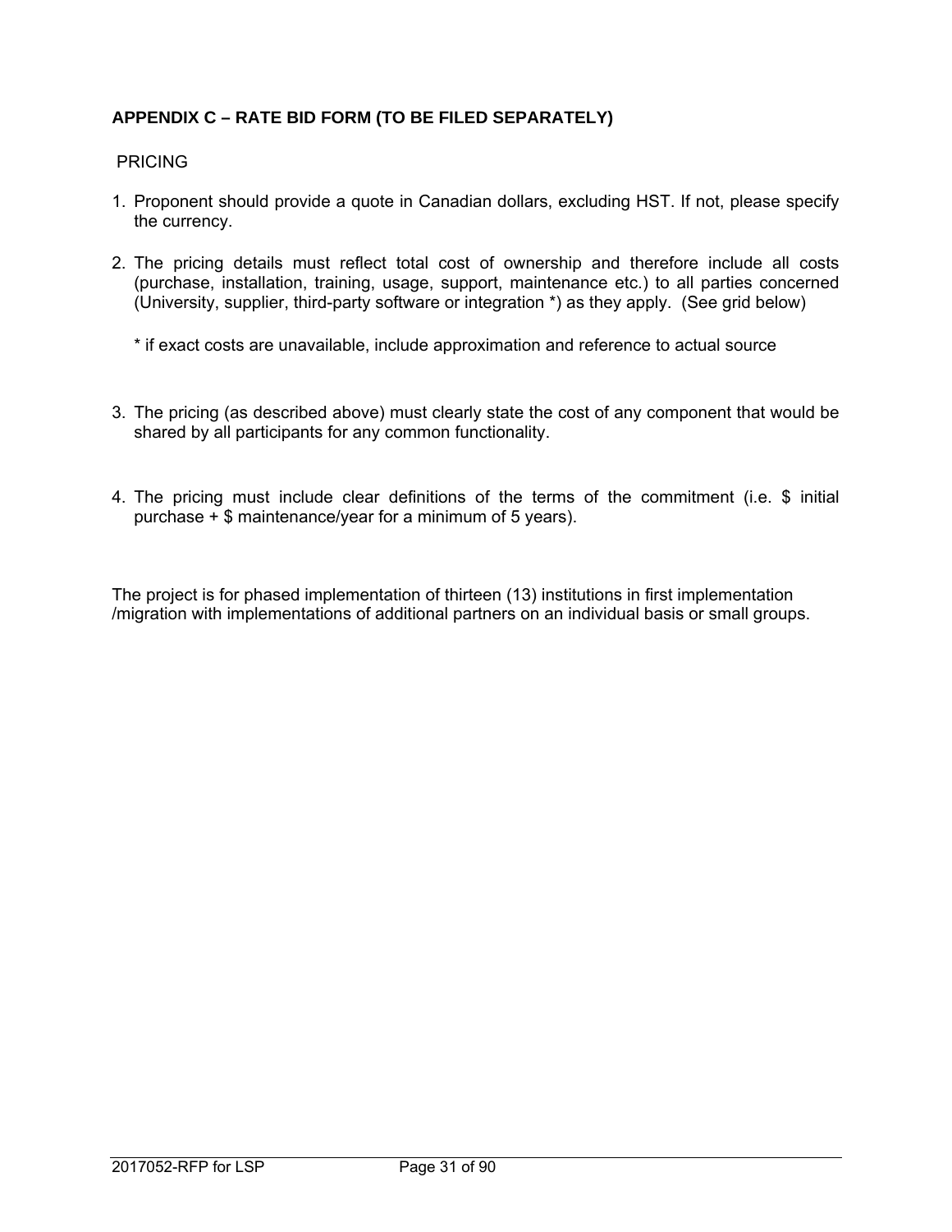## APPENDIX C – RATE BID FORM (TO BE FILED SEPARATELY)

PRICING

1. Proponent should provide a quote in Canadian dollars, excluding HST. If not, please specify the currency.

2. The pricing details must reflect total cost of ownership and therefore include all costs (purchase, installation, training, usage, support, maintenance etc.) to all parties concerned (University, supplier, third-party software or integration *) as they apply. (See grid below)

   * if exact costs are unavailable, include approximation and reference to actual source

3. The pricing (as described above) must clearly state the cost of any component that would be shared by all participants for any common functionality.

4. The pricing must include clear definitions of the terms of the commitment (i.e. $ initial purchase + $ maintenance/year for a minimum of 5 years).

The project is for phased implementation of thirteen (13) institutions in first implementation /migration with implementations of additional partners on an individual basis or small groups.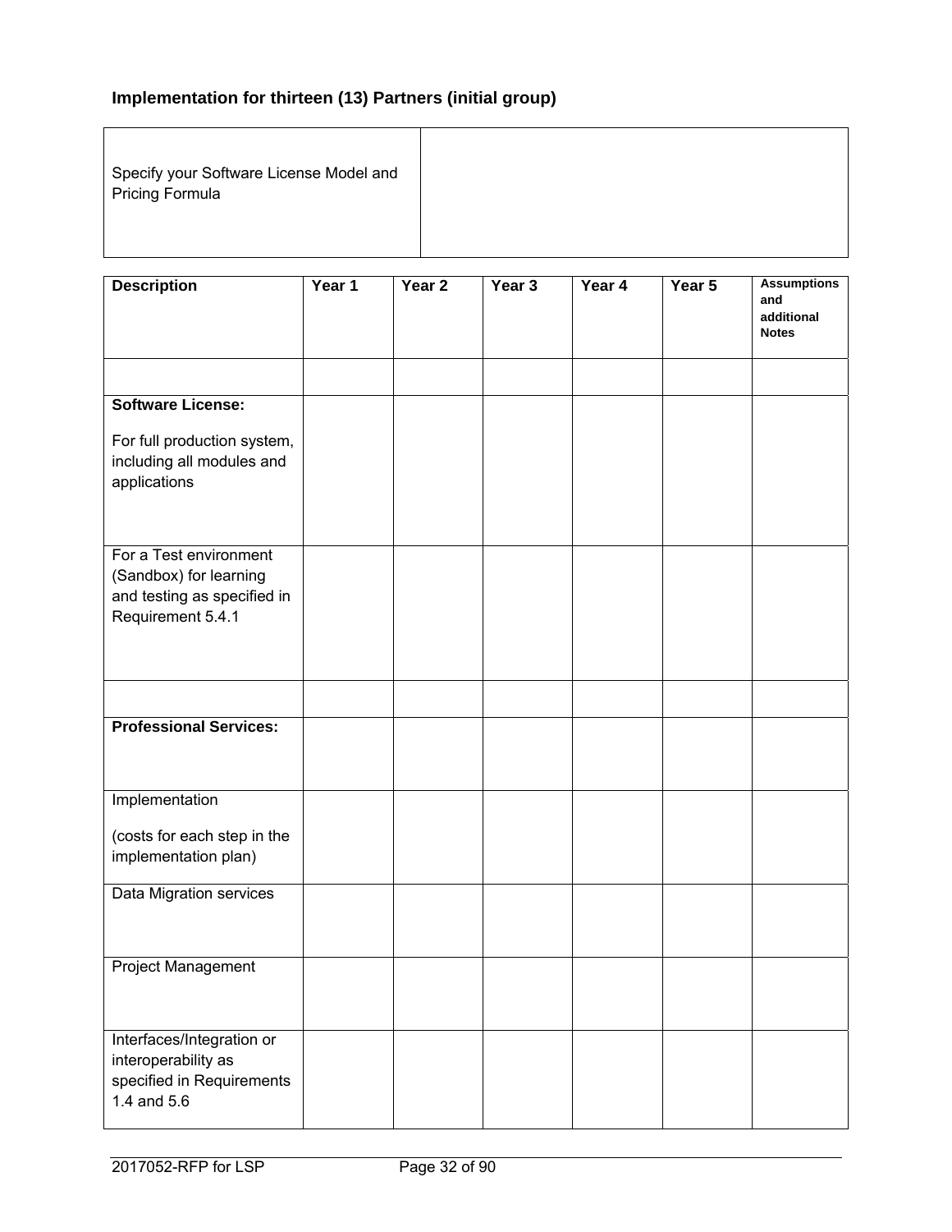**Implementation for thirteen (13) Partners (initial group)**

| Specify your Software License Model and Pricing Formula | |
|---|---|

| Description | Year 1 | Year 2 | Year 3 | Year 4 | Year 5 | Assumptions and additional Notes |
|---|---|---|---|---|---|---|
| | | | | | | |
| **Software License:**<br><br>For full production system, including all modules and applications | | | | | | |
| For a Test environment (Sandbox) for learning and testing as specified in Requirement 5.4.1 | | | | | | |
| | | | | | | |
| **Professional Services:** | | | | | | |
| Implementation<br><br>(costs for each step in the implementation plan) | | | | | | |
| Data Migration services | | | | | | |
| Project Management | | | | | | |
| Interfaces/Integration or interoperability as specified in Requirements 1.4 and 5.6 | | | | | | |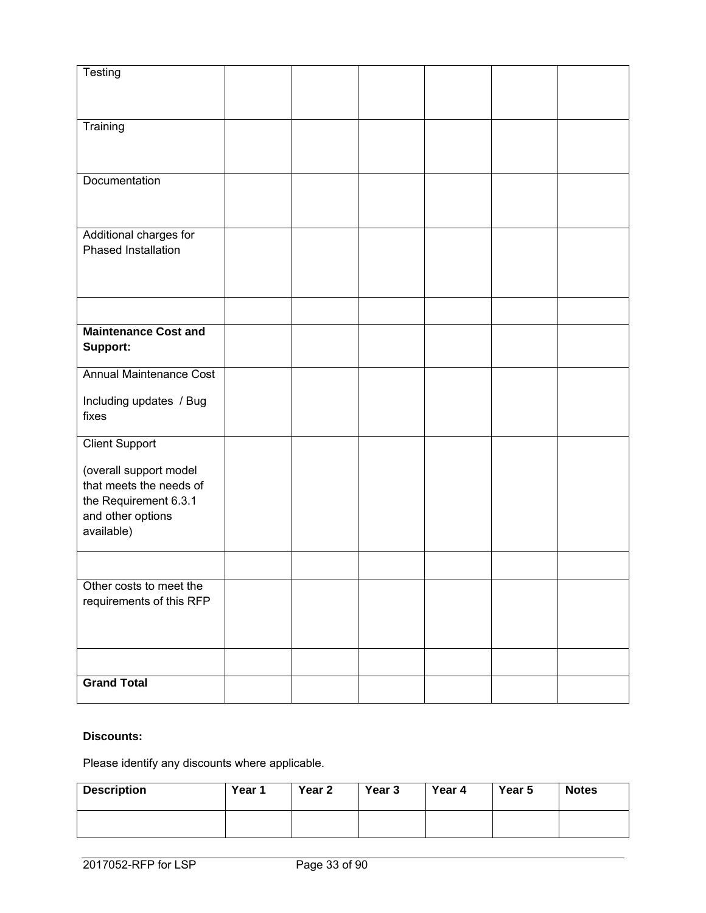| | | | | | | |
|---|---|---|---|---|---|---|
| Testing | | | | | | |
| Training | | | | | | |
| Documentation | | | | | | |
| Additional charges for Phased Installation | | | | | | |
| | | | | | | |
| **Maintenance Cost and Support:** | | | | | | |
| Annual Maintenance Cost<br><br>Including updates / Bug fixes | | | | | | |
| Client Support<br><br>(overall support model that meets the needs of the Requirement 6.3.1 and other options available) | | | | | | |
| | | | | | | |
| Other costs to meet the requirements of this RFP | | | | | | |
| | | | | | | |
| **Grand Total** | | | | | | |

**Discounts:**

Please identify any discounts where applicable.

| Description | Year 1 | Year 2 | Year 3 | Year 4 | Year 5 | Notes |
|---|---|---|---|---|---|---|
| | | | | | | |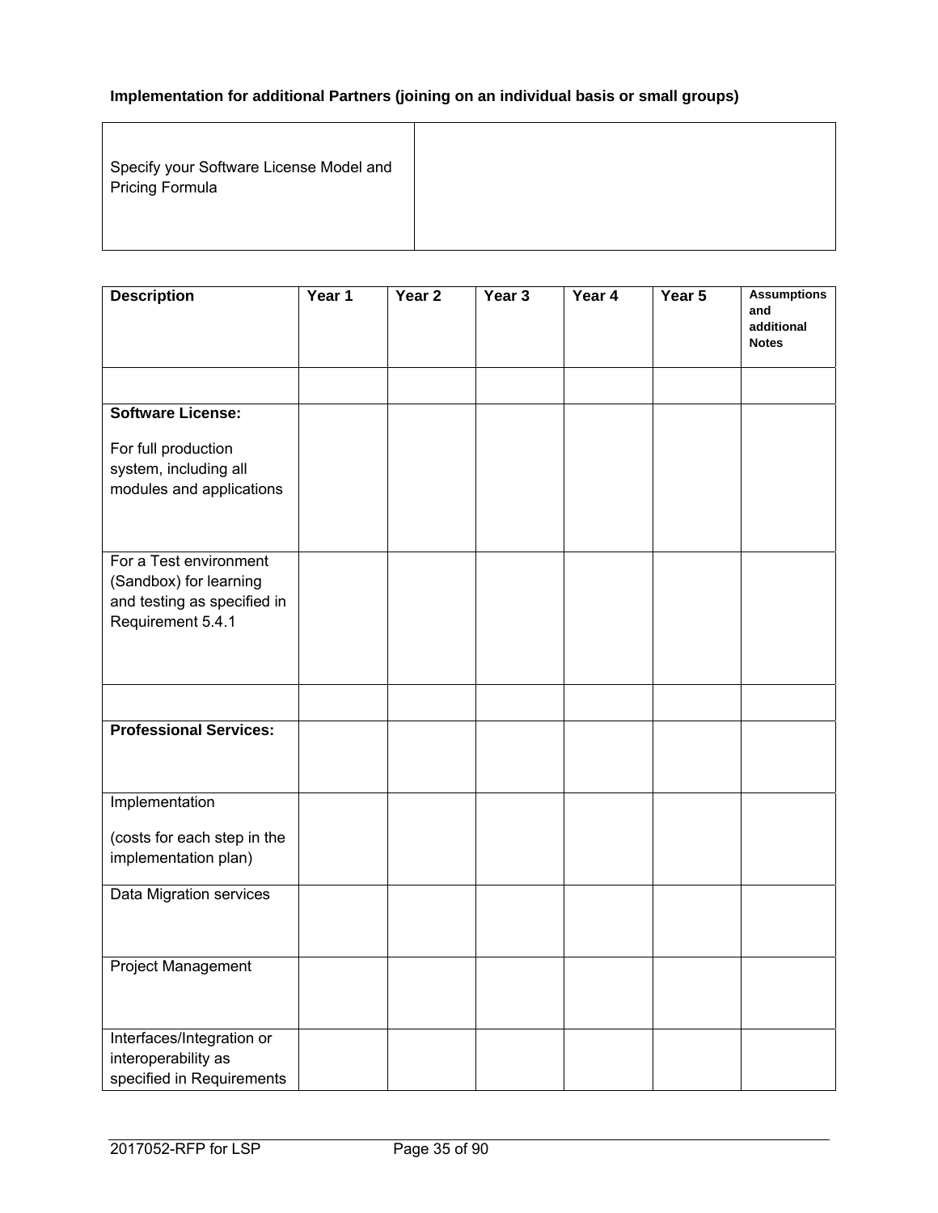**Implementation for additional Partners (joining on an individual basis or small groups)**

| Specify your Software License Model and Pricing Formula | |
|---|---|

| Description | Year 1 | Year 2 | Year 3 | Year 4 | Year 5 | Assumptions and additional Notes |
|---|---|---|---|---|---|---|
| | | | | | | |
| **Software License:**<br><br>For full production system, including all modules and applications | | | | | | |
| For a Test environment (Sandbox) for learning and testing as specified in Requirement 5.4.1 | | | | | | |
| | | | | | | |
| **Professional Services:** | | | | | | |
| Implementation<br><br>(costs for each step in the implementation plan) | | | | | | |
| Data Migration services | | | | | | |
| Project Management | | | | | | |
| Interfaces/Integration or interoperability as specified in Requirements | | | | | | |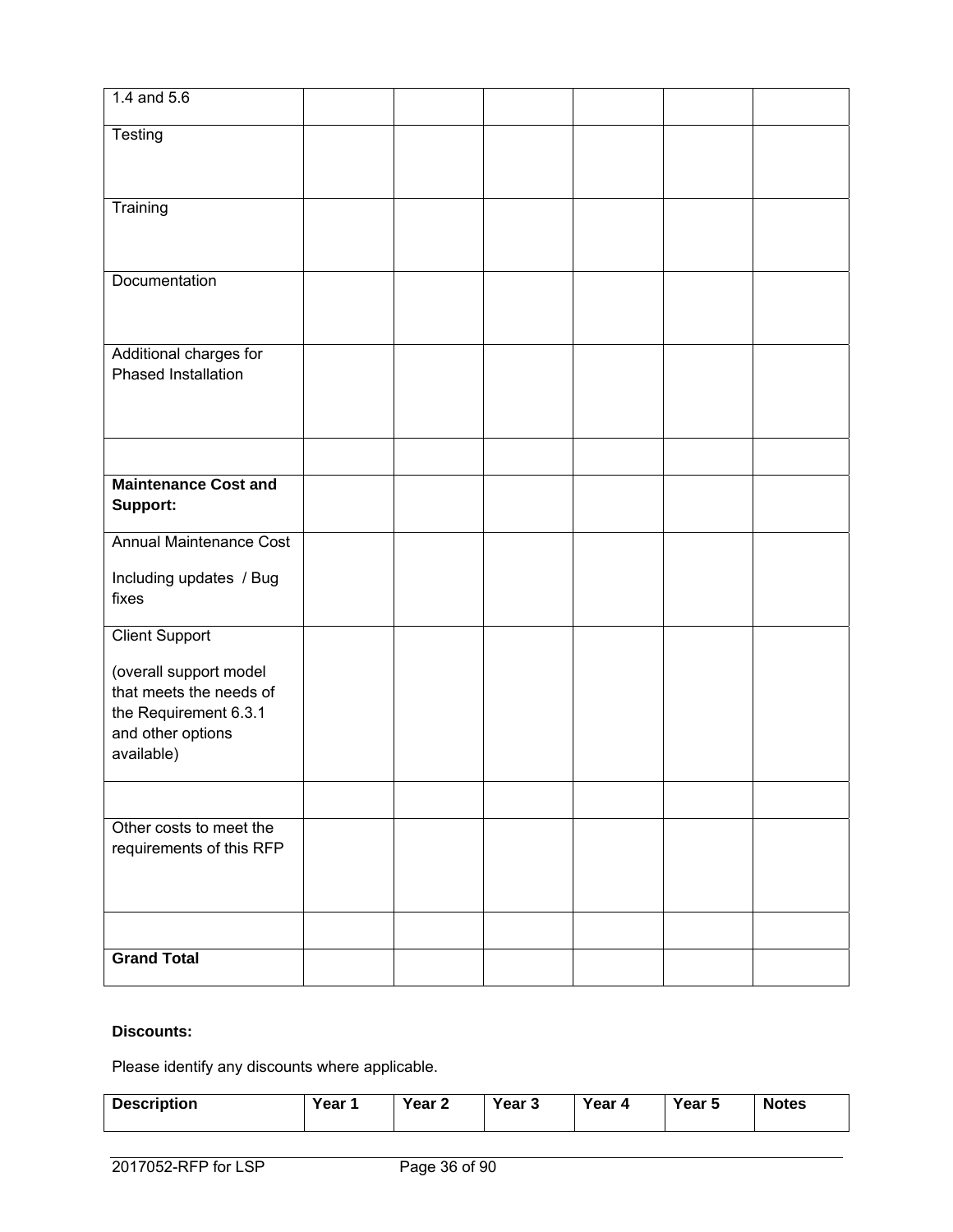| 1.4 and 5.6 | | | | | | |
|---|---|---|---|---|---|---|
| Testing | | | | | | |
| Training | | | | | | |
| Documentation | | | | | | |
| Additional charges for Phased Installation | | | | | | |
| | | | | | | |
| **Maintenance Cost and Support:** | | | | | | |
| Annual Maintenance Cost<br><br>Including updates / Bug fixes | | | | | | |
| Client Support<br><br>(overall support model that meets the needs of the Requirement 6.3.1 and other options available) | | | | | | |
| | | | | | | |
| Other costs to meet the requirements of this RFP | | | | | | |
| | | | | | | |
| **Grand Total** | | | | | | |

**Discounts:**

Please identify any discounts where applicable.

| Description | Year 1 | Year 2 | Year 3 | Year 4 | Year 5 | Notes |
|---|---|---|---|---|---|---|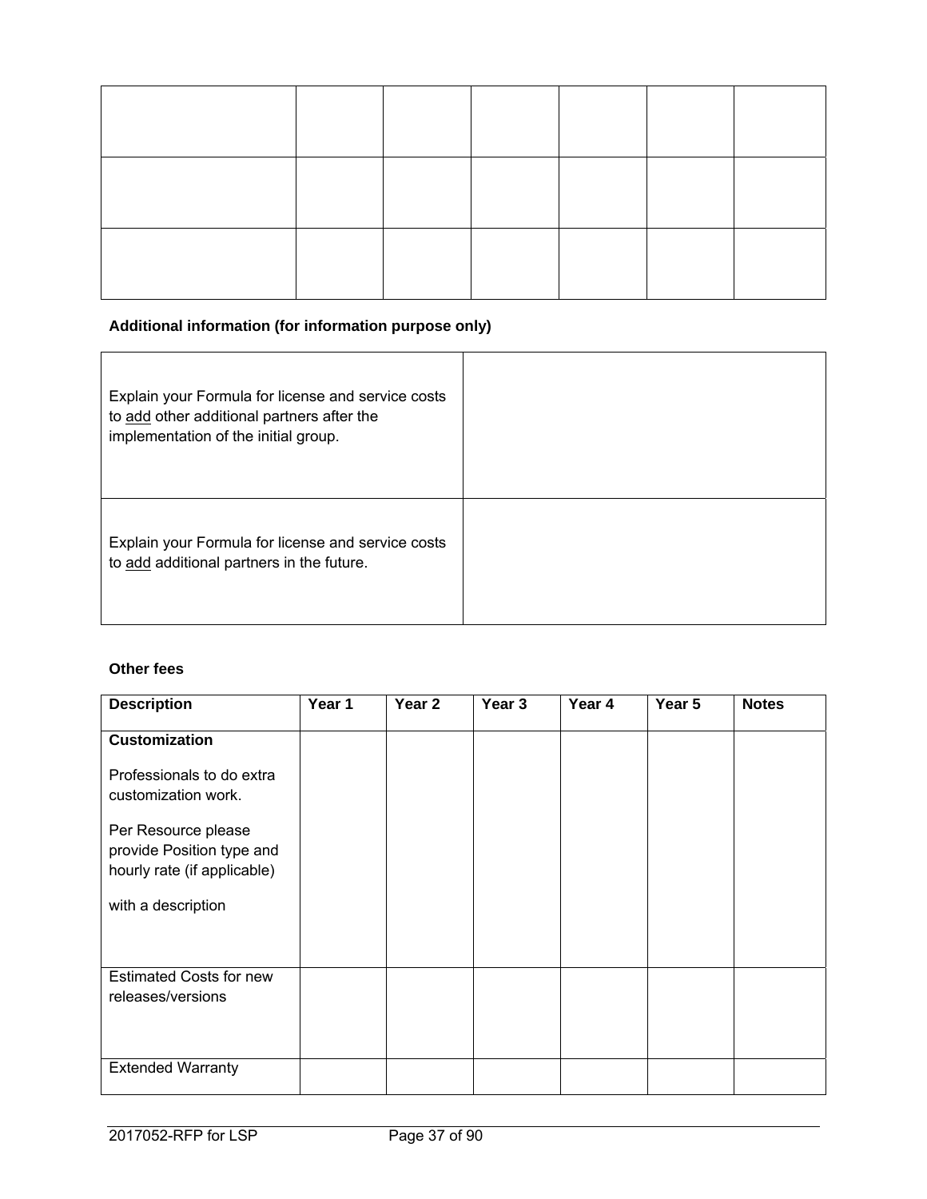| | | | | | | |
|---|---|---|---|---|---|---|
| | | | | | | |
| | | | | | | |
| | | | | | | |

**Additional information (for information purpose only)**

| | |
|---|---|
| Explain your Formula for license and service costs to <u>add</u> other additional partners after the implementation of the initial group. | |
| Explain your Formula for license and service costs to <u>add</u> additional partners in the future. | |

**Other fees**

| Description | Year 1 | Year 2 | Year 3 | Year 4 | Year 5 | Notes |
|---|---|---|---|---|---|---|
| **Customization**<br><br>Professionals to do extra customization work.<br><br>Per Resource please provide Position type and hourly rate (if applicable)<br><br>with a description | | | | | | |
| Estimated Costs for new releases/versions | | | | | | |
| Extended Warranty | | | | | | |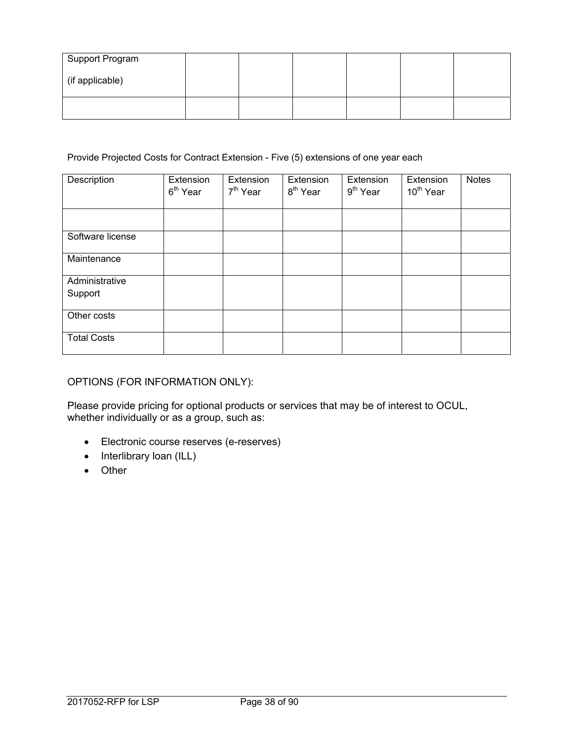| Support Program (if applicable) | | | | | | |
|---|---|---|---|---|---|---|
| | | | | | | |

Provide Projected Costs for Contract Extension - Five (5) extensions of one year each

| Description | Extension 6th Year | Extension 7th Year | Extension 8th Year | Extension 9th Year | Extension 10th Year | Notes |
|---|---|---|---|---|---|---|
| | | | | | | |
| Software license | | | | | | |
| Maintenance | | | | | | |
| Administrative Support | | | | | | |
| Other costs | | | | | | |
| Total Costs | | | | | | |

OPTIONS (FOR INFORMATION ONLY):

Please provide pricing for optional products or services that may be of interest to OCUL, whether individually or as a group, such as:

- Electronic course reserves (e-reserves)
- Interlibrary loan (ILL)
- Other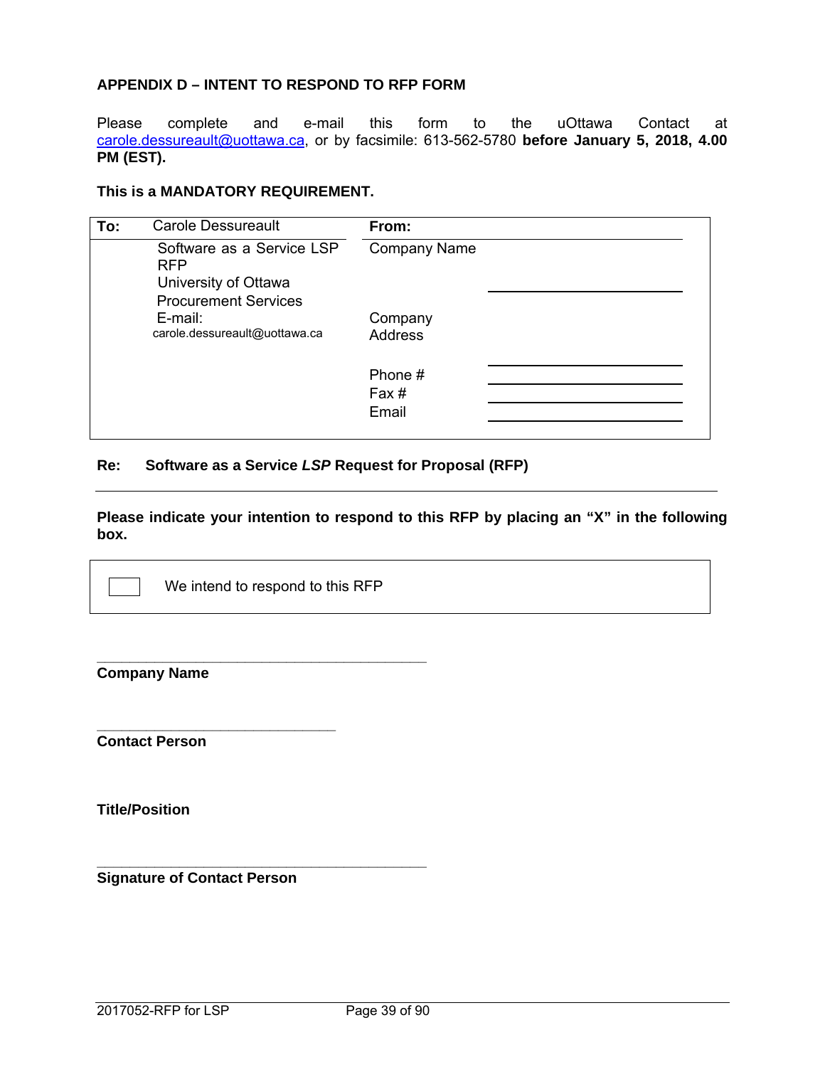## APPENDIX D – INTENT TO RESPOND TO RFP FORM

Please complete and e-mail this form to the uOttawa Contact at carole.dessureault@uottawa.ca, or by facsimile: 613-562-5780 **before January 5, 2018, 4.00 PM (EST).**

**This is a MANDATORY REQUIREMENT.**

| **To:** | Carole Dessureault | **From:** | |
|---|---|---|---|
| | Software as a Service LSP RFP<br>University of Ottawa<br>Procurement Services<br>E-mail:<br>carole.dessureault@uottawa.ca | Company Name | ______________ |
| | | Company Address | ______________ |
| | | Phone # | ______________ |
| | | Fax # | ______________ |
| | | Email | ______________ |

**Re: Software as a Service *LSP* Request for Proposal (RFP)**

---

**Please indicate your intention to respond to this RFP by placing an "X" in the following box.**

| | |
|---|---|
| ☐ | We intend to respond to this RFP |

______________________________________
**Company Name**

______________________________
**Contact Person**

**Title/Position**

______________________________________
**Signature of Contact Person**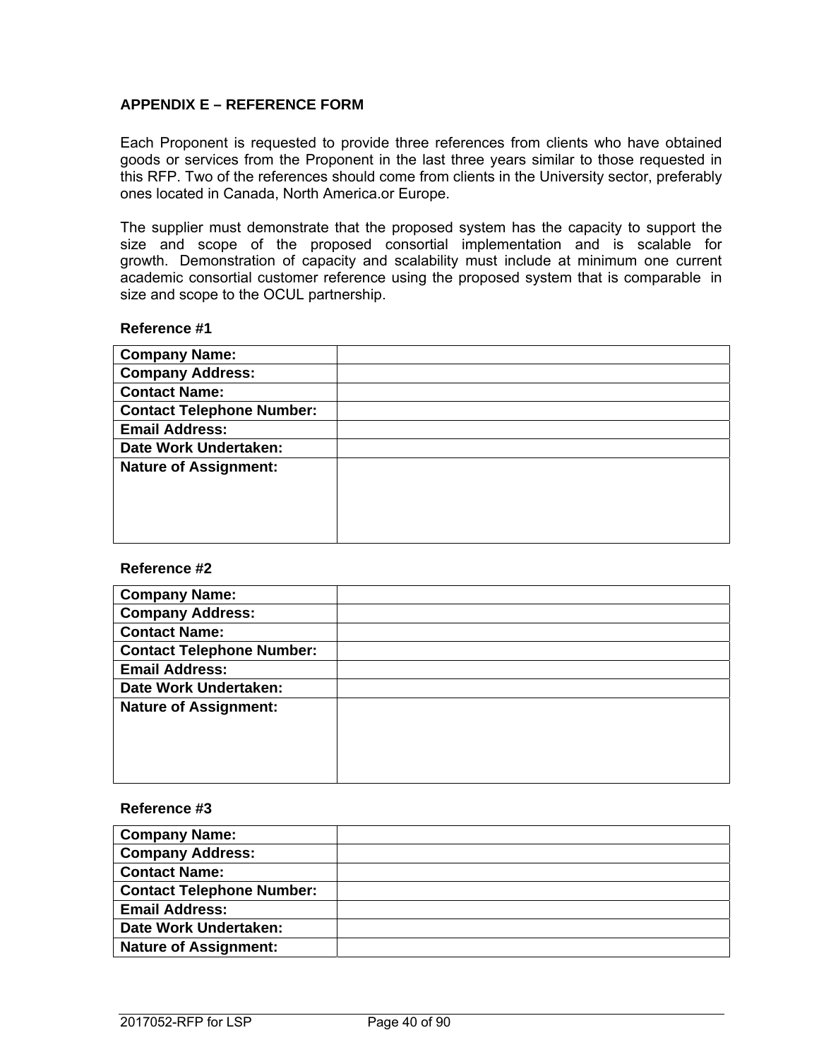## APPENDIX E – REFERENCE FORM

Each Proponent is requested to provide three references from clients who have obtained goods or services from the Proponent in the last three years similar to those requested in this RFP. Two of the references should come from clients in the University sector, preferably ones located in Canada, North America.or Europe.

The supplier must demonstrate that the proposed system has the capacity to support the size and scope of the proposed consortial implementation and is scalable for growth. Demonstration of capacity and scalability must include at minimum one current academic consortial customer reference using the proposed system that is comparable in size and scope to the OCUL partnership.

**Reference #1**

| **Company Name:** | |
|---|---|
| **Company Address:** | |
| **Contact Name:** | |
| **Contact Telephone Number:** | |
| **Email Address:** | |
| **Date Work Undertaken:** | |
| **Nature of Assignment:** | |

**Reference #2**

| **Company Name:** | |
|---|---|
| **Company Address:** | |
| **Contact Name:** | |
| **Contact Telephone Number:** | |
| **Email Address:** | |
| **Date Work Undertaken:** | |
| **Nature of Assignment:** | |

**Reference #3**

| **Company Name:** | |
|---|---|
| **Company Address:** | |
| **Contact Name:** | |
| **Contact Telephone Number:** | |
| **Email Address:** | |
| **Date Work Undertaken:** | |
| **Nature of Assignment:** | |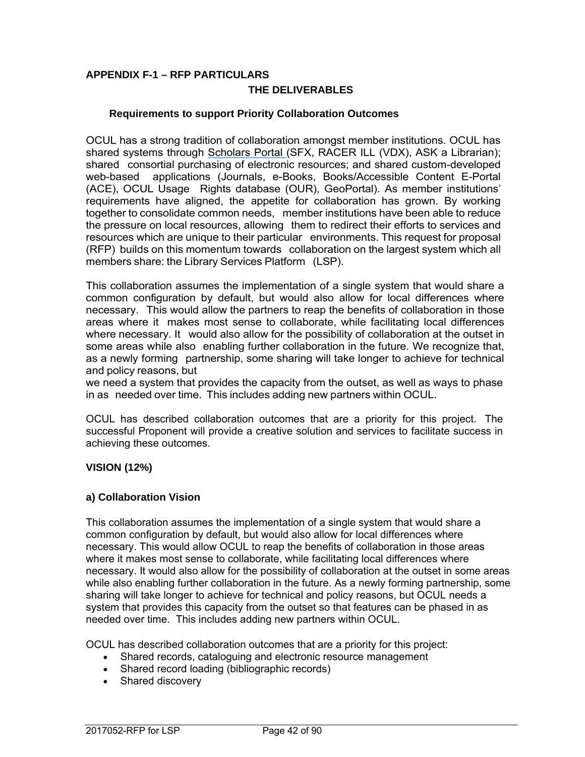## APPENDIX F-1 – RFP PARTICULARS

### THE DELIVERABLES

#### Requirements to support Priority Collaboration Outcomes

OCUL has a strong tradition of collaboration amongst member institutions. OCUL has shared systems through Scholars Portal (SFX, RACER ILL (VDX), ASK a Librarian); shared consortial purchasing of electronic resources; and shared custom-developed web-based applications (Journals, e-Books, Books/Accessible Content E-Portal (ACE), OCUL Usage Rights database (OUR), GeoPortal). As member institutions' requirements have aligned, the appetite for collaboration has grown. By working together to consolidate common needs, member institutions have been able to reduce the pressure on local resources, allowing them to redirect their efforts to services and resources which are unique to their particular environments. This request for proposal (RFP) builds on this momentum towards collaboration on the largest system which all members share: the Library Services Platform (LSP).

This collaboration assumes the implementation of a single system that would share a common configuration by default, but would also allow for local differences where necessary. This would allow the partners to reap the benefits of collaboration in those areas where it makes most sense to collaborate, while facilitating local differences where necessary. It would also allow for the possibility of collaboration at the outset in some areas while also enabling further collaboration in the future. We recognize that, as a newly forming partnership, some sharing will take longer to achieve for technical and policy reasons, but
we need a system that provides the capacity from the outset, as well as ways to phase in as needed over time. This includes adding new partners within OCUL.

OCUL has described collaboration outcomes that are a priority for this project. The successful Proponent will provide a creative solution and services to facilitate success in achieving these outcomes.

**VISION (12%)**

**a) Collaboration Vision**

This collaboration assumes the implementation of a single system that would share a common configuration by default, but would also allow for local differences where necessary. This would allow OCUL to reap the benefits of collaboration in those areas where it makes most sense to collaborate, while facilitating local differences where necessary. It would also allow for the possibility of collaboration at the outset in some areas while also enabling further collaboration in the future. As a newly forming partnership, some sharing will take longer to achieve for technical and policy reasons, but OCUL needs a system that provides this capacity from the outset so that features can be phased in as needed over time. This includes adding new partners within OCUL.

OCUL has described collaboration outcomes that are a priority for this project:

- Shared records, cataloguing and electronic resource management
- Shared record loading (bibliographic records)
- Shared discovery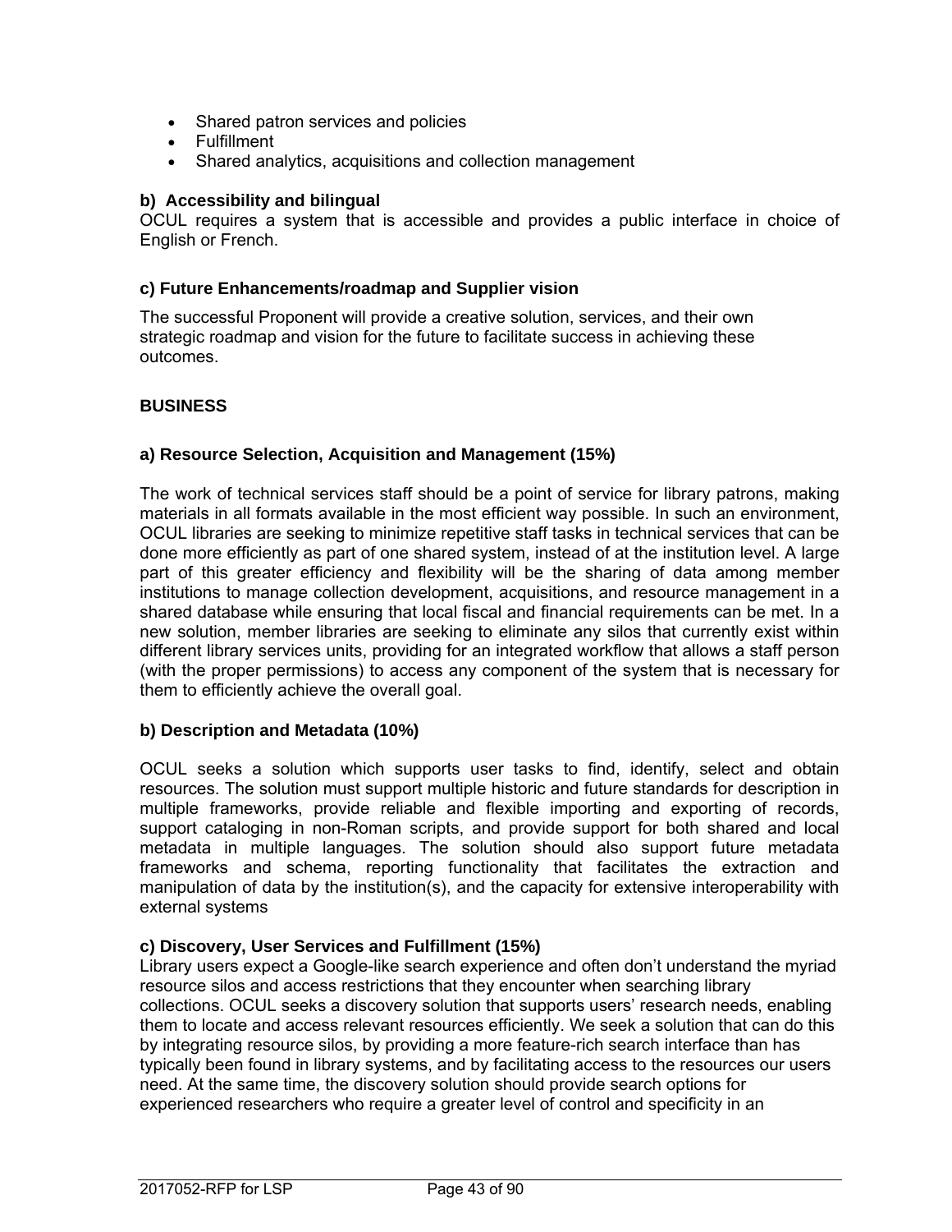- Shared patron services and policies
- Fulfillment
- Shared analytics, acquisitions and collection management

**b) Accessibility and bilingual**

OCUL requires a system that is accessible and provides a public interface in choice of English or French.

**c) Future Enhancements/roadmap and Supplier vision**

The successful Proponent will provide a creative solution, services, and their own strategic roadmap and vision for the future to facilitate success in achieving these outcomes.

## BUSINESS

### a) Resource Selection, Acquisition and Management (15%)

The work of technical services staff should be a point of service for library patrons, making materials in all formats available in the most efficient way possible. In such an environment, OCUL libraries are seeking to minimize repetitive staff tasks in technical services that can be done more efficiently as part of one shared system, instead of at the institution level. A large part of this greater efficiency and flexibility will be the sharing of data among member institutions to manage collection development, acquisitions, and resource management in a shared database while ensuring that local fiscal and financial requirements can be met. In a new solution, member libraries are seeking to eliminate any silos that currently exist within different library services units, providing for an integrated workflow that allows a staff person (with the proper permissions) to access any component of the system that is necessary for them to efficiently achieve the overall goal.

### b) Description and Metadata (10%)

OCUL seeks a solution which supports user tasks to find, identify, select and obtain resources. The solution must support multiple historic and future standards for description in multiple frameworks, provide reliable and flexible importing and exporting of records, support cataloging in non-Roman scripts, and provide support for both shared and local metadata in multiple languages. The solution should also support future metadata frameworks and schema, reporting functionality that facilitates the extraction and manipulation of data by the institution(s), and the capacity for extensive interoperability with external systems

### c) Discovery, User Services and Fulfillment (15%)

Library users expect a Google-like search experience and often don't understand the myriad resource silos and access restrictions that they encounter when searching library collections. OCUL seeks a discovery solution that supports users' research needs, enabling them to locate and access relevant resources efficiently. We seek a solution that can do this by integrating resource silos, by providing a more feature-rich search interface than has typically been found in library systems, and by facilitating access to the resources our users need. At the same time, the discovery solution should provide search options for experienced researchers who require a greater level of control and specificity in an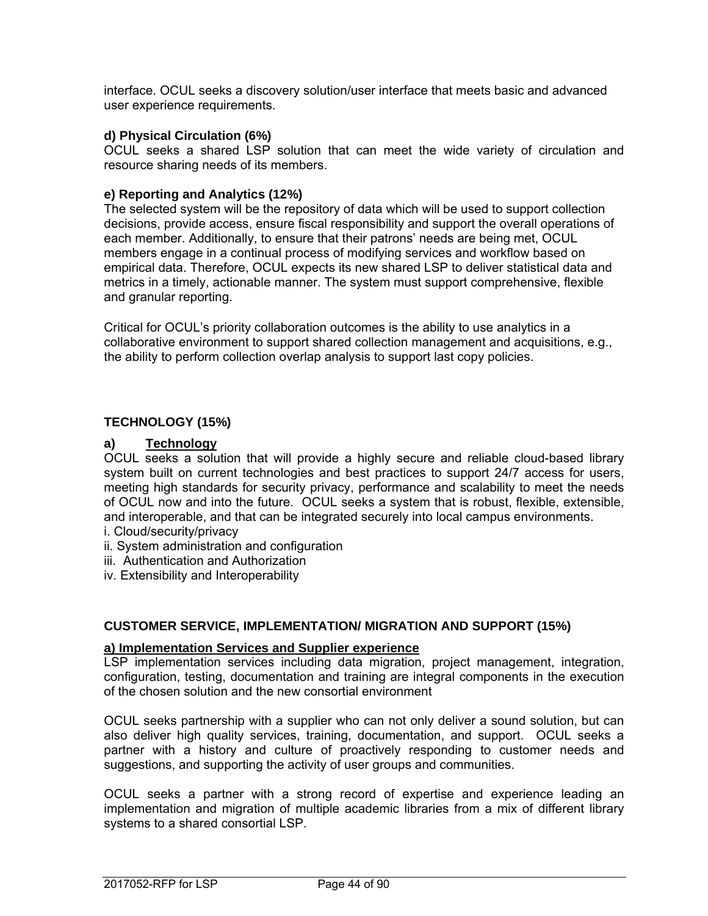interface. OCUL seeks a discovery solution/user interface that meets basic and advanced user experience requirements.

**d) Physical Circulation (6%)**

OCUL seeks a shared LSP solution that can meet the wide variety of circulation and resource sharing needs of its members.

**e) Reporting and Analytics (12%)**

The selected system will be the repository of data which will be used to support collection decisions, provide access, ensure fiscal responsibility and support the overall operations of each member. Additionally, to ensure that their patrons' needs are being met, OCUL members engage in a continual process of modifying services and workflow based on empirical data. Therefore, OCUL expects its new shared LSP to deliver statistical data and metrics in a timely, actionable manner. The system must support comprehensive, flexible and granular reporting.

Critical for OCUL's priority collaboration outcomes is the ability to use analytics in a collaborative environment to support shared collection management and acquisitions, e.g., the ability to perform collection overlap analysis to support last copy policies.

## TECHNOLOGY (15%)

### a) Technology

OCUL seeks a solution that will provide a highly secure and reliable cloud-based library system built on current technologies and best practices to support 24/7 access for users, meeting high standards for security privacy, performance and scalability to meet the needs of OCUL now and into the future. OCUL seeks a system that is robust, flexible, extensible, and interoperable, and that can be integrated securely into local campus environments.

i. Cloud/security/privacy
ii. System administration and configuration
iii. Authentication and Authorization
iv. Extensibility and Interoperability

## CUSTOMER SERVICE, IMPLEMENTATION/ MIGRATION AND SUPPORT (15%)

### a) Implementation Services and Supplier experience

LSP implementation services including data migration, project management, integration, configuration, testing, documentation and training are integral components in the execution of the chosen solution and the new consortial environment

OCUL seeks partnership with a supplier who can not only deliver a sound solution, but can also deliver high quality services, training, documentation, and support. OCUL seeks a partner with a history and culture of proactively responding to customer needs and suggestions, and supporting the activity of user groups and communities.

OCUL seeks a partner with a strong record of expertise and experience leading an implementation and migration of multiple academic libraries from a mix of different library systems to a shared consortial LSP.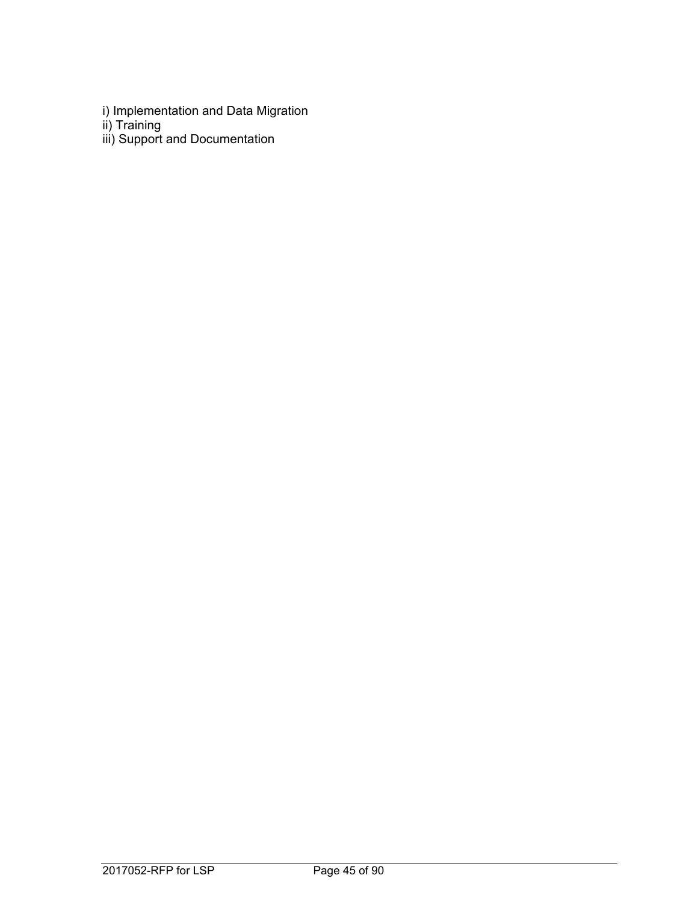i) Implementation and Data Migration
ii) Training
iii) Support and Documentation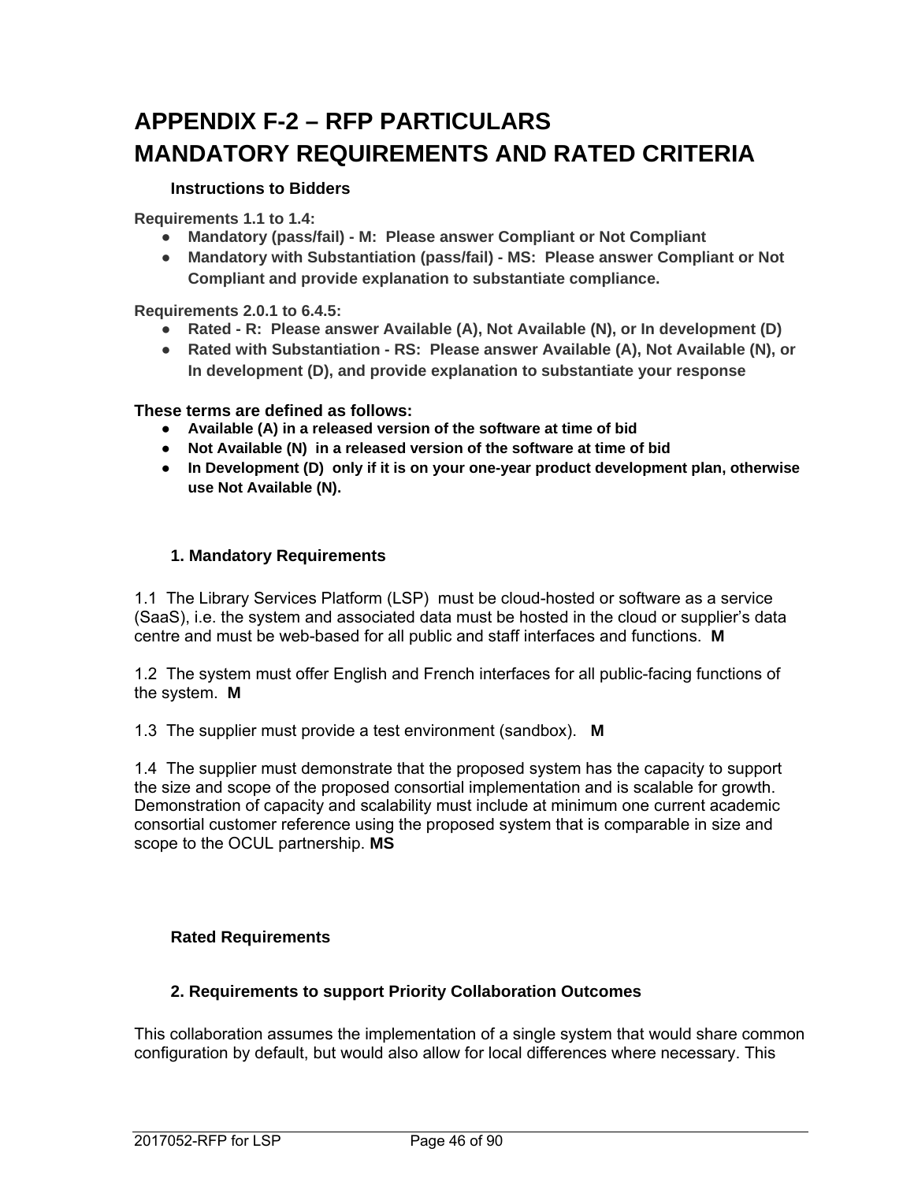# APPENDIX F-2 – RFP PARTICULARS
# MANDATORY REQUIREMENTS AND RATED CRITERIA

### Instructions to Bidders

**Requirements 1.1 to 1.4:**

- **Mandatory (pass/fail) - M: Please answer Compliant or Not Compliant**
- **Mandatory with Substantiation (pass/fail) - MS: Please answer Compliant or Not Compliant and provide explanation to substantiate compliance.**

**Requirements 2.0.1 to 6.4.5:**

- **Rated - R: Please answer Available (A), Not Available (N), or In development (D)**
- **Rated with Substantiation - RS: Please answer Available (A), Not Available (N), or In development (D), and provide explanation to substantiate your response**

**These terms are defined as follows:**

- **Available (A) in a released version of the software at time of bid**
- **Not Available (N) in a released version of the software at time of bid**
- **In Development (D) only if it is on your one-year product development plan, otherwise use Not Available (N).**

### 1. Mandatory Requirements

1.1 The Library Services Platform (LSP) must be cloud-hosted or software as a service (SaaS), i.e. the system and associated data must be hosted in the cloud or supplier's data centre and must be web-based for all public and staff interfaces and functions. **M**

1.2 The system must offer English and French interfaces for all public-facing functions of the system. **M**

1.3 The supplier must provide a test environment (sandbox). **M**

1.4 The supplier must demonstrate that the proposed system has the capacity to support the size and scope of the proposed consortial implementation and is scalable for growth. Demonstration of capacity and scalability must include at minimum one current academic consortial customer reference using the proposed system that is comparable in size and scope to the OCUL partnership. **MS**

### Rated Requirements

### 2. Requirements to support Priority Collaboration Outcomes

This collaboration assumes the implementation of a single system that would share common configuration by default, but would also allow for local differences where necessary. This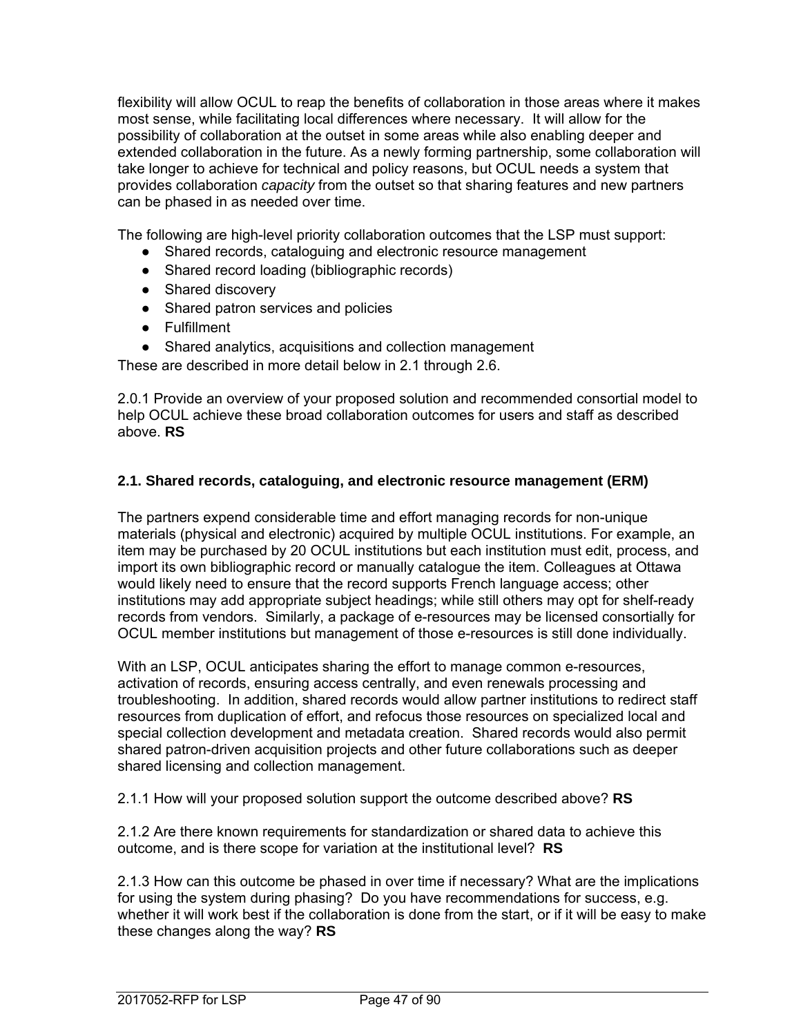flexibility will allow OCUL to reap the benefits of collaboration in those areas where it makes most sense, while facilitating local differences where necessary. It will allow for the possibility of collaboration at the outset in some areas while also enabling deeper and extended collaboration in the future. As a newly forming partnership, some collaboration will take longer to achieve for technical and policy reasons, but OCUL needs a system that provides collaboration *capacity* from the outset so that sharing features and new partners can be phased in as needed over time.

The following are high-level priority collaboration outcomes that the LSP must support:

- Shared records, cataloguing and electronic resource management
- Shared record loading (bibliographic records)
- Shared discovery
- Shared patron services and policies
- Fulfillment
- Shared analytics, acquisitions and collection management

These are described in more detail below in 2.1 through 2.6.

2.0.1 Provide an overview of your proposed solution and recommended consortial model to help OCUL achieve these broad collaboration outcomes for users and staff as described above. **RS**

### 2.1. Shared records, cataloguing, and electronic resource management (ERM)

The partners expend considerable time and effort managing records for non-unique materials (physical and electronic) acquired by multiple OCUL institutions. For example, an item may be purchased by 20 OCUL institutions but each institution must edit, process, and import its own bibliographic record or manually catalogue the item. Colleagues at Ottawa would likely need to ensure that the record supports French language access; other institutions may add appropriate subject headings; while still others may opt for shelf-ready records from vendors. Similarly, a package of e-resources may be licensed consortially for OCUL member institutions but management of those e-resources is still done individually.

With an LSP, OCUL anticipates sharing the effort to manage common e-resources, activation of records, ensuring access centrally, and even renewals processing and troubleshooting. In addition, shared records would allow partner institutions to redirect staff resources from duplication of effort, and refocus those resources on specialized local and special collection development and metadata creation. Shared records would also permit shared patron-driven acquisition projects and other future collaborations such as deeper shared licensing and collection management.

2.1.1 How will your proposed solution support the outcome described above? **RS**

2.1.2 Are there known requirements for standardization or shared data to achieve this outcome, and is there scope for variation at the institutional level? **RS**

2.1.3 How can this outcome be phased in over time if necessary? What are the implications for using the system during phasing? Do you have recommendations for success, e.g. whether it will work best if the collaboration is done from the start, or if it will be easy to make these changes along the way? **RS**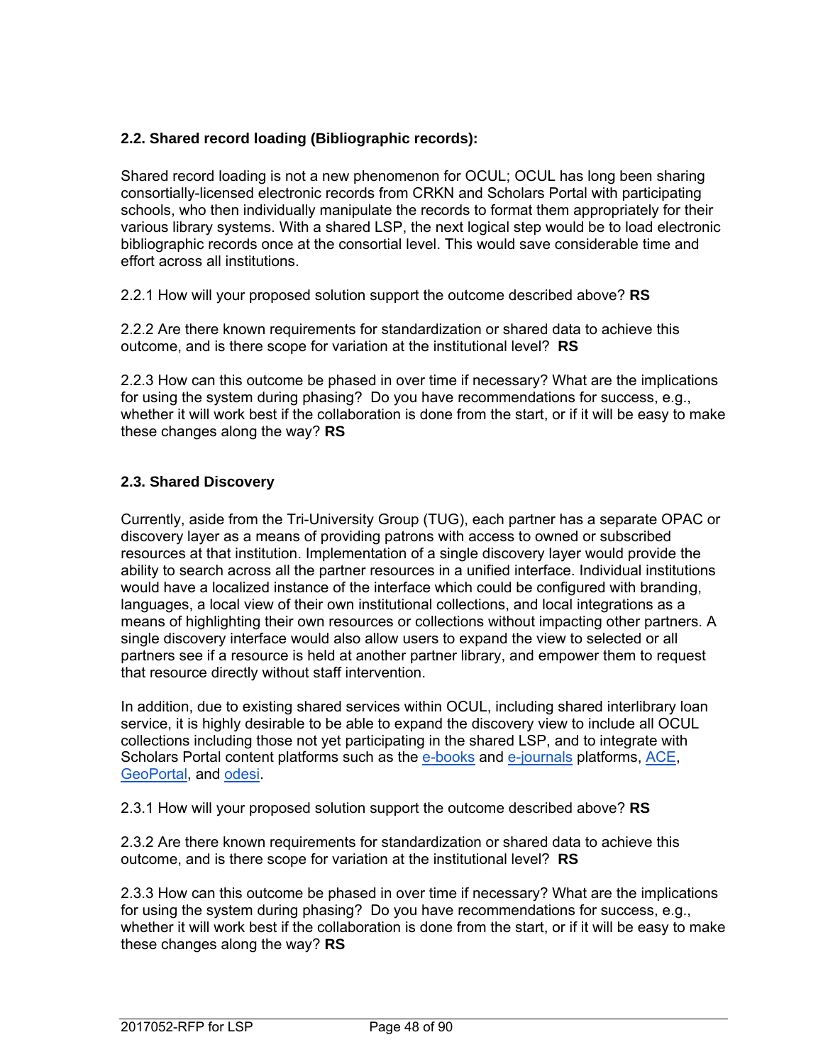### 2.2. Shared record loading (Bibliographic records):

Shared record loading is not a new phenomenon for OCUL; OCUL has long been sharing consortially-licensed electronic records from CRKN and Scholars Portal with participating schools, who then individually manipulate the records to format them appropriately for their various library systems. With a shared LSP, the next logical step would be to load electronic bibliographic records once at the consortial level. This would save considerable time and effort across all institutions.

2.2.1 How will your proposed solution support the outcome described above? **RS**

2.2.2 Are there known requirements for standardization or shared data to achieve this outcome, and is there scope for variation at the institutional level? **RS**

2.2.3 How can this outcome be phased in over time if necessary? What are the implications for using the system during phasing? Do you have recommendations for success, e.g., whether it will work best if the collaboration is done from the start, or if it will be easy to make these changes along the way? **RS**

### 2.3. Shared Discovery

Currently, aside from the Tri-University Group (TUG), each partner has a separate OPAC or discovery layer as a means of providing patrons with access to owned or subscribed resources at that institution. Implementation of a single discovery layer would provide the ability to search across all the partner resources in a unified interface. Individual institutions would have a localized instance of the interface which could be configured with branding, languages, a local view of their own institutional collections, and local integrations as a means of highlighting their own resources or collections without impacting other partners. A single discovery interface would also allow users to expand the view to selected or all partners see if a resource is held at another partner library, and empower them to request that resource directly without staff intervention.

In addition, due to existing shared services within OCUL, including shared interlibrary loan service, it is highly desirable to be able to expand the discovery view to include all OCUL collections including those not yet participating in the shared LSP, and to integrate with Scholars Portal content platforms such as the e-books and e-journals platforms, ACE, GeoPortal, and odesi.

2.3.1 How will your proposed solution support the outcome described above? **RS**

2.3.2 Are there known requirements for standardization or shared data to achieve this outcome, and is there scope for variation at the institutional level? **RS**

2.3.3 How can this outcome be phased in over time if necessary? What are the implications for using the system during phasing? Do you have recommendations for success, e.g., whether it will work best if the collaboration is done from the start, or if it will be easy to make these changes along the way? **RS**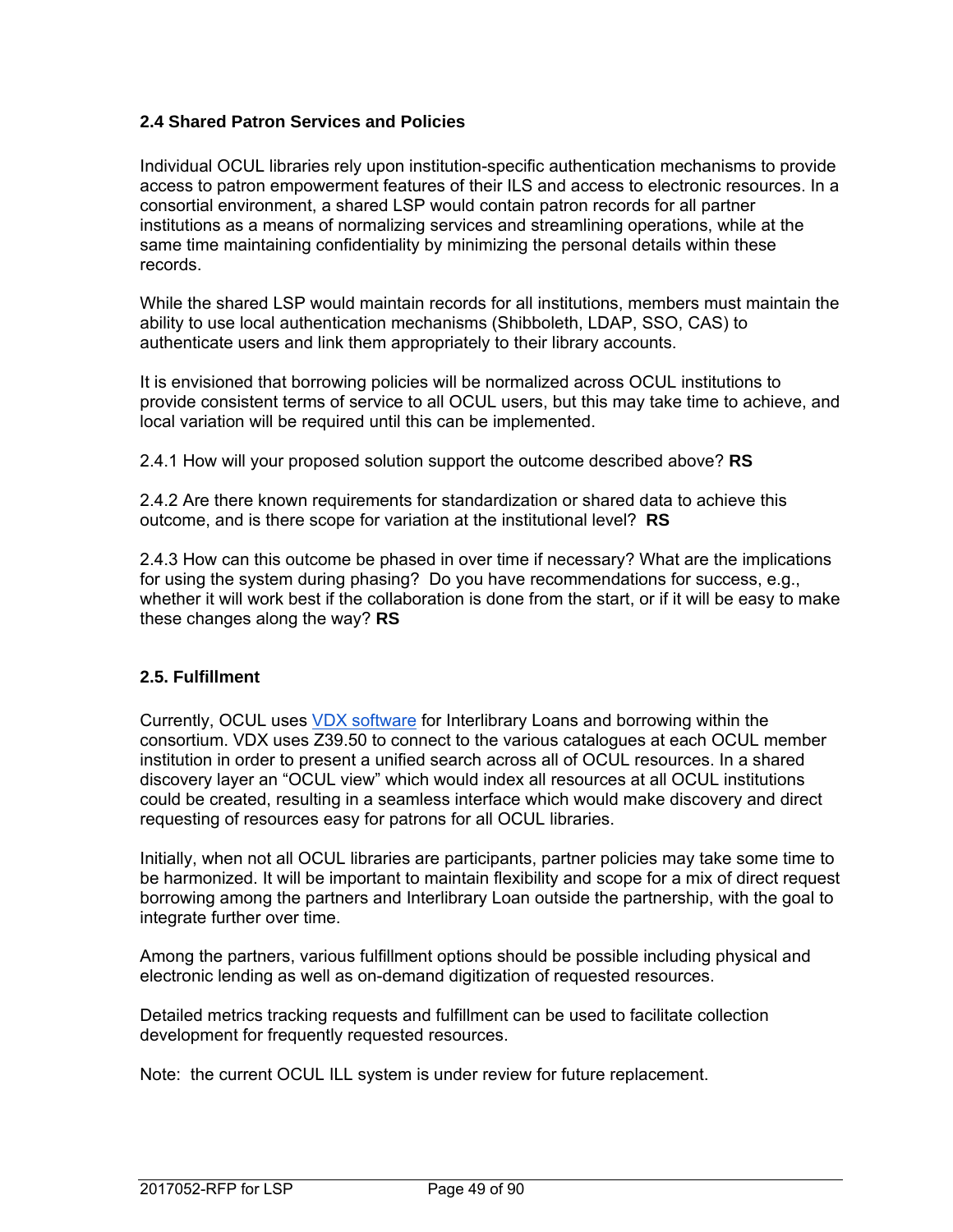### 2.4 Shared Patron Services and Policies

Individual OCUL libraries rely upon institution-specific authentication mechanisms to provide access to patron empowerment features of their ILS and access to electronic resources. In a consortial environment, a shared LSP would contain patron records for all partner institutions as a means of normalizing services and streamlining operations, while at the same time maintaining confidentiality by minimizing the personal details within these records.

While the shared LSP would maintain records for all institutions, members must maintain the ability to use local authentication mechanisms (Shibboleth, LDAP, SSO, CAS) to authenticate users and link them appropriately to their library accounts.

It is envisioned that borrowing policies will be normalized across OCUL institutions to provide consistent terms of service to all OCUL users, but this may take time to achieve, and local variation will be required until this can be implemented.

2.4.1 How will your proposed solution support the outcome described above? **RS**

2.4.2 Are there known requirements for standardization or shared data to achieve this outcome, and is there scope for variation at the institutional level? **RS**

2.4.3 How can this outcome be phased in over time if necessary? What are the implications for using the system during phasing? Do you have recommendations for success, e.g., whether it will work best if the collaboration is done from the start, or if it will be easy to make these changes along the way? **RS**

### 2.5. Fulfillment

Currently, OCUL uses [VDX software]() for Interlibrary Loans and borrowing within the consortium. VDX uses Z39.50 to connect to the various catalogues at each OCUL member institution in order to present a unified search across all of OCUL resources. In a shared discovery layer an “OCUL view” which would index all resources at all OCUL institutions could be created, resulting in a seamless interface which would make discovery and direct requesting of resources easy for patrons for all OCUL libraries.

Initially, when not all OCUL libraries are participants, partner policies may take some time to be harmonized. It will be important to maintain flexibility and scope for a mix of direct request borrowing among the partners and Interlibrary Loan outside the partnership, with the goal to integrate further over time.

Among the partners, various fulfillment options should be possible including physical and electronic lending as well as on-demand digitization of requested resources.

Detailed metrics tracking requests and fulfillment can be used to facilitate collection development for frequently requested resources.

Note: the current OCUL ILL system is under review for future replacement.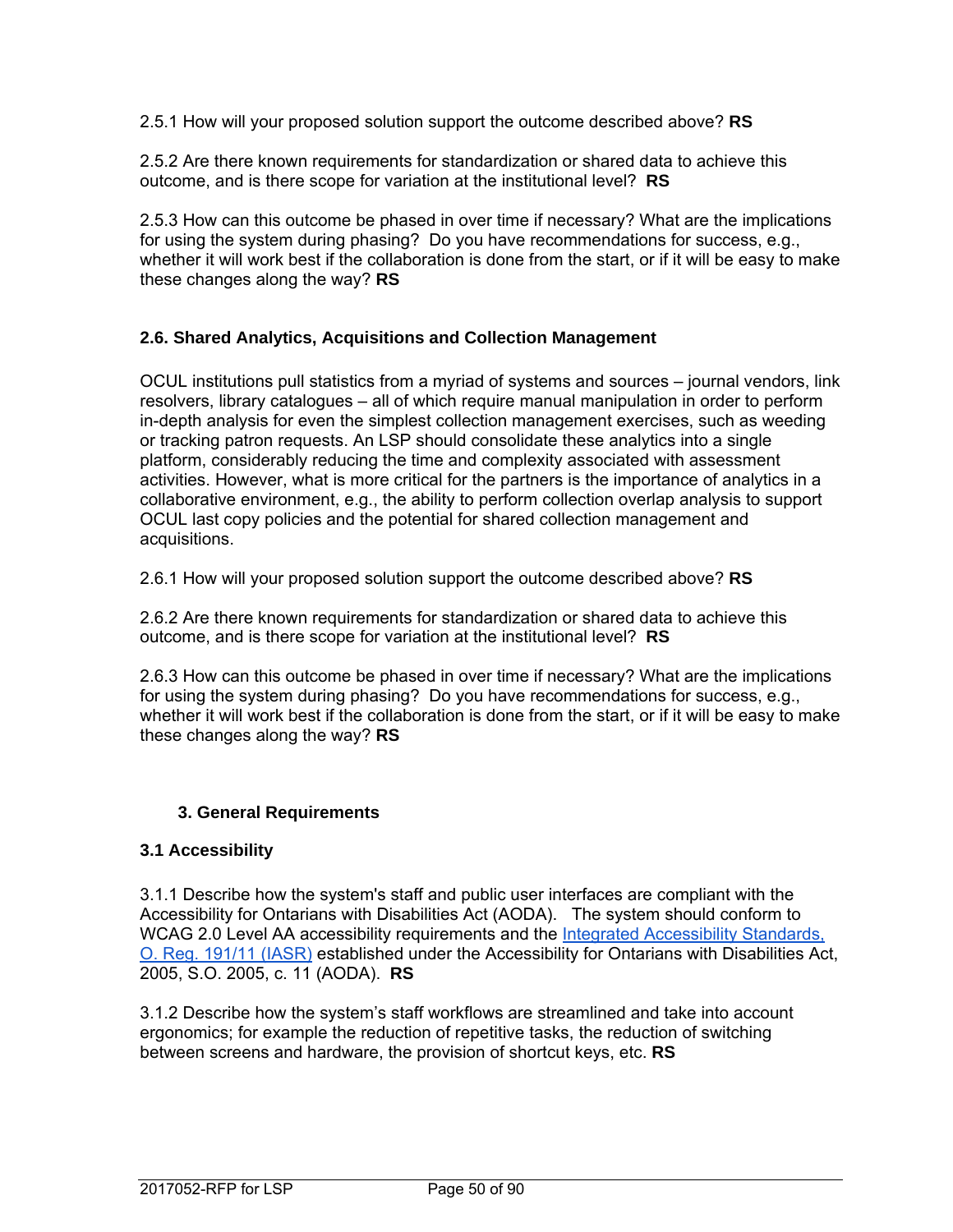2.5.1 How will your proposed solution support the outcome described above? **RS**

2.5.2 Are there known requirements for standardization or shared data to achieve this outcome, and is there scope for variation at the institutional level? **RS**

2.5.3 How can this outcome be phased in over time if necessary? What are the implications for using the system during phasing? Do you have recommendations for success, e.g., whether it will work best if the collaboration is done from the start, or if it will be easy to make these changes along the way? **RS**

### 2.6. Shared Analytics, Acquisitions and Collection Management

OCUL institutions pull statistics from a myriad of systems and sources – journal vendors, link resolvers, library catalogues – all of which require manual manipulation in order to perform in-depth analysis for even the simplest collection management exercises, such as weeding or tracking patron requests. An LSP should consolidate these analytics into a single platform, considerably reducing the time and complexity associated with assessment activities. However, what is more critical for the partners is the importance of analytics in a collaborative environment, e.g., the ability to perform collection overlap analysis to support OCUL last copy policies and the potential for shared collection management and acquisitions.

2.6.1 How will your proposed solution support the outcome described above? **RS**

2.6.2 Are there known requirements for standardization or shared data to achieve this outcome, and is there scope for variation at the institutional level? **RS**

2.6.3 How can this outcome be phased in over time if necessary? What are the implications for using the system during phasing? Do you have recommendations for success, e.g., whether it will work best if the collaboration is done from the start, or if it will be easy to make these changes along the way? **RS**

## 3. General Requirements

### 3.1 Accessibility

3.1.1 Describe how the system's staff and public user interfaces are compliant with the Accessibility for Ontarians with Disabilities Act (AODA). The system should conform to WCAG 2.0 Level AA accessibility requirements and the Integrated Accessibility Standards, O. Reg. 191/11 (IASR) established under the Accessibility for Ontarians with Disabilities Act, 2005, S.O. 2005, c. 11 (AODA). **RS**

3.1.2 Describe how the system's staff workflows are streamlined and take into account ergonomics; for example the reduction of repetitive tasks, the reduction of switching between screens and hardware, the provision of shortcut keys, etc. **RS**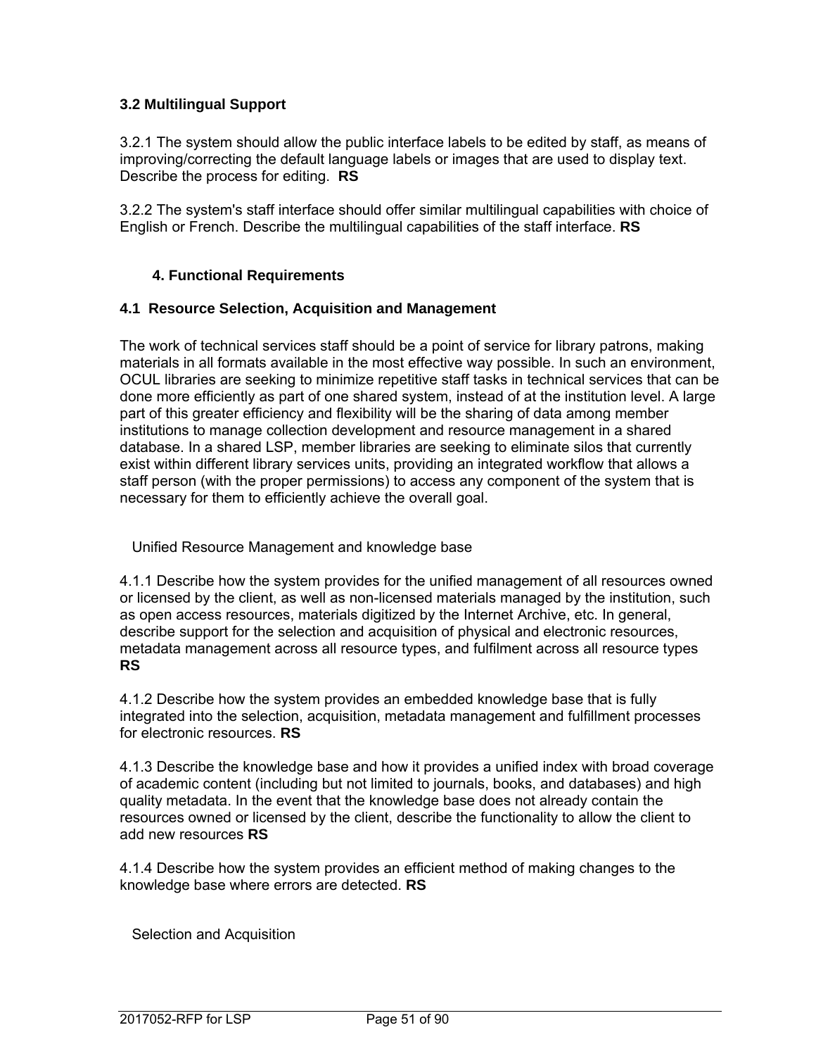### 3.2 Multilingual Support

3.2.1 The system should allow the public interface labels to be edited by staff, as means of improving/correcting the default language labels or images that are used to display text. Describe the process for editing. **RS**

3.2.2 The system's staff interface should offer similar multilingual capabilities with choice of English or French. Describe the multilingual capabilities of the staff interface. **RS**

## 4. Functional Requirements

### 4.1 Resource Selection, Acquisition and Management

The work of technical services staff should be a point of service for library patrons, making materials in all formats available in the most effective way possible. In such an environment, OCUL libraries are seeking to minimize repetitive staff tasks in technical services that can be done more efficiently as part of one shared system, instead of at the institution level. A large part of this greater efficiency and flexibility will be the sharing of data among member institutions to manage collection development and resource management in a shared database. In a shared LSP, member libraries are seeking to eliminate silos that currently exist within different library services units, providing an integrated workflow that allows a staff person (with the proper permissions) to access any component of the system that is necessary for them to efficiently achieve the overall goal.

Unified Resource Management and knowledge base

4.1.1 Describe how the system provides for the unified management of all resources owned or licensed by the client, as well as non-licensed materials managed by the institution, such as open access resources, materials digitized by the Internet Archive, etc. In general, describe support for the selection and acquisition of physical and electronic resources, metadata management across all resource types, and fulfilment across all resource types **RS**

4.1.2 Describe how the system provides an embedded knowledge base that is fully integrated into the selection, acquisition, metadata management and fulfillment processes for electronic resources. **RS**

4.1.3 Describe the knowledge base and how it provides a unified index with broad coverage of academic content (including but not limited to journals, books, and databases) and high quality metadata. In the event that the knowledge base does not already contain the resources owned or licensed by the client, describe the functionality to allow the client to add new resources **RS**

4.1.4 Describe how the system provides an efficient method of making changes to the knowledge base where errors are detected. **RS**

Selection and Acquisition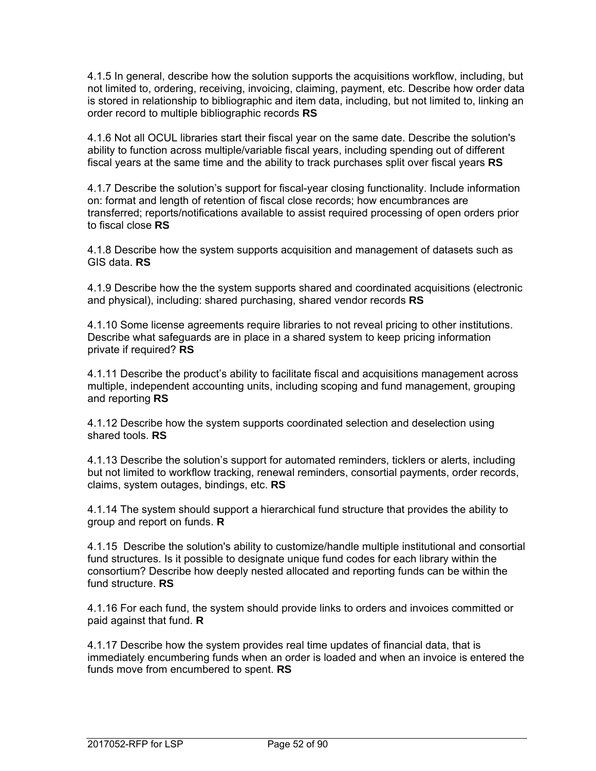4.1.5 In general, describe how the solution supports the acquisitions workflow, including, but not limited to, ordering, receiving, invoicing, claiming, payment, etc. Describe how order data is stored in relationship to bibliographic and item data, including, but not limited to, linking an order record to multiple bibliographic records **RS**

4.1.6 Not all OCUL libraries start their fiscal year on the same date. Describe the solution's ability to function across multiple/variable fiscal years, including spending out of different fiscal years at the same time and the ability to track purchases split over fiscal years **RS**

4.1.7 Describe the solution's support for fiscal-year closing functionality. Include information on: format and length of retention of fiscal close records; how encumbrances are transferred; reports/notifications available to assist required processing of open orders prior to fiscal close **RS**

4.1.8 Describe how the system supports acquisition and management of datasets such as GIS data. **RS**

4.1.9 Describe how the the system supports shared and coordinated acquisitions (electronic and physical), including: shared purchasing, shared vendor records **RS**

4.1.10 Some license agreements require libraries to not reveal pricing to other institutions. Describe what safeguards are in place in a shared system to keep pricing information private if required? **RS**

4.1.11 Describe the product's ability to facilitate fiscal and acquisitions management across multiple, independent accounting units, including scoping and fund management, grouping and reporting **RS**

4.1.12 Describe how the system supports coordinated selection and deselection using shared tools. **RS**

4.1.13 Describe the solution's support for automated reminders, ticklers or alerts, including but not limited to workflow tracking, renewal reminders, consortial payments, order records, claims, system outages, bindings, etc. **RS**

4.1.14 The system should support a hierarchical fund structure that provides the ability to group and report on funds. **R**

4.1.15 Describe the solution's ability to customize/handle multiple institutional and consortial fund structures. Is it possible to designate unique fund codes for each library within the consortium? Describe how deeply nested allocated and reporting funds can be within the fund structure. **RS**

4.1.16 For each fund, the system should provide links to orders and invoices committed or paid against that fund. **R**

4.1.17 Describe how the system provides real time updates of financial data, that is immediately encumbering funds when an order is loaded and when an invoice is entered the funds move from encumbered to spent. **RS**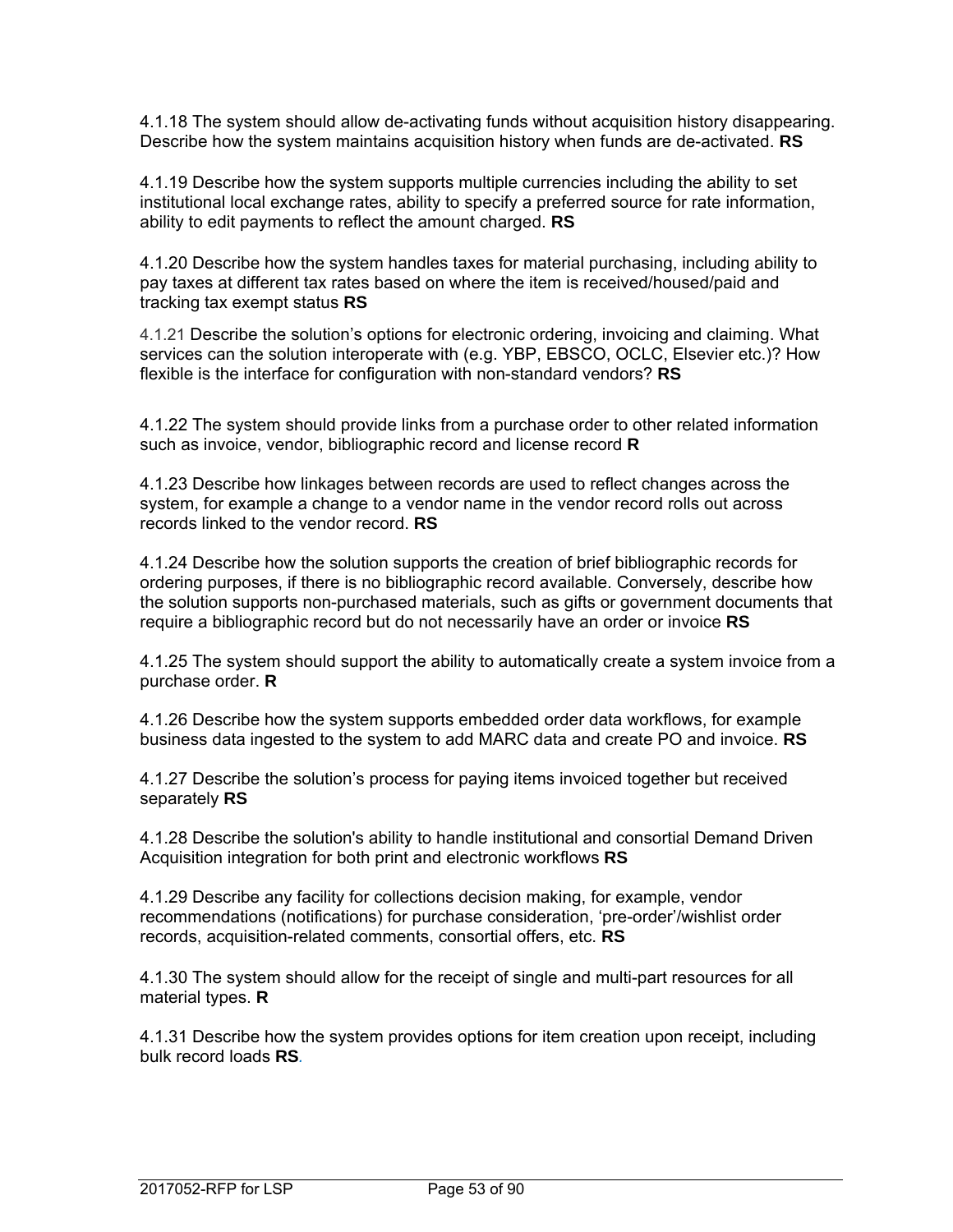4.1.18 The system should allow de-activating funds without acquisition history disappearing. Describe how the system maintains acquisition history when funds are de-activated. **RS**

4.1.19 Describe how the system supports multiple currencies including the ability to set institutional local exchange rates, ability to specify a preferred source for rate information, ability to edit payments to reflect the amount charged. **RS**

4.1.20 Describe how the system handles taxes for material purchasing, including ability to pay taxes at different tax rates based on where the item is received/housed/paid and tracking tax exempt status **RS**

4.1.21 Describe the solution's options for electronic ordering, invoicing and claiming. What services can the solution interoperate with (e.g. YBP, EBSCO, OCLC, Elsevier etc.)? How flexible is the interface for configuration with non-standard vendors? **RS**

4.1.22 The system should provide links from a purchase order to other related information such as invoice, vendor, bibliographic record and license record **R**

4.1.23 Describe how linkages between records are used to reflect changes across the system, for example a change to a vendor name in the vendor record rolls out across records linked to the vendor record. **RS**

4.1.24 Describe how the solution supports the creation of brief bibliographic records for ordering purposes, if there is no bibliographic record available. Conversely, describe how the solution supports non-purchased materials, such as gifts or government documents that require a bibliographic record but do not necessarily have an order or invoice **RS**

4.1.25 The system should support the ability to automatically create a system invoice from a purchase order. **R**

4.1.26 Describe how the system supports embedded order data workflows, for example business data ingested to the system to add MARC data and create PO and invoice. **RS**

4.1.27 Describe the solution's process for paying items invoiced together but received separately **RS**

4.1.28 Describe the solution's ability to handle institutional and consortial Demand Driven Acquisition integration for both print and electronic workflows **RS**

4.1.29 Describe any facility for collections decision making, for example, vendor recommendations (notifications) for purchase consideration, 'pre-order'/wishlist order records, acquisition-related comments, consortial offers, etc. **RS**

4.1.30 The system should allow for the receipt of single and multi-part resources for all material types. **R**

4.1.31 Describe how the system provides options for item creation upon receipt, including bulk record loads **RS**.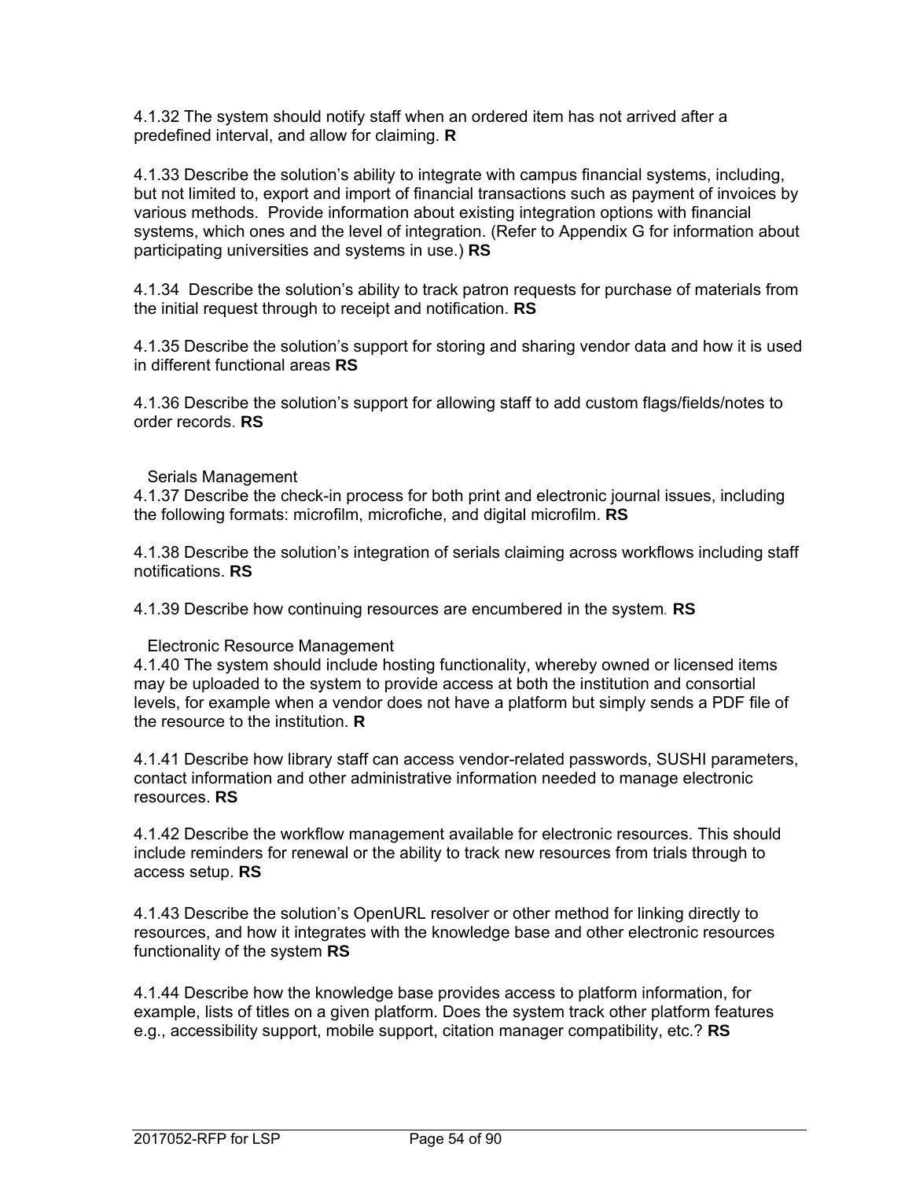4.1.32 The system should notify staff when an ordered item has not arrived after a predefined interval, and allow for claiming. **R**

4.1.33 Describe the solution's ability to integrate with campus financial systems, including, but not limited to, export and import of financial transactions such as payment of invoices by various methods. Provide information about existing integration options with financial systems, which ones and the level of integration. (Refer to Appendix G for information about participating universities and systems in use.) **RS**

4.1.34 Describe the solution's ability to track patron requests for purchase of materials from the initial request through to receipt and notification. **RS**

4.1.35 Describe the solution's support for storing and sharing vendor data and how it is used in different functional areas **RS**

4.1.36 Describe the solution's support for allowing staff to add custom flags/fields/notes to order records. **RS**

Serials Management

4.1.37 Describe the check-in process for both print and electronic journal issues, including the following formats: microfilm, microfiche, and digital microfilm. **RS**

4.1.38 Describe the solution's integration of serials claiming across workflows including staff notifications. **RS**

4.1.39 Describe how continuing resources are encumbered in the system. **RS**

Electronic Resource Management

4.1.40 The system should include hosting functionality, whereby owned or licensed items may be uploaded to the system to provide access at both the institution and consortial levels, for example when a vendor does not have a platform but simply sends a PDF file of the resource to the institution. **R**

4.1.41 Describe how library staff can access vendor-related passwords, SUSHI parameters, contact information and other administrative information needed to manage electronic resources. **RS**

4.1.42 Describe the workflow management available for electronic resources. This should include reminders for renewal or the ability to track new resources from trials through to access setup. **RS**

4.1.43 Describe the solution's OpenURL resolver or other method for linking directly to resources, and how it integrates with the knowledge base and other electronic resources functionality of the system **RS**

4.1.44 Describe how the knowledge base provides access to platform information, for example, lists of titles on a given platform. Does the system track other platform features e.g., accessibility support, mobile support, citation manager compatibility, etc.? **RS**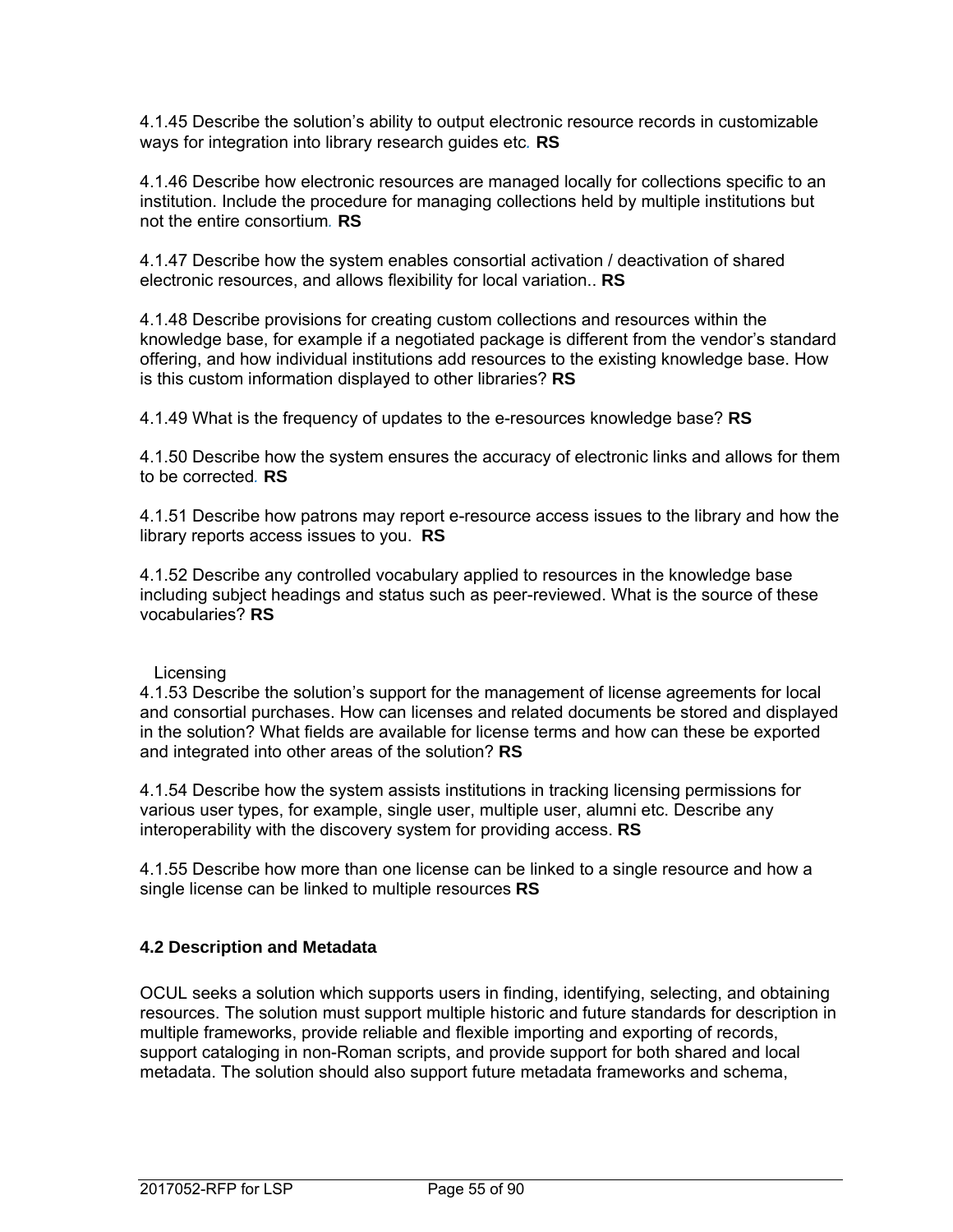4.1.45 Describe the solution's ability to output electronic resource records in customizable ways for integration into library research guides etc. **RS**

4.1.46 Describe how electronic resources are managed locally for collections specific to an institution. Include the procedure for managing collections held by multiple institutions but not the entire consortium. **RS**

4.1.47 Describe how the system enables consortial activation / deactivation of shared electronic resources, and allows flexibility for local variation.. **RS**

4.1.48 Describe provisions for creating custom collections and resources within the knowledge base, for example if a negotiated package is different from the vendor's standard offering, and how individual institutions add resources to the existing knowledge base. How is this custom information displayed to other libraries? **RS**

4.1.49 What is the frequency of updates to the e-resources knowledge base? **RS**

4.1.50 Describe how the system ensures the accuracy of electronic links and allows for them to be corrected. **RS**

4.1.51 Describe how patrons may report e-resource access issues to the library and how the library reports access issues to you. **RS**

4.1.52 Describe any controlled vocabulary applied to resources in the knowledge base including subject headings and status such as peer-reviewed. What is the source of these vocabularies? **RS**

Licensing

4.1.53 Describe the solution's support for the management of license agreements for local and consortial purchases. How can licenses and related documents be stored and displayed in the solution? What fields are available for license terms and how can these be exported and integrated into other areas of the solution? **RS**

4.1.54 Describe how the system assists institutions in tracking licensing permissions for various user types, for example, single user, multiple user, alumni etc. Describe any interoperability with the discovery system for providing access. **RS**

4.1.55 Describe how more than one license can be linked to a single resource and how a single license can be linked to multiple resources **RS**

### 4.2 Description and Metadata

OCUL seeks a solution which supports users in finding, identifying, selecting, and obtaining resources. The solution must support multiple historic and future standards for description in multiple frameworks, provide reliable and flexible importing and exporting of records, support cataloging in non-Roman scripts, and provide support for both shared and local metadata. The solution should also support future metadata frameworks and schema,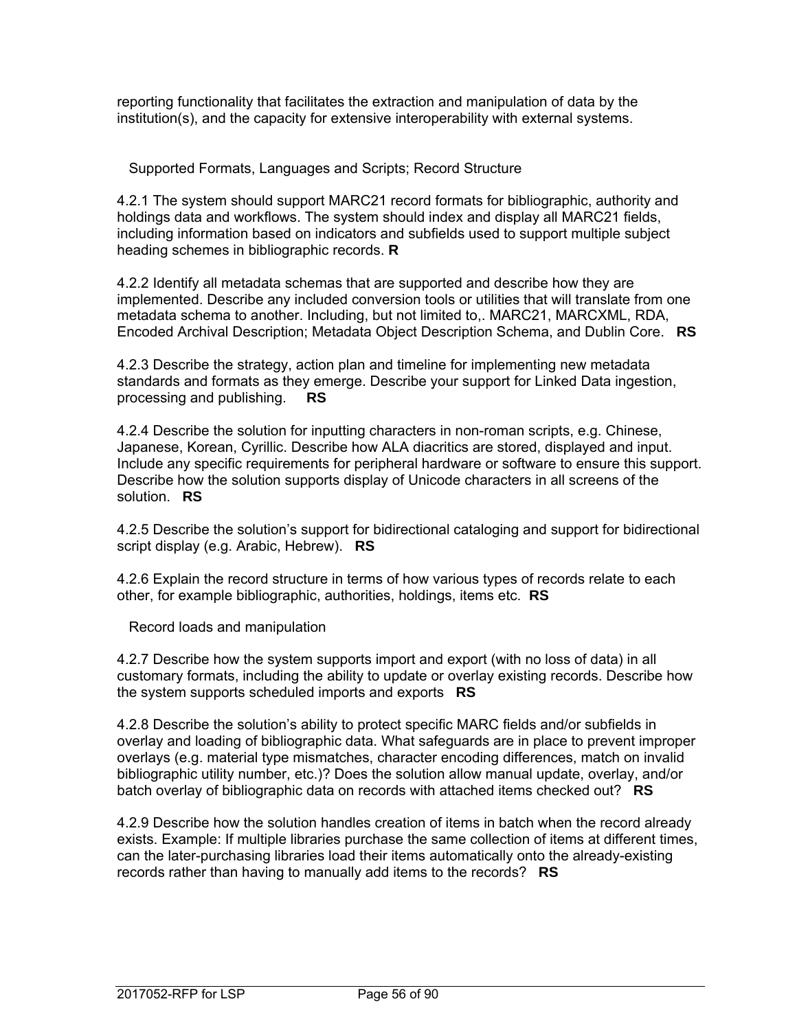reporting functionality that facilitates the extraction and manipulation of data by the institution(s), and the capacity for extensive interoperability with external systems.

Supported Formats, Languages and Scripts; Record Structure

4.2.1 The system should support MARC21 record formats for bibliographic, authority and holdings data and workflows. The system should index and display all MARC21 fields, including information based on indicators and subfields used to support multiple subject heading schemes in bibliographic records. **R**

4.2.2 Identify all metadata schemas that are supported and describe how they are implemented. Describe any included conversion tools or utilities that will translate from one metadata schema to another. Including, but not limited to,. MARC21, MARCXML, RDA, Encoded Archival Description; Metadata Object Description Schema, and Dublin Core. **RS**

4.2.3 Describe the strategy, action plan and timeline for implementing new metadata standards and formats as they emerge. Describe your support for Linked Data ingestion, processing and publishing. **RS**

4.2.4 Describe the solution for inputting characters in non-roman scripts, e.g. Chinese, Japanese, Korean, Cyrillic. Describe how ALA diacritics are stored, displayed and input. Include any specific requirements for peripheral hardware or software to ensure this support. Describe how the solution supports display of Unicode characters in all screens of the solution. **RS**

4.2.5 Describe the solution's support for bidirectional cataloging and support for bidirectional script display (e.g. Arabic, Hebrew). **RS**

4.2.6 Explain the record structure in terms of how various types of records relate to each other, for example bibliographic, authorities, holdings, items etc. **RS**

Record loads and manipulation

4.2.7 Describe how the system supports import and export (with no loss of data) in all customary formats, including the ability to update or overlay existing records. Describe how the system supports scheduled imports and exports **RS**

4.2.8 Describe the solution's ability to protect specific MARC fields and/or subfields in overlay and loading of bibliographic data. What safeguards are in place to prevent improper overlays (e.g. material type mismatches, character encoding differences, match on invalid bibliographic utility number, etc.)? Does the solution allow manual update, overlay, and/or batch overlay of bibliographic data on records with attached items checked out? **RS**

4.2.9 Describe how the solution handles creation of items in batch when the record already exists. Example: If multiple libraries purchase the same collection of items at different times, can the later-purchasing libraries load their items automatically onto the already-existing records rather than having to manually add items to the records? **RS**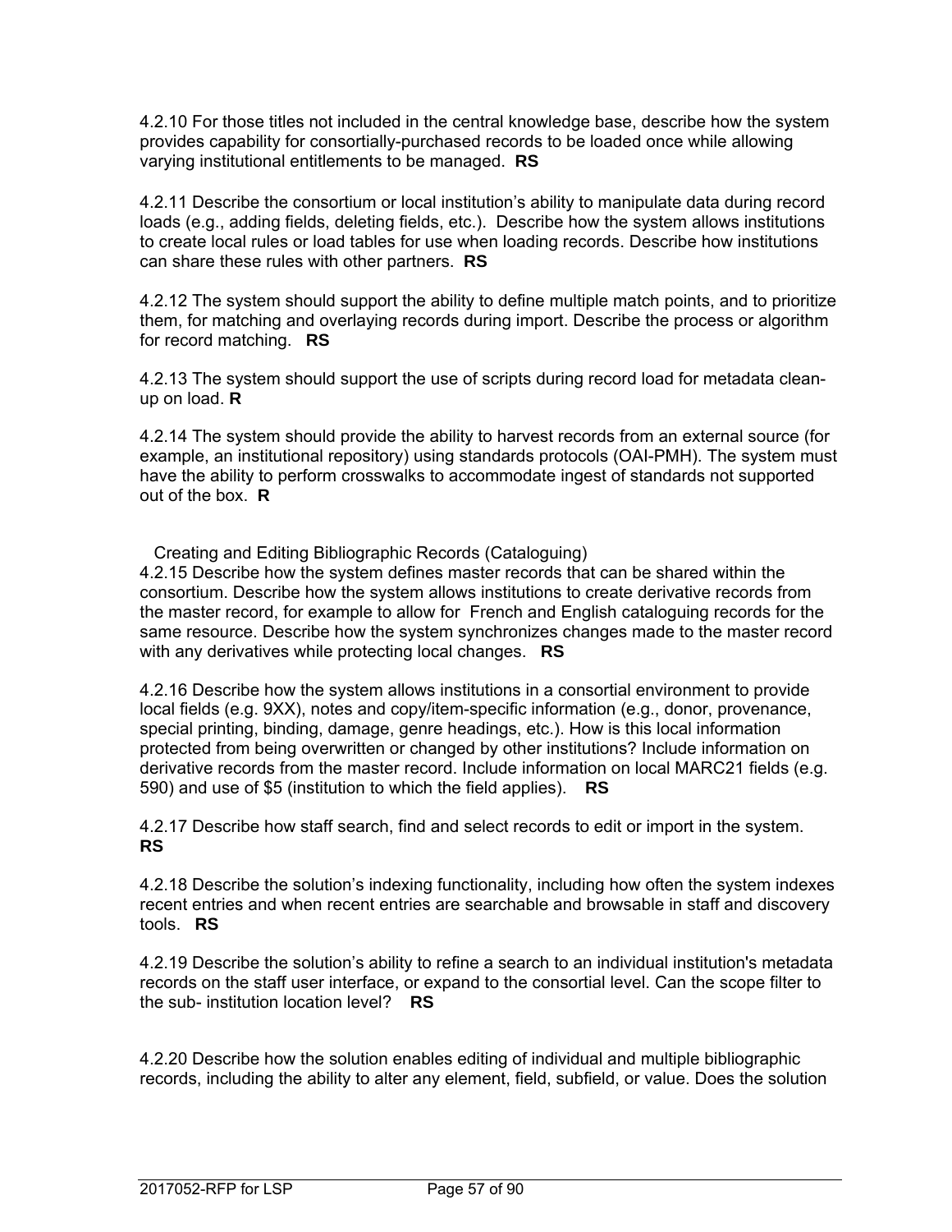4.2.10 For those titles not included in the central knowledge base, describe how the system provides capability for consortially-purchased records to be loaded once while allowing varying institutional entitlements to be managed. **RS**

4.2.11 Describe the consortium or local institution's ability to manipulate data during record loads (e.g., adding fields, deleting fields, etc.). Describe how the system allows institutions to create local rules or load tables for use when loading records. Describe how institutions can share these rules with other partners. **RS**

4.2.12 The system should support the ability to define multiple match points, and to prioritize them, for matching and overlaying records during import. Describe the process or algorithm for record matching. **RS**

4.2.13 The system should support the use of scripts during record load for metadata clean-up on load. **R**

4.2.14 The system should provide the ability to harvest records from an external source (for example, an institutional repository) using standards protocols (OAI-PMH). The system must have the ability to perform crosswalks to accommodate ingest of standards not supported out of the box. **R**

### Creating and Editing Bibliographic Records (Cataloguing)

4.2.15 Describe how the system defines master records that can be shared within the consortium. Describe how the system allows institutions to create derivative records from the master record, for example to allow for French and English cataloguing records for the same resource. Describe how the system synchronizes changes made to the master record with any derivatives while protecting local changes. **RS**

4.2.16 Describe how the system allows institutions in a consortial environment to provide local fields (e.g. 9XX), notes and copy/item-specific information (e.g., donor, provenance, special printing, binding, damage, genre headings, etc.). How is this local information protected from being overwritten or changed by other institutions? Include information on derivative records from the master record. Include information on local MARC21 fields (e.g. 590) and use of $5 (institution to which the field applies). **RS**

4.2.17 Describe how staff search, find and select records to edit or import in the system. **RS**

4.2.18 Describe the solution's indexing functionality, including how often the system indexes recent entries and when recent entries are searchable and browsable in staff and discovery tools. **RS**

4.2.19 Describe the solution's ability to refine a search to an individual institution's metadata records on the staff user interface, or expand to the consortial level. Can the scope filter to the sub- institution location level? **RS**

4.2.20 Describe how the solution enables editing of individual and multiple bibliographic records, including the ability to alter any element, field, subfield, or value. Does the solution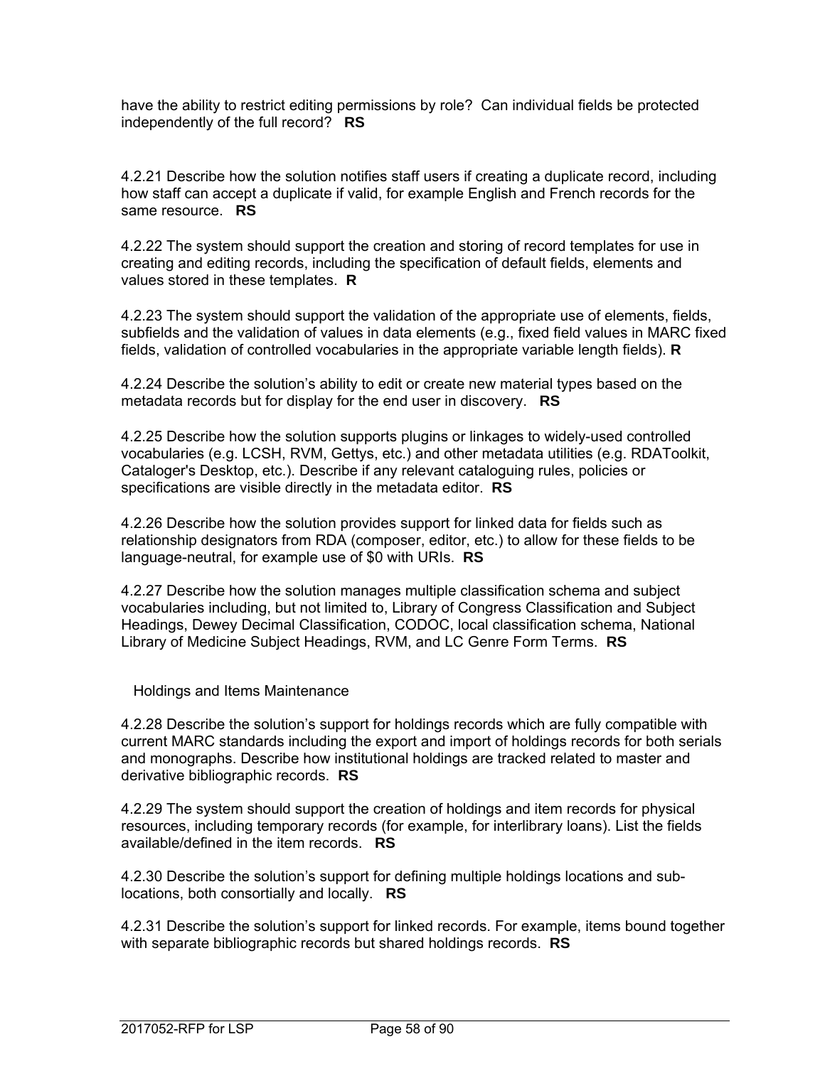have the ability to restrict editing permissions by role? Can individual fields be protected independently of the full record? **RS**

4.2.21 Describe how the solution notifies staff users if creating a duplicate record, including how staff can accept a duplicate if valid, for example English and French records for the same resource. **RS**

4.2.22 The system should support the creation and storing of record templates for use in creating and editing records, including the specification of default fields, elements and values stored in these templates. **R**

4.2.23 The system should support the validation of the appropriate use of elements, fields, subfields and the validation of values in data elements (e.g., fixed field values in MARC fixed fields, validation of controlled vocabularies in the appropriate variable length fields). **R**

4.2.24 Describe the solution's ability to edit or create new material types based on the metadata records but for display for the end user in discovery. **RS**

4.2.25 Describe how the solution supports plugins or linkages to widely-used controlled vocabularies (e.g. LCSH, RVM, Gettys, etc.) and other metadata utilities (e.g. RDAToolkit, Cataloger's Desktop, etc.). Describe if any relevant cataloguing rules, policies or specifications are visible directly in the metadata editor. **RS**

4.2.26 Describe how the solution provides support for linked data for fields such as relationship designators from RDA (composer, editor, etc.) to allow for these fields to be language-neutral, for example use of $0 with URIs. **RS**

4.2.27 Describe how the solution manages multiple classification schema and subject vocabularies including, but not limited to, Library of Congress Classification and Subject Headings, Dewey Decimal Classification, CODOC, local classification schema, National Library of Medicine Subject Headings, RVM, and LC Genre Form Terms. **RS**

Holdings and Items Maintenance

4.2.28 Describe the solution's support for holdings records which are fully compatible with current MARC standards including the export and import of holdings records for both serials and monographs. Describe how institutional holdings are tracked related to master and derivative bibliographic records. **RS**

4.2.29 The system should support the creation of holdings and item records for physical resources, including temporary records (for example, for interlibrary loans). List the fields available/defined in the item records. **RS**

4.2.30 Describe the solution's support for defining multiple holdings locations and sub-locations, both consortially and locally. **RS**

4.2.31 Describe the solution's support for linked records. For example, items bound together with separate bibliographic records but shared holdings records. **RS**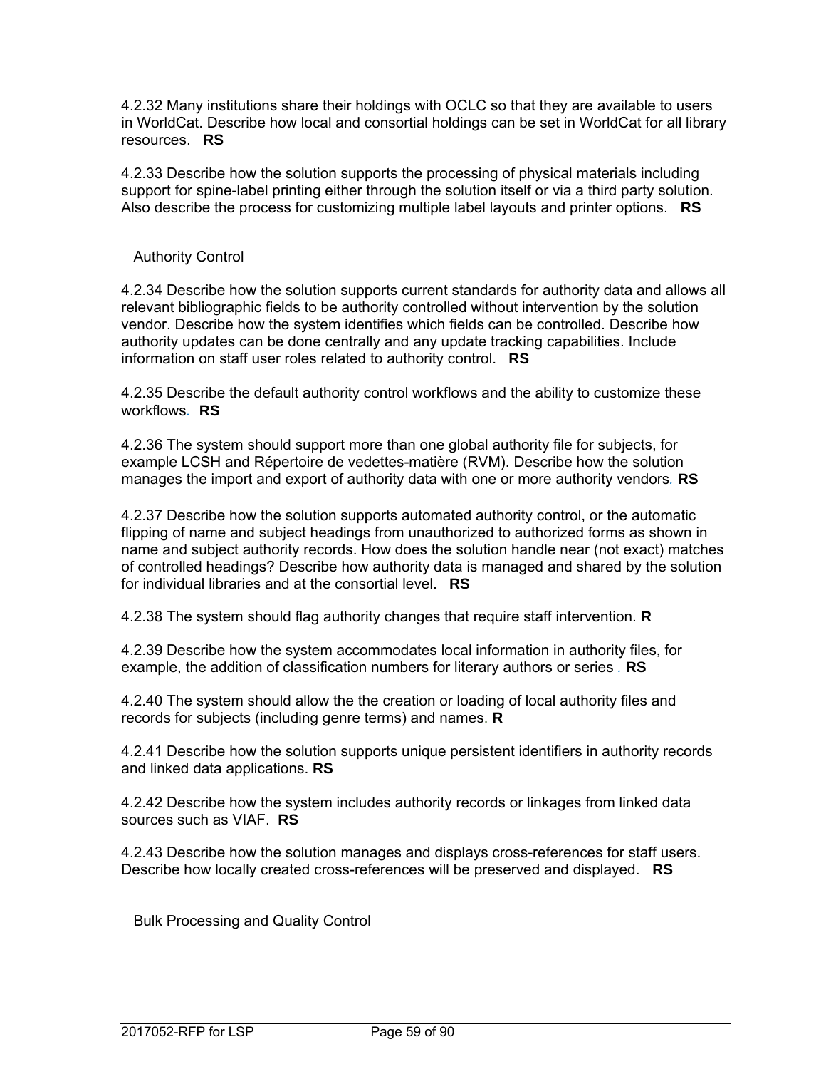4.2.32 Many institutions share their holdings with OCLC so that they are available to users in WorldCat. Describe how local and consortial holdings can be set in WorldCat for all library resources. **RS**

4.2.33 Describe how the solution supports the processing of physical materials including support for spine-label printing either through the solution itself or via a third party solution. Also describe the process for customizing multiple label layouts and printer options. **RS**

### Authority Control

4.2.34 Describe how the solution supports current standards for authority data and allows all relevant bibliographic fields to be authority controlled without intervention by the solution vendor. Describe how the system identifies which fields can be controlled. Describe how authority updates can be done centrally and any update tracking capabilities. Include information on staff user roles related to authority control. **RS**

4.2.35 Describe the default authority control workflows and the ability to customize these workflows. **RS**

4.2.36 The system should support more than one global authority file for subjects, for example LCSH and Répertoire de vedettes-matière (RVM). Describe how the solution manages the import and export of authority data with one or more authority vendors. **RS**

4.2.37 Describe how the solution supports automated authority control, or the automatic flipping of name and subject headings from unauthorized to authorized forms as shown in name and subject authority records. How does the solution handle near (not exact) matches of controlled headings? Describe how authority data is managed and shared by the solution for individual libraries and at the consortial level. **RS**

4.2.38 The system should flag authority changes that require staff intervention. **R**

4.2.39 Describe how the system accommodates local information in authority files, for example, the addition of classification numbers for literary authors or series . **RS**

4.2.40 The system should allow the the creation or loading of local authority files and records for subjects (including genre terms) and names. **R**

4.2.41 Describe how the solution supports unique persistent identifiers in authority records and linked data applications. **RS**

4.2.42 Describe how the system includes authority records or linkages from linked data sources such as VIAF. **RS**

4.2.43 Describe how the solution manages and displays cross-references for staff users. Describe how locally created cross-references will be preserved and displayed. **RS**

### Bulk Processing and Quality Control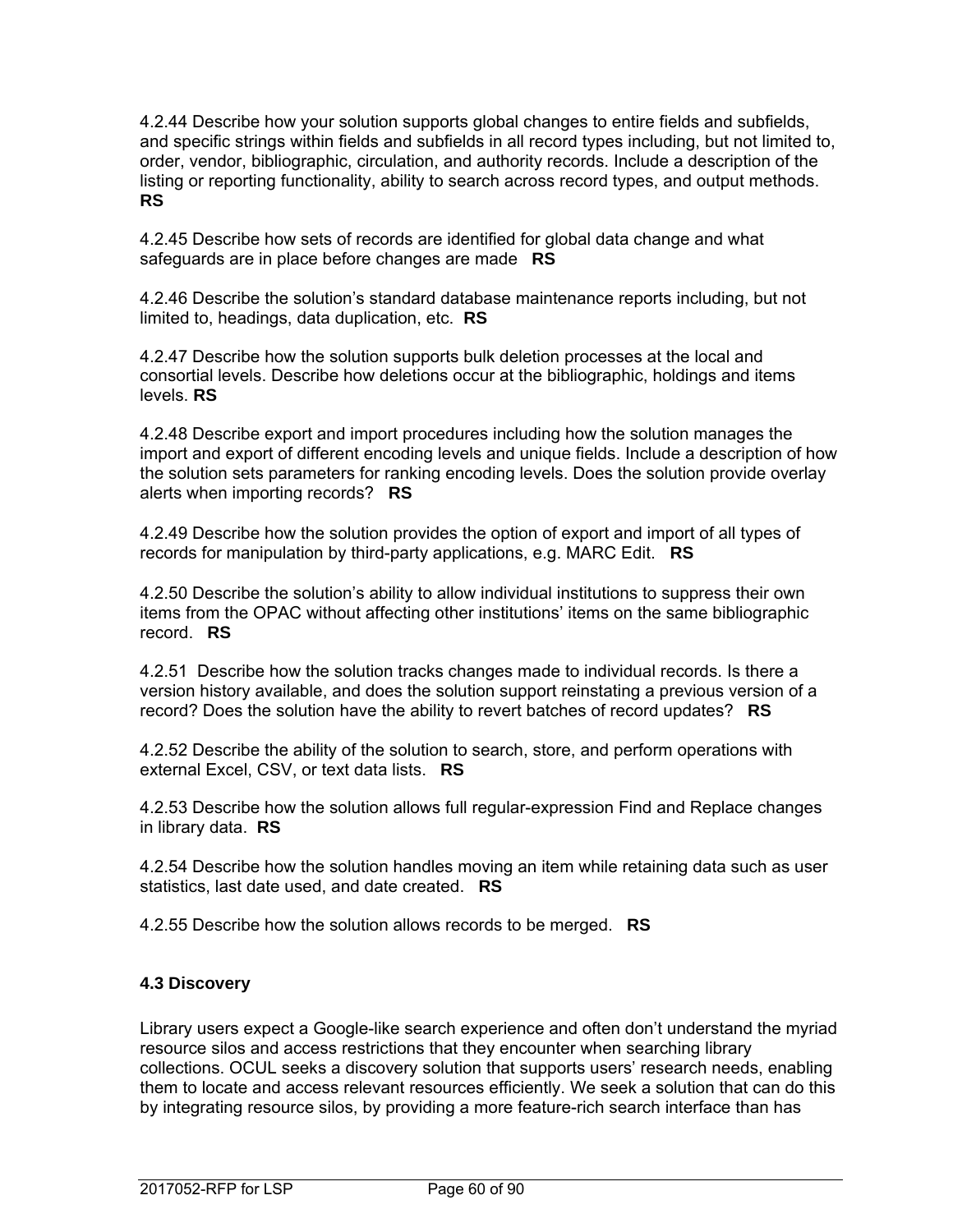4.2.44 Describe how your solution supports global changes to entire fields and subfields, and specific strings within fields and subfields in all record types including, but not limited to, order, vendor, bibliographic, circulation, and authority records. Include a description of the listing or reporting functionality, ability to search across record types, and output methods. **RS**

4.2.45 Describe how sets of records are identified for global data change and what safeguards are in place before changes are made **RS**

4.2.46 Describe the solution's standard database maintenance reports including, but not limited to, headings, data duplication, etc. **RS**

4.2.47 Describe how the solution supports bulk deletion processes at the local and consortial levels. Describe how deletions occur at the bibliographic, holdings and items levels. **RS**

4.2.48 Describe export and import procedures including how the solution manages the import and export of different encoding levels and unique fields. Include a description of how the solution sets parameters for ranking encoding levels. Does the solution provide overlay alerts when importing records? **RS**

4.2.49 Describe how the solution provides the option of export and import of all types of records for manipulation by third-party applications, e.g. MARC Edit. **RS**

4.2.50 Describe the solution's ability to allow individual institutions to suppress their own items from the OPAC without affecting other institutions' items on the same bibliographic record. **RS**

4.2.51 Describe how the solution tracks changes made to individual records. Is there a version history available, and does the solution support reinstating a previous version of a record? Does the solution have the ability to revert batches of record updates? **RS**

4.2.52 Describe the ability of the solution to search, store, and perform operations with external Excel, CSV, or text data lists. **RS**

4.2.53 Describe how the solution allows full regular-expression Find and Replace changes in library data. **RS**

4.2.54 Describe how the solution handles moving an item while retaining data such as user statistics, last date used, and date created. **RS**

4.2.55 Describe how the solution allows records to be merged. **RS**

### 4.3 Discovery

Library users expect a Google-like search experience and often don't understand the myriad resource silos and access restrictions that they encounter when searching library collections. OCUL seeks a discovery solution that supports users' research needs, enabling them to locate and access relevant resources efficiently. We seek a solution that can do this by integrating resource silos, by providing a more feature-rich search interface than has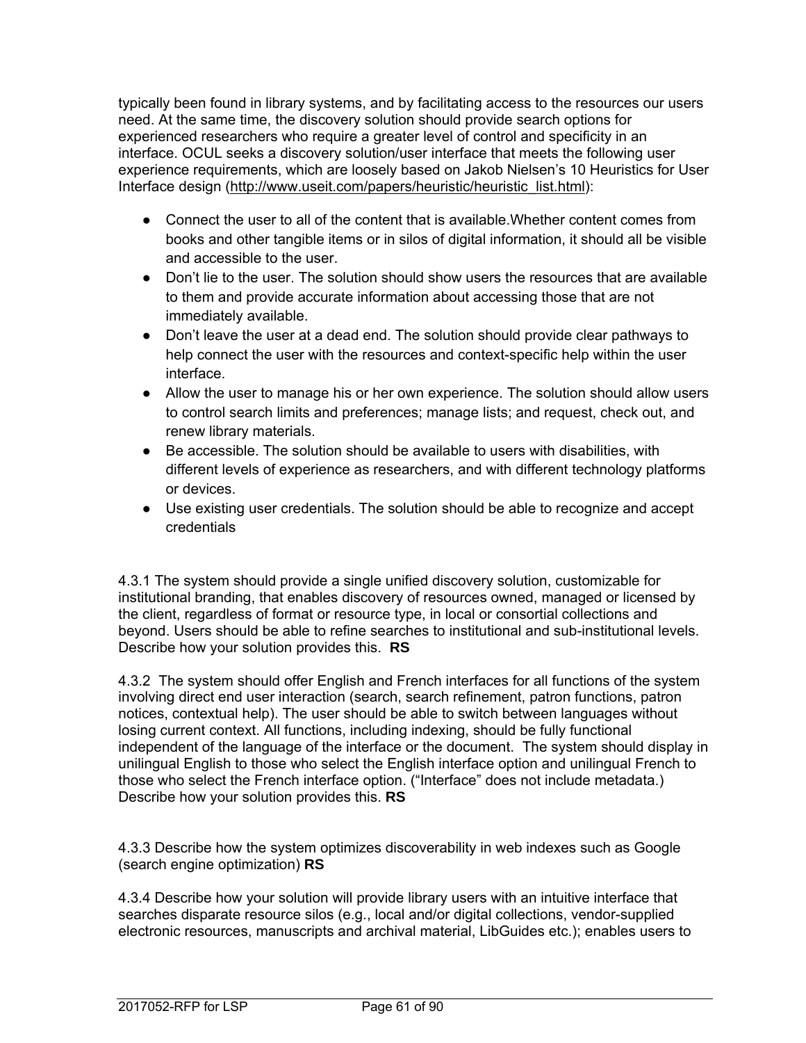typically been found in library systems, and by facilitating access to the resources our users need. At the same time, the discovery solution should provide search options for experienced researchers who require a greater level of control and specificity in an interface. OCUL seeks a discovery solution/user interface that meets the following user experience requirements, which are loosely based on Jakob Nielsen's 10 Heuristics for User Interface design (http://www.useit.com/papers/heuristic/heuristic_list.html):

- Connect the user to all of the content that is available.Whether content comes from books and other tangible items or in silos of digital information, it should all be visible and accessible to the user.
- Don't lie to the user. The solution should show users the resources that are available to them and provide accurate information about accessing those that are not immediately available.
- Don't leave the user at a dead end. The solution should provide clear pathways to help connect the user with the resources and context-specific help within the user interface.
- Allow the user to manage his or her own experience. The solution should allow users to control search limits and preferences; manage lists; and request, check out, and renew library materials.
- Be accessible. The solution should be available to users with disabilities, with different levels of experience as researchers, and with different technology platforms or devices.
- Use existing user credentials. The solution should be able to recognize and accept credentials

4.3.1 The system should provide a single unified discovery solution, customizable for institutional branding, that enables discovery of resources owned, managed or licensed by the client, regardless of format or resource type, in local or consortial collections and beyond. Users should be able to refine searches to institutional and sub-institutional levels. Describe how your solution provides this. **RS**

4.3.2 The system should offer English and French interfaces for all functions of the system involving direct end user interaction (search, search refinement, patron functions, patron notices, contextual help). The user should be able to switch between languages without losing current context. All functions, including indexing, should be fully functional independent of the language of the interface or the document. The system should display in unilingual English to those who select the English interface option and unilingual French to those who select the French interface option. ("Interface" does not include metadata.) Describe how your solution provides this. **RS**

4.3.3 Describe how the system optimizes discoverability in web indexes such as Google (search engine optimization) **RS**

4.3.4 Describe how your solution will provide library users with an intuitive interface that searches disparate resource silos (e.g., local and/or digital collections, vendor-supplied electronic resources, manuscripts and archival material, LibGuides etc.); enables users to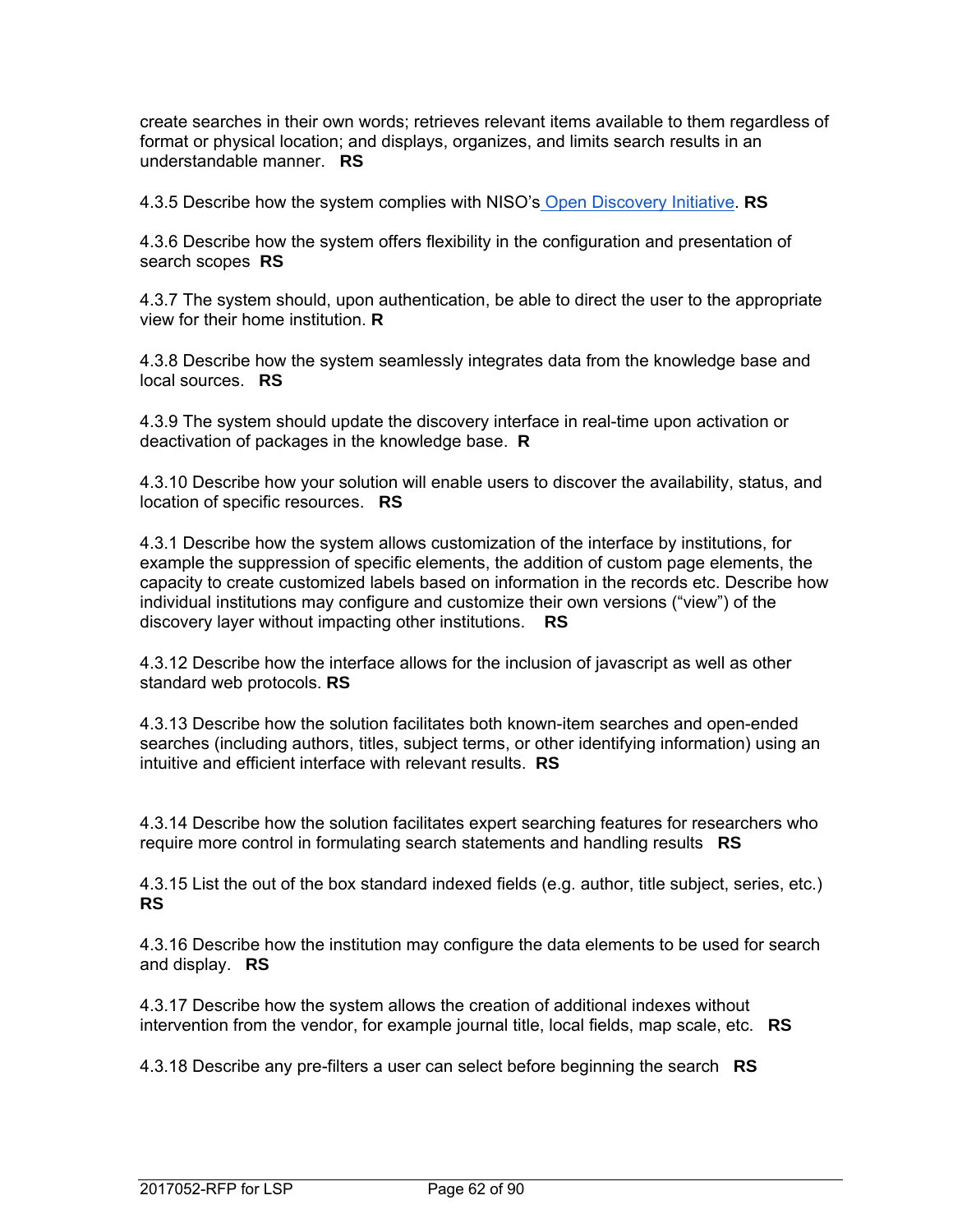create searches in their own words; retrieves relevant items available to them regardless of format or physical location; and displays, organizes, and limits search results in an understandable manner. **RS**

4.3.5 Describe how the system complies with NISO's Open Discovery Initiative. **RS**

4.3.6 Describe how the system offers flexibility in the configuration and presentation of search scopes **RS**

4.3.7 The system should, upon authentication, be able to direct the user to the appropriate view for their home institution. **R**

4.3.8 Describe how the system seamlessly integrates data from the knowledge base and local sources. **RS**

4.3.9 The system should update the discovery interface in real-time upon activation or deactivation of packages in the knowledge base. **R**

4.3.10 Describe how your solution will enable users to discover the availability, status, and location of specific resources. **RS**

4.3.1 Describe how the system allows customization of the interface by institutions, for example the suppression of specific elements, the addition of custom page elements, the capacity to create customized labels based on information in the records etc. Describe how individual institutions may configure and customize their own versions ("view") of the discovery layer without impacting other institutions. **RS**

4.3.12 Describe how the interface allows for the inclusion of javascript as well as other standard web protocols. **RS**

4.3.13 Describe how the solution facilitates both known-item searches and open-ended searches (including authors, titles, subject terms, or other identifying information) using an intuitive and efficient interface with relevant results. **RS**

4.3.14 Describe how the solution facilitates expert searching features for researchers who require more control in formulating search statements and handling results **RS**

4.3.15 List the out of the box standard indexed fields (e.g. author, title subject, series, etc.) **RS**

4.3.16 Describe how the institution may configure the data elements to be used for search and display. **RS**

4.3.17 Describe how the system allows the creation of additional indexes without intervention from the vendor, for example journal title, local fields, map scale, etc. **RS**

4.3.18 Describe any pre-filters a user can select before beginning the search **RS**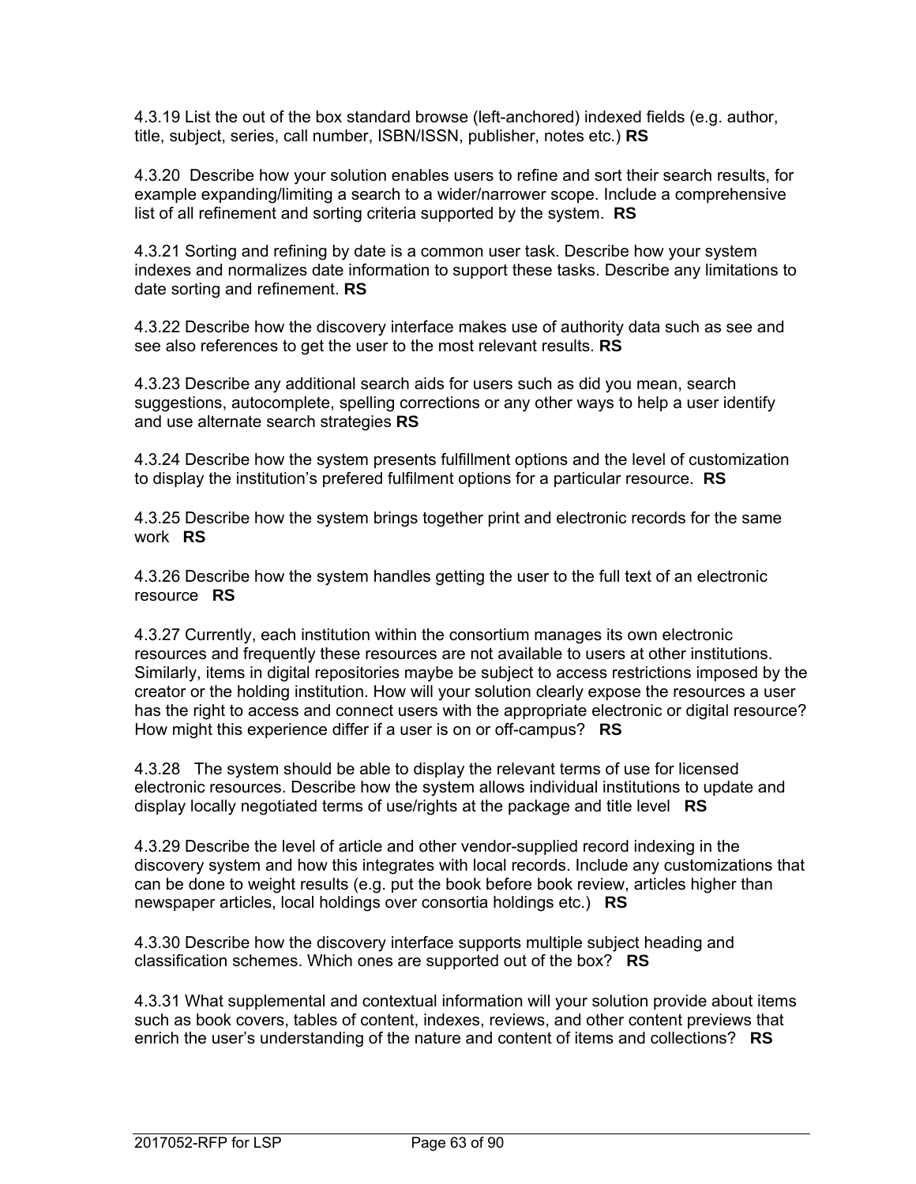4.3.19 List the out of the box standard browse (left-anchored) indexed fields (e.g. author, title, subject, series, call number, ISBN/ISSN, publisher, notes etc.) **RS**

4.3.20 Describe how your solution enables users to refine and sort their search results, for example expanding/limiting a search to a wider/narrower scope. Include a comprehensive list of all refinement and sorting criteria supported by the system. **RS**

4.3.21 Sorting and refining by date is a common user task. Describe how your system indexes and normalizes date information to support these tasks. Describe any limitations to date sorting and refinement. **RS**

4.3.22 Describe how the discovery interface makes use of authority data such as see and see also references to get the user to the most relevant results. **RS**

4.3.23 Describe any additional search aids for users such as did you mean, search suggestions, autocomplete, spelling corrections or any other ways to help a user identify and use alternate search strategies **RS**

4.3.24 Describe how the system presents fulfillment options and the level of customization to display the institution's prefered fulfilment options for a particular resource. **RS**

4.3.25 Describe how the system brings together print and electronic records for the same work **RS**

4.3.26 Describe how the system handles getting the user to the full text of an electronic resource **RS**

4.3.27 Currently, each institution within the consortium manages its own electronic resources and frequently these resources are not available to users at other institutions. Similarly, items in digital repositories maybe be subject to access restrictions imposed by the creator or the holding institution. How will your solution clearly expose the resources a user has the right to access and connect users with the appropriate electronic or digital resource? How might this experience differ if a user is on or off-campus? **RS**

4.3.28 The system should be able to display the relevant terms of use for licensed electronic resources. Describe how the system allows individual institutions to update and display locally negotiated terms of use/rights at the package and title level **RS**

4.3.29 Describe the level of article and other vendor-supplied record indexing in the discovery system and how this integrates with local records. Include any customizations that can be done to weight results (e.g. put the book before book review, articles higher than newspaper articles, local holdings over consortia holdings etc.) **RS**

4.3.30 Describe how the discovery interface supports multiple subject heading and classification schemes. Which ones are supported out of the box? **RS**

4.3.31 What supplemental and contextual information will your solution provide about items such as book covers, tables of content, indexes, reviews, and other content previews that enrich the user's understanding of the nature and content of items and collections? **RS**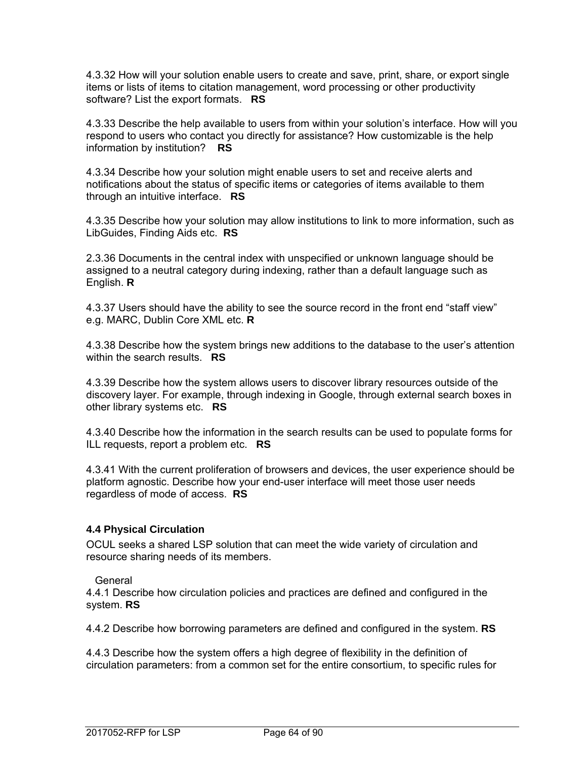4.3.32 How will your solution enable users to create and save, print, share, or export single items or lists of items to citation management, word processing or other productivity software? List the export formats. **RS**

4.3.33 Describe the help available to users from within your solution's interface. How will you respond to users who contact you directly for assistance? How customizable is the help information by institution? **RS**

4.3.34 Describe how your solution might enable users to set and receive alerts and notifications about the status of specific items or categories of items available to them through an intuitive interface. **RS**

4.3.35 Describe how your solution may allow institutions to link to more information, such as LibGuides, Finding Aids etc. **RS**

2.3.36 Documents in the central index with unspecified or unknown language should be assigned to a neutral category during indexing, rather than a default language such as English. **R**

4.3.37 Users should have the ability to see the source record in the front end "staff view" e.g. MARC, Dublin Core XML etc. **R**

4.3.38 Describe how the system brings new additions to the database to the user's attention within the search results. **RS**

4.3.39 Describe how the system allows users to discover library resources outside of the discovery layer. For example, through indexing in Google, through external search boxes in other library systems etc. **RS**

4.3.40 Describe how the information in the search results can be used to populate forms for ILL requests, report a problem etc. **RS**

4.3.41 With the current proliferation of browsers and devices, the user experience should be platform agnostic. Describe how your end-user interface will meet those user needs regardless of mode of access. **RS**

### 4.4 Physical Circulation

OCUL seeks a shared LSP solution that can meet the wide variety of circulation and resource sharing needs of its members.

General

4.4.1 Describe how circulation policies and practices are defined and configured in the system. **RS**

4.4.2 Describe how borrowing parameters are defined and configured in the system. **RS**

4.4.3 Describe how the system offers a high degree of flexibility in the definition of circulation parameters: from a common set for the entire consortium, to specific rules for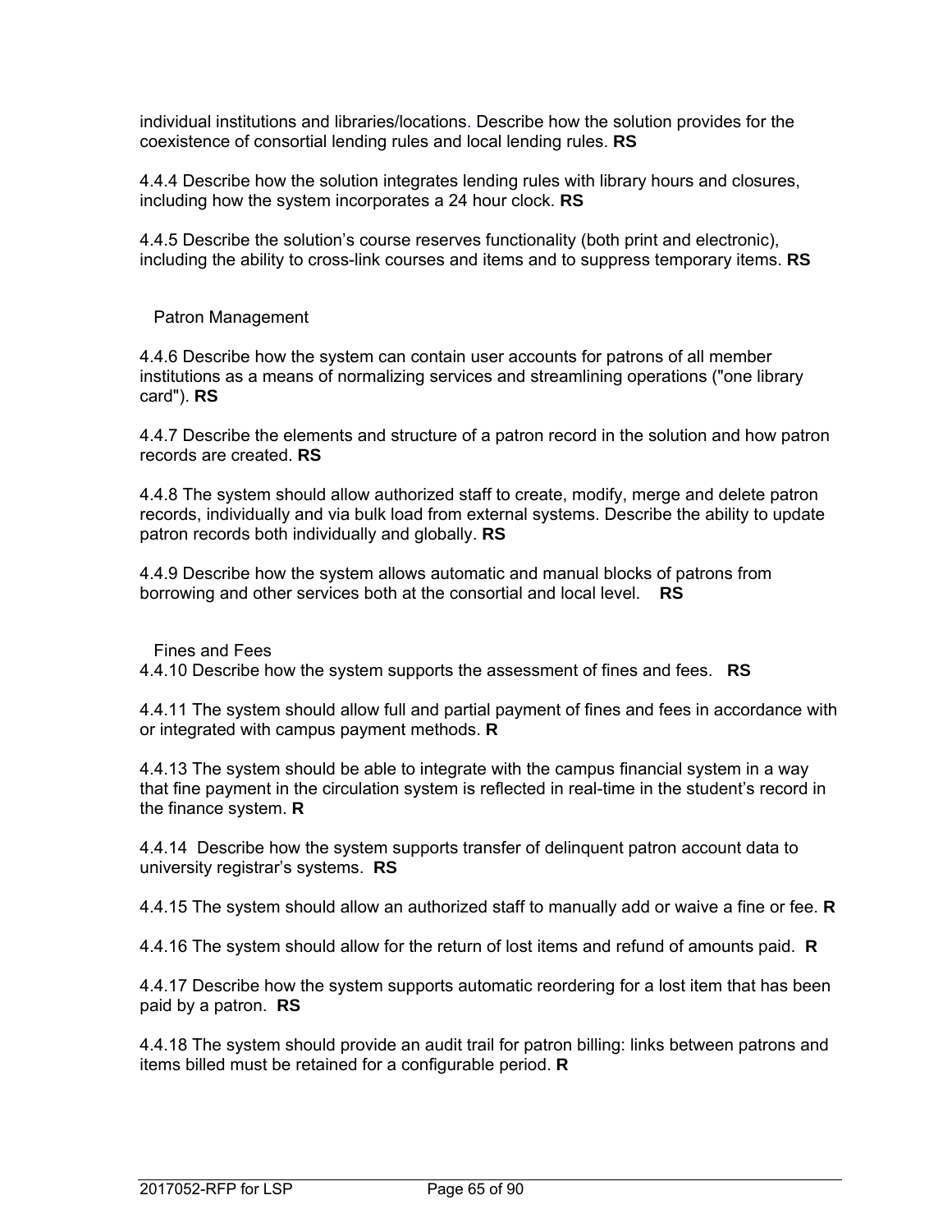individual institutions and libraries/locations. Describe how the solution provides for the coexistence of consortial lending rules and local lending rules. **RS**

4.4.4 Describe how the solution integrates lending rules with library hours and closures, including how the system incorporates a 24 hour clock. **RS**

4.4.5 Describe the solution's course reserves functionality (both print and electronic), including the ability to cross-link courses and items and to suppress temporary items. **RS**

### Patron Management

4.4.6 Describe how the system can contain user accounts for patrons of all member institutions as a means of normalizing services and streamlining operations ("one library card"). **RS**

4.4.7 Describe the elements and structure of a patron record in the solution and how patron records are created. **RS**

4.4.8 The system should allow authorized staff to create, modify, merge and delete patron records, individually and via bulk load from external systems. Describe the ability to update patron records both individually and globally. **RS**

4.4.9 Describe how the system allows automatic and manual blocks of patrons from borrowing and other services both at the consortial and local level. **RS**

### Fines and Fees

4.4.10 Describe how the system supports the assessment of fines and fees. **RS**

4.4.11 The system should allow full and partial payment of fines and fees in accordance with or integrated with campus payment methods. **R**

4.4.13 The system should be able to integrate with the campus financial system in a way that fine payment in the circulation system is reflected in real-time in the student's record in the finance system. **R**

4.4.14 Describe how the system supports transfer of delinquent patron account data to university registrar's systems. **RS**

4.4.15 The system should allow an authorized staff to manually add or waive a fine or fee. **R**

4.4.16 The system should allow for the return of lost items and refund of amounts paid. **R**

4.4.17 Describe how the system supports automatic reordering for a lost item that has been paid by a patron. **RS**

4.4.18 The system should provide an audit trail for patron billing: links between patrons and items billed must be retained for a configurable period. **R**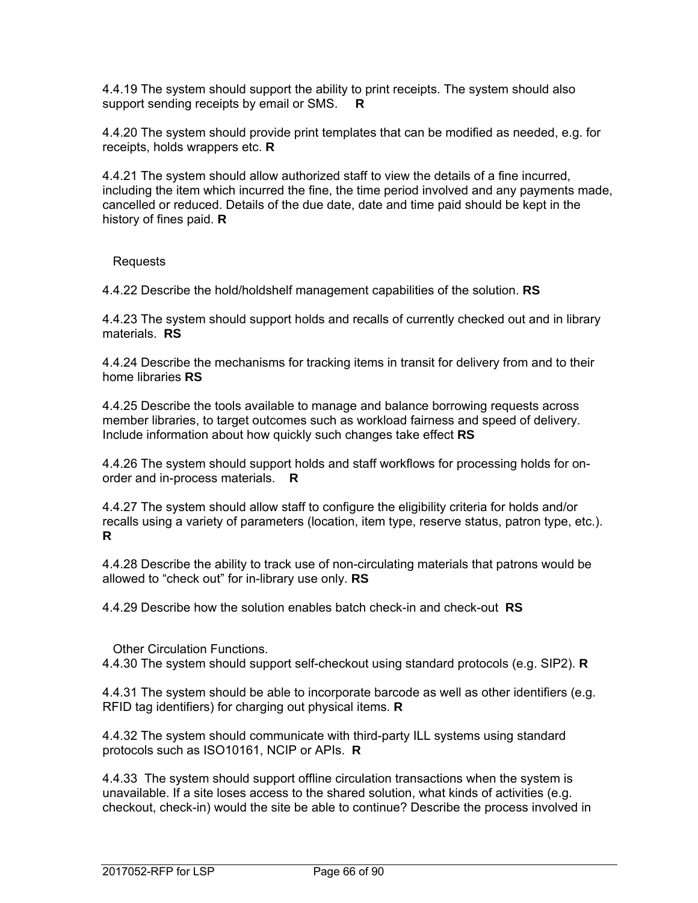4.4.19 The system should support the ability to print receipts. The system should also support sending receipts by email or SMS. **R**

4.4.20 The system should provide print templates that can be modified as needed, e.g. for receipts, holds wrappers etc. **R**

4.4.21 The system should allow authorized staff to view the details of a fine incurred, including the item which incurred the fine, the time period involved and any payments made, cancelled or reduced. Details of the due date, date and time paid should be kept in the history of fines paid. **R**

Requests

4.4.22 Describe the hold/holdshelf management capabilities of the solution. **RS**

4.4.23 The system should support holds and recalls of currently checked out and in library materials. **RS**

4.4.24 Describe the mechanisms for tracking items in transit for delivery from and to their home libraries **RS**

4.4.25 Describe the tools available to manage and balance borrowing requests across member libraries, to target outcomes such as workload fairness and speed of delivery. Include information about how quickly such changes take effect **RS**

4.4.26 The system should support holds and staff workflows for processing holds for on-order and in-process materials. **R**

4.4.27 The system should allow staff to configure the eligibility criteria for holds and/or recalls using a variety of parameters (location, item type, reserve status, patron type, etc.). **R**

4.4.28 Describe the ability to track use of non-circulating materials that patrons would be allowed to “check out” for in-library use only. **RS**

4.4.29 Describe how the solution enables batch check-in and check-out **RS**

Other Circulation Functions.

4.4.30 The system should support self-checkout using standard protocols (e.g. SIP2). **R**

4.4.31 The system should be able to incorporate barcode as well as other identifiers (e.g. RFID tag identifiers) for charging out physical items. **R**

4.4.32 The system should communicate with third-party ILL systems using standard protocols such as ISO10161, NCIP or APIs. **R**

4.4.33 The system should support offline circulation transactions when the system is unavailable. If a site loses access to the shared solution, what kinds of activities (e.g. checkout, check-in) would the site be able to continue? Describe the process involved in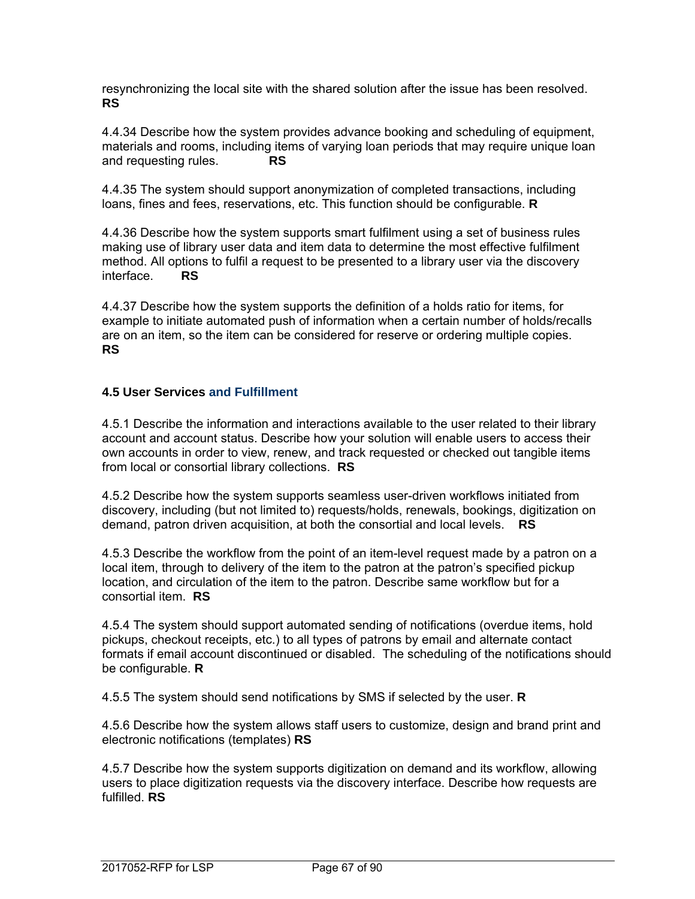resynchronizing the local site with the shared solution after the issue has been resolved. **RS**

4.4.34 Describe how the system provides advance booking and scheduling of equipment, materials and rooms, including items of varying loan periods that may require unique loan and requesting rules. **RS**

4.4.35 The system should support anonymization of completed transactions, including loans, fines and fees, reservations, etc. This function should be configurable. **R**

4.4.36 Describe how the system supports smart fulfilment using a set of business rules making use of library user data and item data to determine the most effective fulfilment method. All options to fulfil a request to be presented to a library user via the discovery interface. **RS**

4.4.37 Describe how the system supports the definition of a holds ratio for items, for example to initiate automated push of information when a certain number of holds/recalls are on an item, so the item can be considered for reserve or ordering multiple copies. **RS**

### 4.5 User Services and Fulfillment

4.5.1 Describe the information and interactions available to the user related to their library account and account status. Describe how your solution will enable users to access their own accounts in order to view, renew, and track requested or checked out tangible items from local or consortial library collections. **RS**

4.5.2 Describe how the system supports seamless user-driven workflows initiated from discovery, including (but not limited to) requests/holds, renewals, bookings, digitization on demand, patron driven acquisition, at both the consortial and local levels. **RS**

4.5.3 Describe the workflow from the point of an item-level request made by a patron on a local item, through to delivery of the item to the patron at the patron's specified pickup location, and circulation of the item to the patron. Describe same workflow but for a consortial item. **RS**

4.5.4 The system should support automated sending of notifications (overdue items, hold pickups, checkout receipts, etc.) to all types of patrons by email and alternate contact formats if email account discontinued or disabled. The scheduling of the notifications should be configurable. **R**

4.5.5 The system should send notifications by SMS if selected by the user. **R**

4.5.6 Describe how the system allows staff users to customize, design and brand print and electronic notifications (templates) **RS**

4.5.7 Describe how the system supports digitization on demand and its workflow, allowing users to place digitization requests via the discovery interface. Describe how requests are fulfilled. **RS**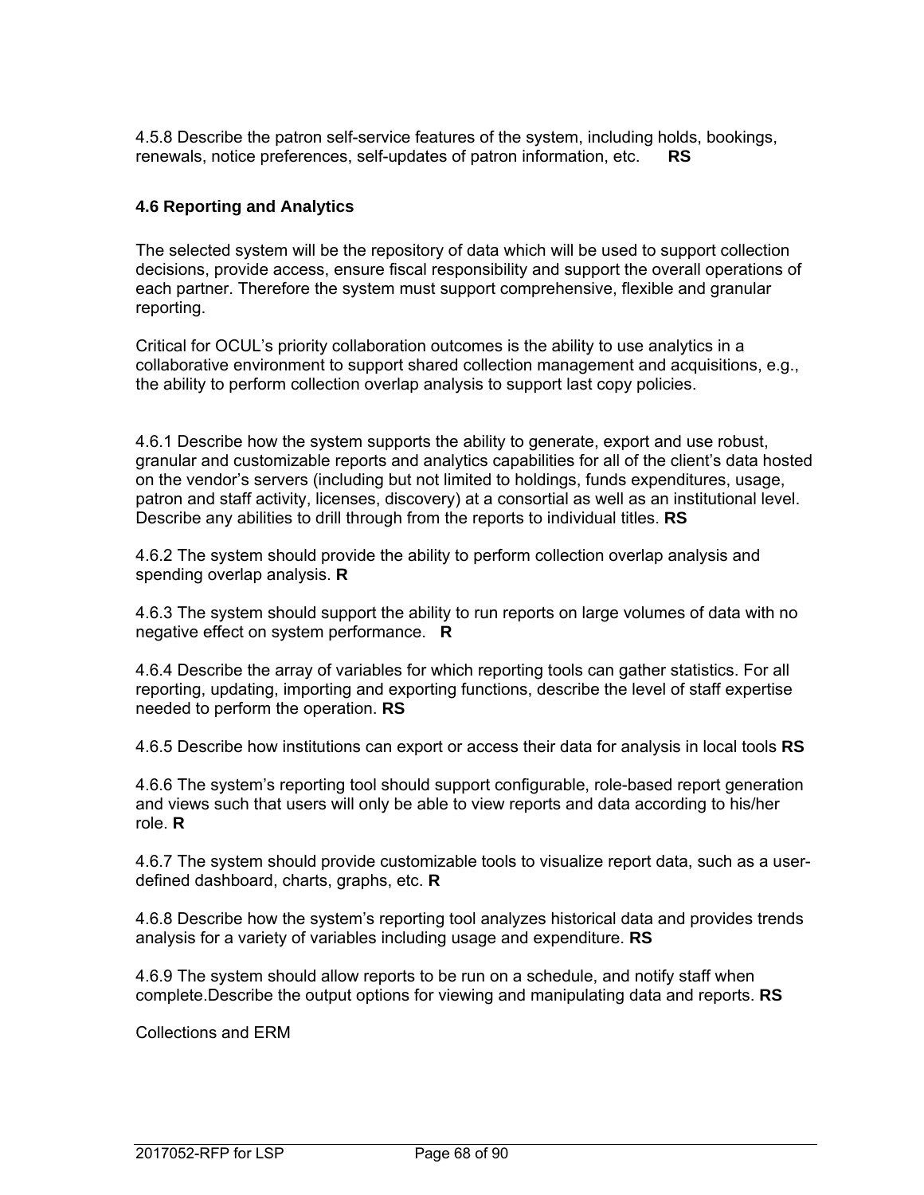4.5.8 Describe the patron self-service features of the system, including holds, bookings, renewals, notice preferences, self-updates of patron information, etc. **RS**

### 4.6 Reporting and Analytics

The selected system will be the repository of data which will be used to support collection decisions, provide access, ensure fiscal responsibility and support the overall operations of each partner. Therefore the system must support comprehensive, flexible and granular reporting.

Critical for OCUL's priority collaboration outcomes is the ability to use analytics in a collaborative environment to support shared collection management and acquisitions, e.g., the ability to perform collection overlap analysis to support last copy policies.

4.6.1 Describe how the system supports the ability to generate, export and use robust, granular and customizable reports and analytics capabilities for all of the client's data hosted on the vendor's servers (including but not limited to holdings, funds expenditures, usage, patron and staff activity, licenses, discovery) at a consortial as well as an institutional level. Describe any abilities to drill through from the reports to individual titles. **RS**

4.6.2 The system should provide the ability to perform collection overlap analysis and spending overlap analysis. **R**

4.6.3 The system should support the ability to run reports on large volumes of data with no negative effect on system performance. **R**

4.6.4 Describe the array of variables for which reporting tools can gather statistics. For all reporting, updating, importing and exporting functions, describe the level of staff expertise needed to perform the operation. **RS**

4.6.5 Describe how institutions can export or access their data for analysis in local tools **RS**

4.6.6 The system's reporting tool should support configurable, role-based report generation and views such that users will only be able to view reports and data according to his/her role. **R**

4.6.7 The system should provide customizable tools to visualize report data, such as a user-defined dashboard, charts, graphs, etc. **R**

4.6.8 Describe how the system's reporting tool analyzes historical data and provides trends analysis for a variety of variables including usage and expenditure. **RS**

4.6.9 The system should allow reports to be run on a schedule, and notify staff when complete.Describe the output options for viewing and manipulating data and reports. **RS**

Collections and ERM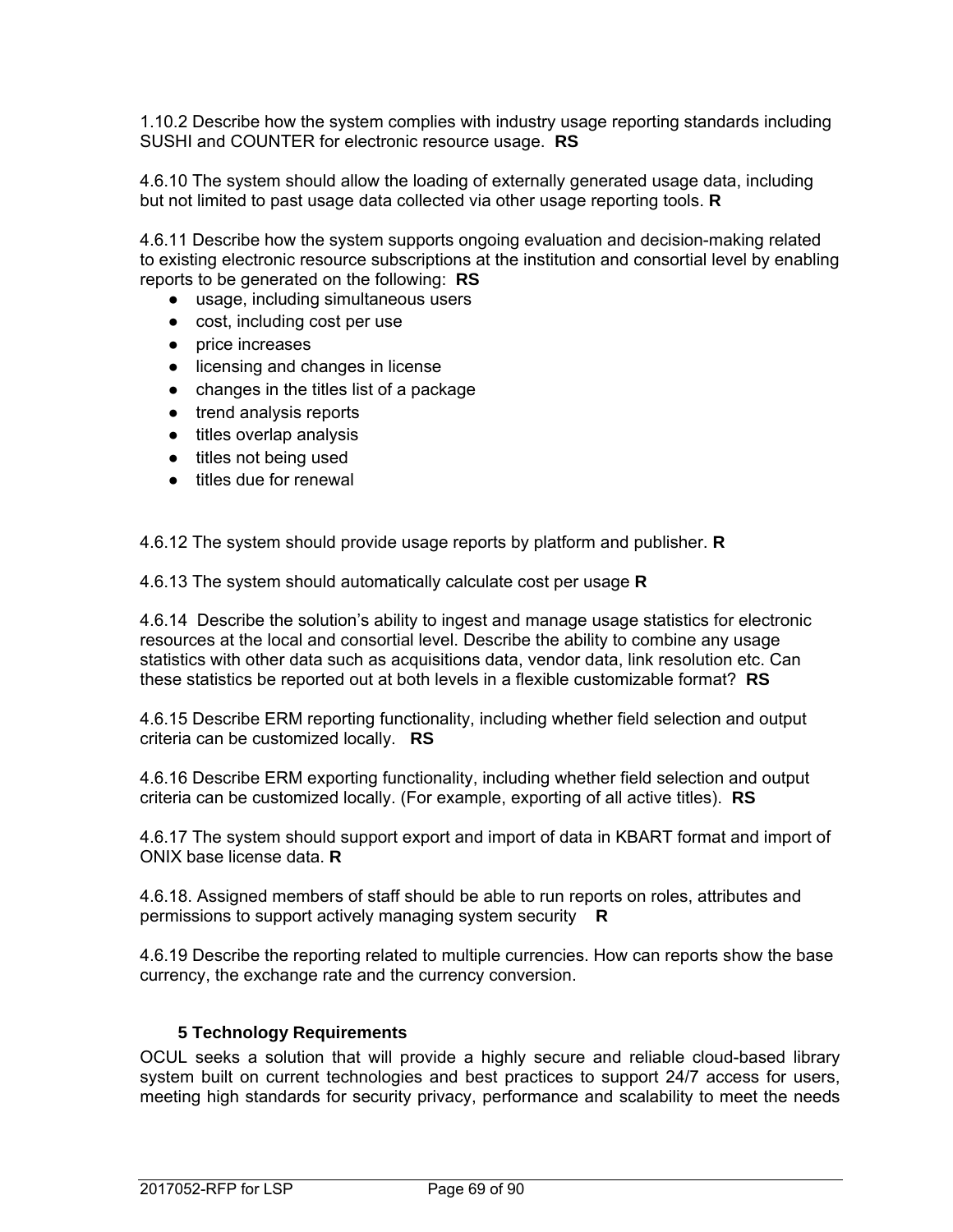1.10.2 Describe how the system complies with industry usage reporting standards including SUSHI and COUNTER for electronic resource usage. **RS**

4.6.10 The system should allow the loading of externally generated usage data, including but not limited to past usage data collected via other usage reporting tools. **R**

4.6.11 Describe how the system supports ongoing evaluation and decision-making related to existing electronic resource subscriptions at the institution and consortial level by enabling reports to be generated on the following: **RS**

- usage, including simultaneous users
- cost, including cost per use
- price increases
- licensing and changes in license
- changes in the titles list of a package
- trend analysis reports
- titles overlap analysis
- titles not being used
- titles due for renewal

4.6.12 The system should provide usage reports by platform and publisher. **R**

4.6.13 The system should automatically calculate cost per usage **R**

4.6.14 Describe the solution's ability to ingest and manage usage statistics for electronic resources at the local and consortial level. Describe the ability to combine any usage statistics with other data such as acquisitions data, vendor data, link resolution etc. Can these statistics be reported out at both levels in a flexible customizable format? **RS**

4.6.15 Describe ERM reporting functionality, including whether field selection and output criteria can be customized locally. **RS**

4.6.16 Describe ERM exporting functionality, including whether field selection and output criteria can be customized locally. (For example, exporting of all active titles). **RS**

4.6.17 The system should support export and import of data in KBART format and import of ONIX base license data. **R**

4.6.18. Assigned members of staff should be able to run reports on roles, attributes and permissions to support actively managing system security **R**

4.6.19 Describe the reporting related to multiple currencies. How can reports show the base currency, the exchange rate and the currency conversion.

## 5 Technology Requirements

OCUL seeks a solution that will provide a highly secure and reliable cloud-based library system built on current technologies and best practices to support 24/7 access for users, meeting high standards for security privacy, performance and scalability to meet the needs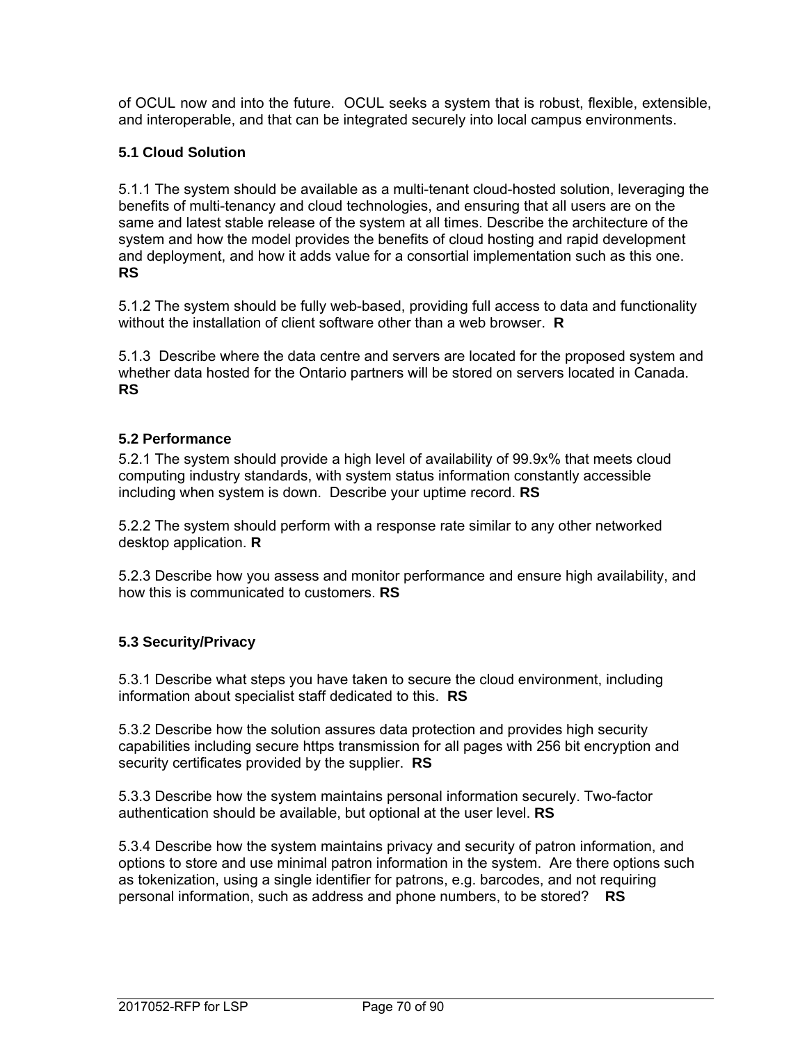of OCUL now and into the future. OCUL seeks a system that is robust, flexible, extensible, and interoperable, and that can be integrated securely into local campus environments.

### 5.1 Cloud Solution

5.1.1 The system should be available as a multi-tenant cloud-hosted solution, leveraging the benefits of multi-tenancy and cloud technologies, and ensuring that all users are on the same and latest stable release of the system at all times. Describe the architecture of the system and how the model provides the benefits of cloud hosting and rapid development and deployment, and how it adds value for a consortial implementation such as this one. **RS**

5.1.2 The system should be fully web-based, providing full access to data and functionality without the installation of client software other than a web browser. **R**

5.1.3 Describe where the data centre and servers are located for the proposed system and whether data hosted for the Ontario partners will be stored on servers located in Canada. **RS**

### 5.2 Performance

5.2.1 The system should provide a high level of availability of 99.9x% that meets cloud computing industry standards, with system status information constantly accessible including when system is down. Describe your uptime record. **RS**

5.2.2 The system should perform with a response rate similar to any other networked desktop application. **R**

5.2.3 Describe how you assess and monitor performance and ensure high availability, and how this is communicated to customers. **RS**

### 5.3 Security/Privacy

5.3.1 Describe what steps you have taken to secure the cloud environment, including information about specialist staff dedicated to this. **RS**

5.3.2 Describe how the solution assures data protection and provides high security capabilities including secure https transmission for all pages with 256 bit encryption and security certificates provided by the supplier. **RS**

5.3.3 Describe how the system maintains personal information securely. Two-factor authentication should be available, but optional at the user level. **RS**

5.3.4 Describe how the system maintains privacy and security of patron information, and options to store and use minimal patron information in the system. Are there options such as tokenization, using a single identifier for patrons, e.g. barcodes, and not requiring personal information, such as address and phone numbers, to be stored? **RS**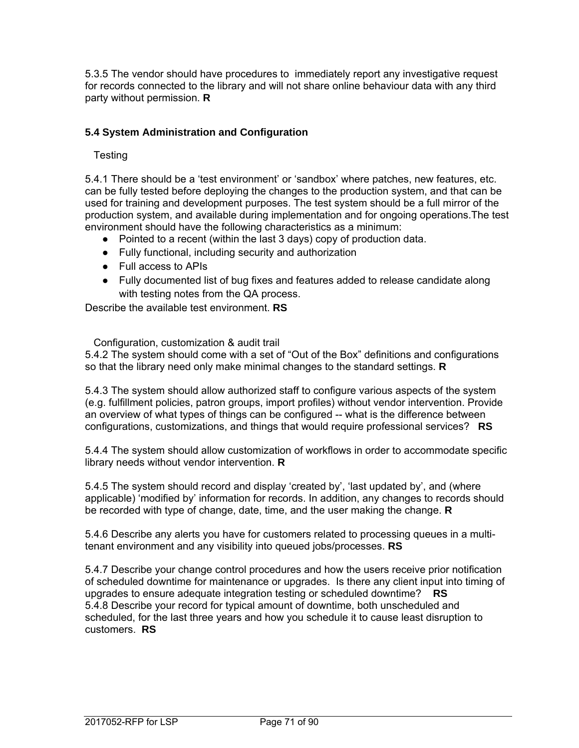5.3.5 The vendor should have procedures to immediately report any investigative request for records connected to the library and will not share online behaviour data with any third party without permission. **R**

### 5.4 System Administration and Configuration

Testing

5.4.1 There should be a 'test environment' or 'sandbox' where patches, new features, etc. can be fully tested before deploying the changes to the production system, and that can be used for training and development purposes. The test system should be a full mirror of the production system, and available during implementation and for ongoing operations.The test environment should have the following characteristics as a minimum:

- Pointed to a recent (within the last 3 days) copy of production data.
- Fully functional, including security and authorization
- Full access to APIs
- Fully documented list of bug fixes and features added to release candidate along with testing notes from the QA process.

Describe the available test environment. **RS**

Configuration, customization & audit trail

5.4.2 The system should come with a set of "Out of the Box" definitions and configurations so that the library need only make minimal changes to the standard settings. **R**

5.4.3 The system should allow authorized staff to configure various aspects of the system (e.g. fulfillment policies, patron groups, import profiles) without vendor intervention. Provide an overview of what types of things can be configured -- what is the difference between configurations, customizations, and things that would require professional services? **RS**

5.4.4 The system should allow customization of workflows in order to accommodate specific library needs without vendor intervention. **R**

5.4.5 The system should record and display 'created by', 'last updated by', and (where applicable) 'modified by' information for records. In addition, any changes to records should be recorded with type of change, date, time, and the user making the change. **R**

5.4.6 Describe any alerts you have for customers related to processing queues in a multi-tenant environment and any visibility into queued jobs/processes. **RS**

5.4.7 Describe your change control procedures and how the users receive prior notification of scheduled downtime for maintenance or upgrades. Is there any client input into timing of upgrades to ensure adequate integration testing or scheduled downtime? **RS**

5.4.8 Describe your record for typical amount of downtime, both unscheduled and scheduled, for the last three years and how you schedule it to cause least disruption to customers. **RS**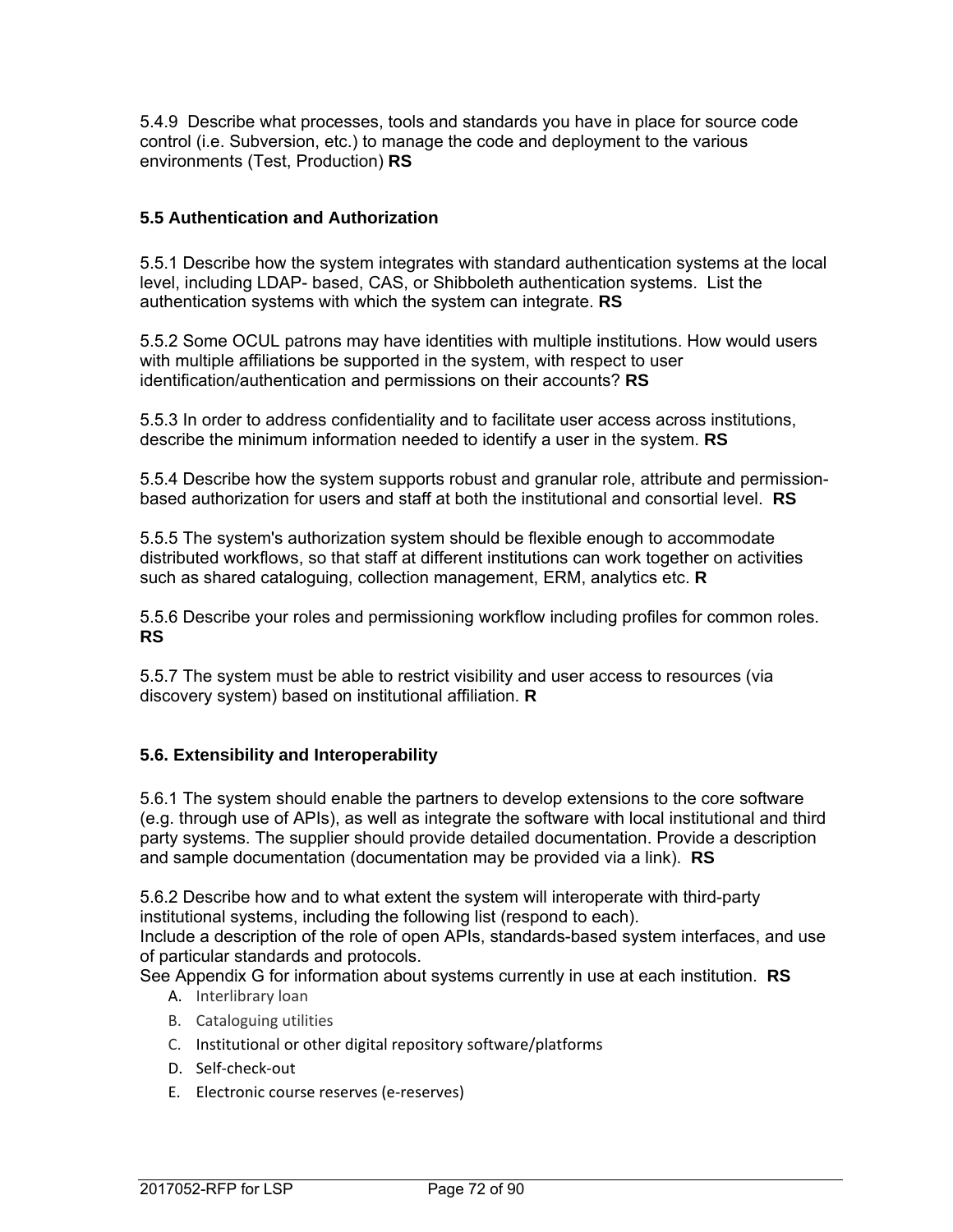5.4.9 Describe what processes, tools and standards you have in place for source code control (i.e. Subversion, etc.) to manage the code and deployment to the various environments (Test, Production) **RS**

### 5.5 Authentication and Authorization

5.5.1 Describe how the system integrates with standard authentication systems at the local level, including LDAP- based, CAS, or Shibboleth authentication systems. List the authentication systems with which the system can integrate. **RS**

5.5.2 Some OCUL patrons may have identities with multiple institutions. How would users with multiple affiliations be supported in the system, with respect to user identification/authentication and permissions on their accounts? **RS**

5.5.3 In order to address confidentiality and to facilitate user access across institutions, describe the minimum information needed to identify a user in the system. **RS**

5.5.4 Describe how the system supports robust and granular role, attribute and permission-based authorization for users and staff at both the institutional and consortial level. **RS**

5.5.5 The system's authorization system should be flexible enough to accommodate distributed workflows, so that staff at different institutions can work together on activities such as shared cataloguing, collection management, ERM, analytics etc. **R**

5.5.6 Describe your roles and permissioning workflow including profiles for common roles. **RS**

5.5.7 The system must be able to restrict visibility and user access to resources (via discovery system) based on institutional affiliation. **R**

### 5.6. Extensibility and Interoperability

5.6.1 The system should enable the partners to develop extensions to the core software (e.g. through use of APIs), as well as integrate the software with local institutional and third party systems. The supplier should provide detailed documentation. Provide a description and sample documentation (documentation may be provided via a link). **RS**

5.6.2 Describe how and to what extent the system will interoperate with third-party institutional systems, including the following list (respond to each).
Include a description of the role of open APIs, standards-based system interfaces, and use of particular standards and protocols.
See Appendix G for information about systems currently in use at each institution. **RS**

A. Interlibrary loan
B. Cataloguing utilities
C. Institutional or other digital repository software/platforms
D. Self-check-out
E. Electronic course reserves (e-reserves)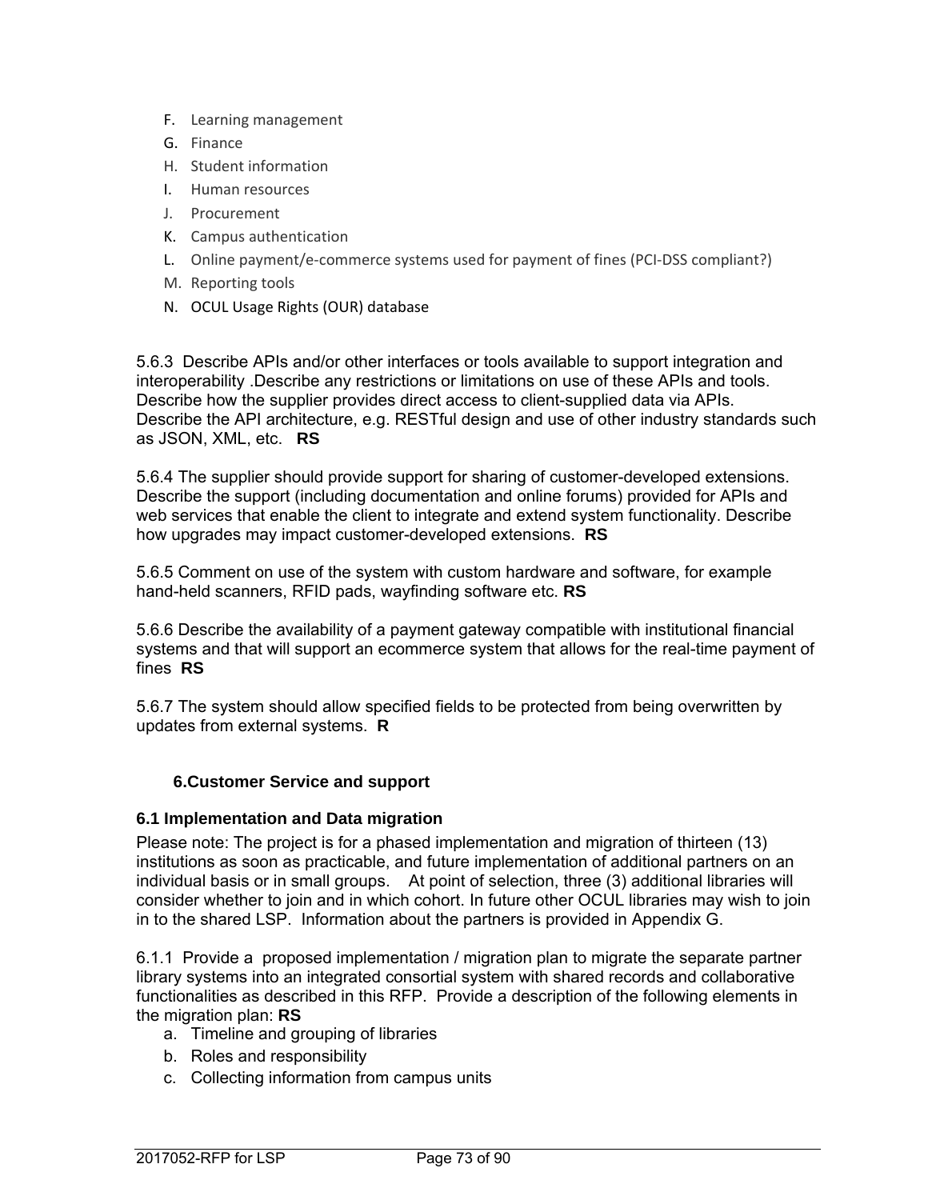F. Learning management
G. Finance
H. Student information
I. Human resources
J. Procurement
K. Campus authentication
L. Online payment/e-commerce systems used for payment of fines (PCI-DSS compliant?)
M. Reporting tools
N. OCUL Usage Rights (OUR) database

5.6.3 Describe APIs and/or other interfaces or tools available to support integration and interoperability .Describe any restrictions or limitations on use of these APIs and tools. Describe how the supplier provides direct access to client-supplied data via APIs. Describe the API architecture, e.g. RESTful design and use of other industry standards such as JSON, XML, etc. **RS**

5.6.4 The supplier should provide support for sharing of customer-developed extensions. Describe the support (including documentation and online forums) provided for APIs and web services that enable the client to integrate and extend system functionality. Describe how upgrades may impact customer-developed extensions. **RS**

5.6.5 Comment on use of the system with custom hardware and software, for example hand-held scanners, RFID pads, wayfinding software etc. **RS**

5.6.6 Describe the availability of a payment gateway compatible with institutional financial systems and that will support an ecommerce system that allows for the real-time payment of fines **RS**

5.6.7 The system should allow specified fields to be protected from being overwritten by updates from external systems. **R**

## 6.Customer Service and support

### 6.1 Implementation and Data migration

Please note: The project is for a phased implementation and migration of thirteen (13) institutions as soon as practicable, and future implementation of additional partners on an individual basis or in small groups. At point of selection, three (3) additional libraries will consider whether to join and in which cohort. In future other OCUL libraries may wish to join in to the shared LSP. Information about the partners is provided in Appendix G.

6.1.1 Provide a proposed implementation / migration plan to migrate the separate partner library systems into an integrated consortial system with shared records and collaborative functionalities as described in this RFP. Provide a description of the following elements in the migration plan: **RS**

a. Timeline and grouping of libraries
b. Roles and responsibility
c. Collecting information from campus units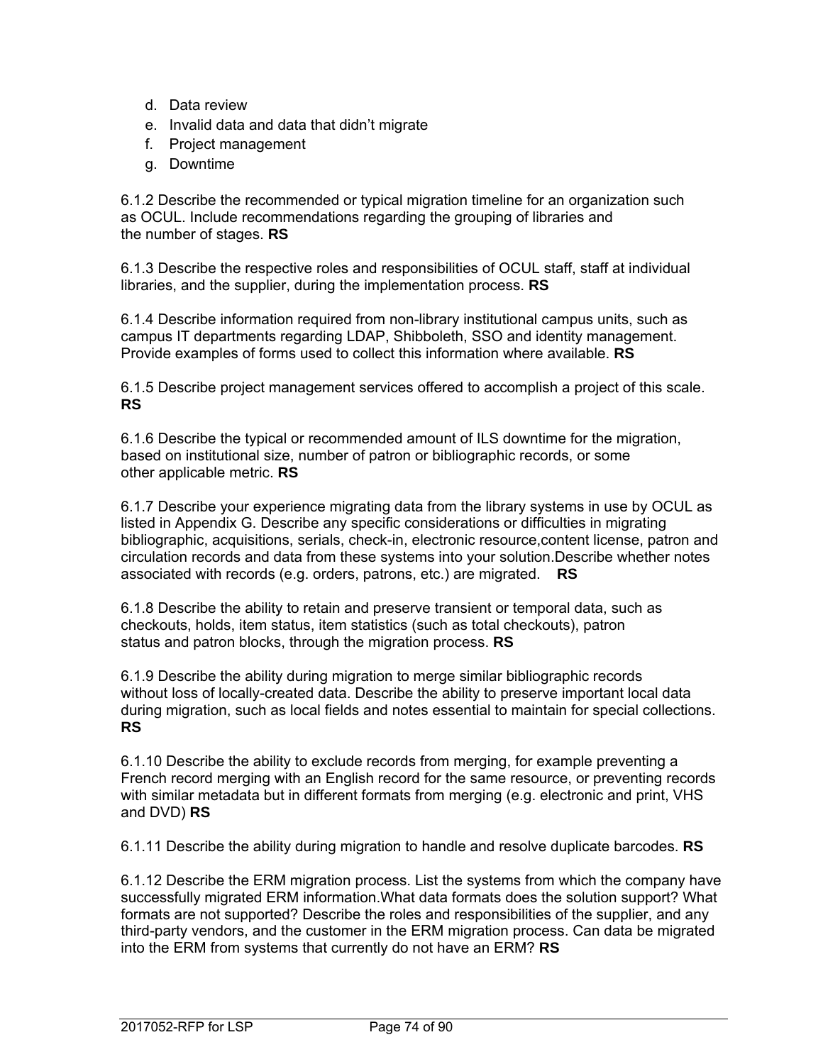d. Data review
e. Invalid data and data that didn't migrate
f. Project management
g. Downtime

6.1.2 Describe the recommended or typical migration timeline for an organization such as OCUL. Include recommendations regarding the grouping of libraries and the number of stages. **RS**

6.1.3 Describe the respective roles and responsibilities of OCUL staff, staff at individual libraries, and the supplier, during the implementation process. **RS**

6.1.4 Describe information required from non-library institutional campus units, such as campus IT departments regarding LDAP, Shibboleth, SSO and identity management. Provide examples of forms used to collect this information where available. **RS**

6.1.5 Describe project management services offered to accomplish a project of this scale. **RS**

6.1.6 Describe the typical or recommended amount of ILS downtime for the migration, based on institutional size, number of patron or bibliographic records, or some other applicable metric. **RS**

6.1.7 Describe your experience migrating data from the library systems in use by OCUL as listed in Appendix G. Describe any specific considerations or difficulties in migrating bibliographic, acquisitions, serials, check-in, electronic resource,content license, patron and circulation records and data from these systems into your solution.Describe whether notes associated with records (e.g. orders, patrons, etc.) are migrated. **RS**

6.1.8 Describe the ability to retain and preserve transient or temporal data, such as checkouts, holds, item status, item statistics (such as total checkouts), patron status and patron blocks, through the migration process. **RS**

6.1.9 Describe the ability during migration to merge similar bibliographic records without loss of locally-created data. Describe the ability to preserve important local data during migration, such as local fields and notes essential to maintain for special collections. **RS**

6.1.10 Describe the ability to exclude records from merging, for example preventing a French record merging with an English record for the same resource, or preventing records with similar metadata but in different formats from merging (e.g. electronic and print, VHS and DVD) **RS**

6.1.11 Describe the ability during migration to handle and resolve duplicate barcodes. **RS**

6.1.12 Describe the ERM migration process. List the systems from which the company have successfully migrated ERM information.What data formats does the solution support? What formats are not supported? Describe the roles and responsibilities of the supplier, and any third-party vendors, and the customer in the ERM migration process. Can data be migrated into the ERM from systems that currently do not have an ERM? **RS**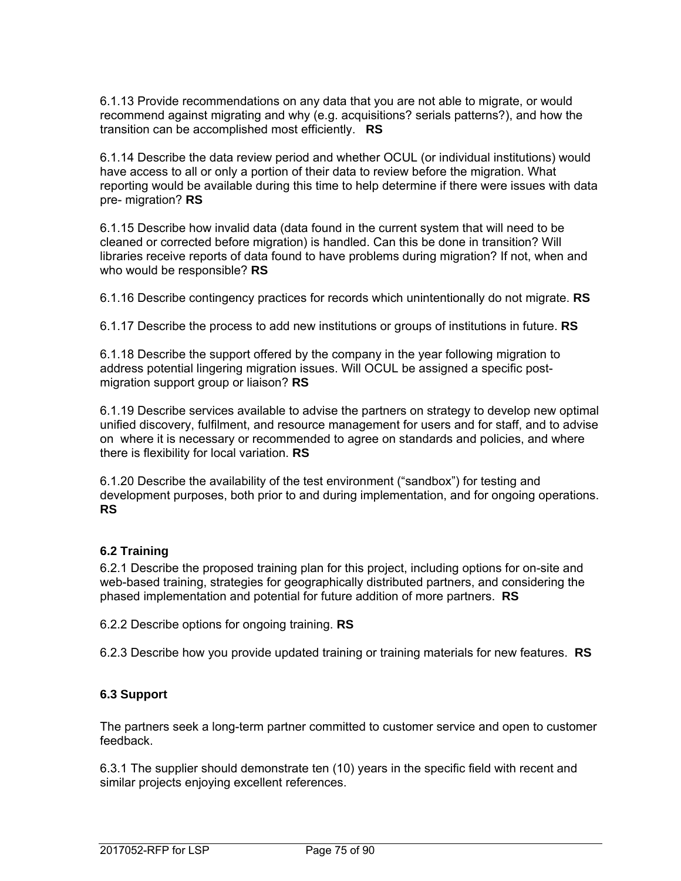6.1.13 Provide recommendations on any data that you are not able to migrate, or would recommend against migrating and why (e.g. acquisitions? serials patterns?), and how the transition can be accomplished most efficiently. **RS**

6.1.14 Describe the data review period and whether OCUL (or individual institutions) would have access to all or only a portion of their data to review before the migration. What reporting would be available during this time to help determine if there were issues with data pre- migration? **RS**

6.1.15 Describe how invalid data (data found in the current system that will need to be cleaned or corrected before migration) is handled. Can this be done in transition? Will libraries receive reports of data found to have problems during migration? If not, when and who would be responsible? **RS**

6.1.16 Describe contingency practices for records which unintentionally do not migrate. **RS**

6.1.17 Describe the process to add new institutions or groups of institutions in future. **RS**

6.1.18 Describe the support offered by the company in the year following migration to address potential lingering migration issues. Will OCUL be assigned a specific post-migration support group or liaison? **RS**

6.1.19 Describe services available to advise the partners on strategy to develop new optimal unified discovery, fulfilment, and resource management for users and for staff, and to advise on where it is necessary or recommended to agree on standards and policies, and where there is flexibility for local variation. **RS**

6.1.20 Describe the availability of the test environment ("sandbox") for testing and development purposes, both prior to and during implementation, and for ongoing operations. **RS**

### 6.2 Training

6.2.1 Describe the proposed training plan for this project, including options for on-site and web-based training, strategies for geographically distributed partners, and considering the phased implementation and potential for future addition of more partners. **RS**

6.2.2 Describe options for ongoing training. **RS**

6.2.3 Describe how you provide updated training or training materials for new features. **RS**

### 6.3 Support

The partners seek a long-term partner committed to customer service and open to customer feedback.

6.3.1 The supplier should demonstrate ten (10) years in the specific field with recent and similar projects enjoying excellent references.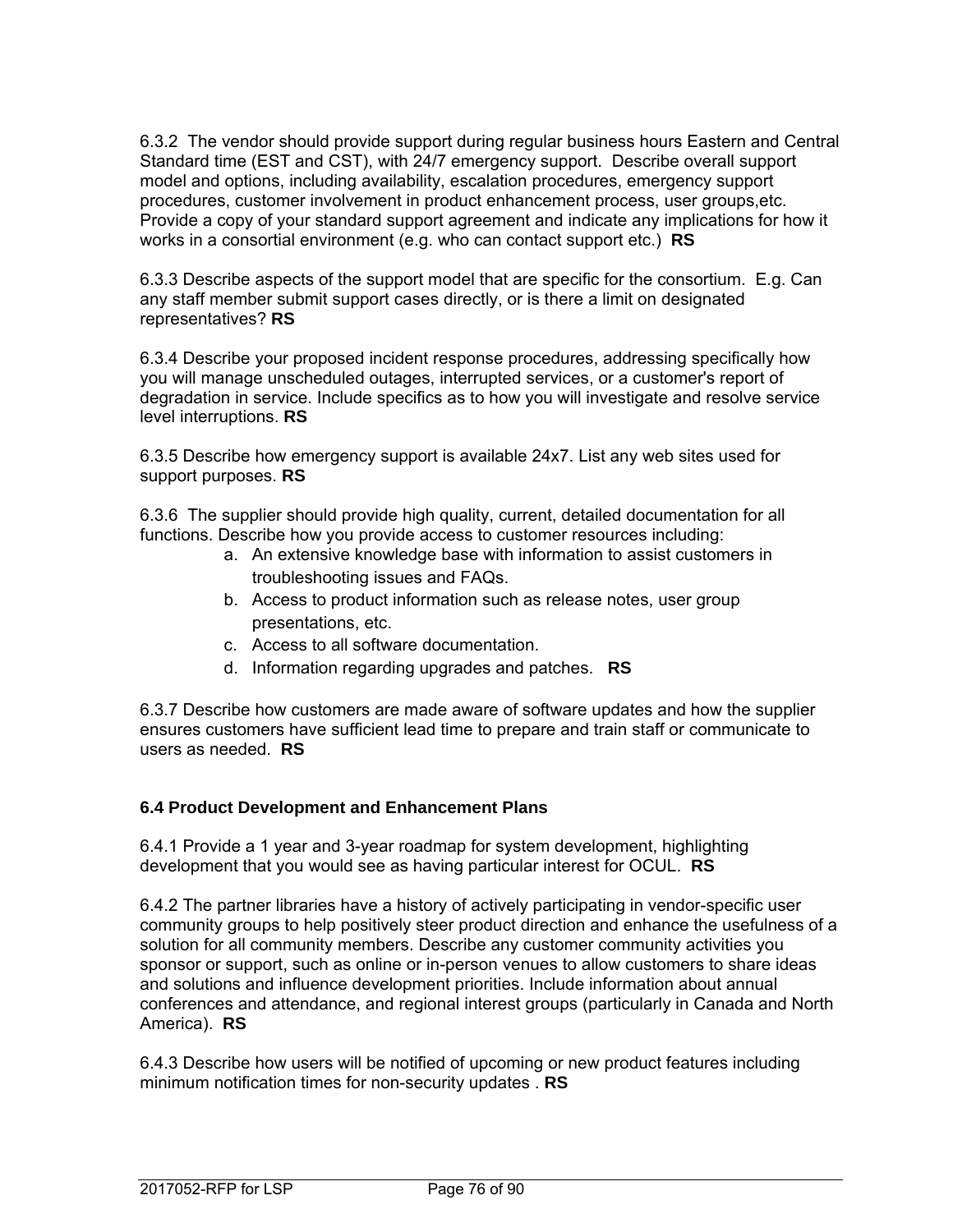6.3.2 The vendor should provide support during regular business hours Eastern and Central Standard time (EST and CST), with 24/7 emergency support. Describe overall support model and options, including availability, escalation procedures, emergency support procedures, customer involvement in product enhancement process, user groups,etc. Provide a copy of your standard support agreement and indicate any implications for how it works in a consortial environment (e.g. who can contact support etc.) **RS**

6.3.3 Describe aspects of the support model that are specific for the consortium. E.g. Can any staff member submit support cases directly, or is there a limit on designated representatives? **RS**

6.3.4 Describe your proposed incident response procedures, addressing specifically how you will manage unscheduled outages, interrupted services, or a customer's report of degradation in service. Include specifics as to how you will investigate and resolve service level interruptions. **RS**

6.3.5 Describe how emergency support is available 24x7. List any web sites used for support purposes. **RS**

6.3.6 The supplier should provide high quality, current, detailed documentation for all functions. Describe how you provide access to customer resources including:

a. An extensive knowledge base with information to assist customers in troubleshooting issues and FAQs.
b. Access to product information such as release notes, user group presentations, etc.
c. Access to all software documentation.
d. Information regarding upgrades and patches. **RS**

6.3.7 Describe how customers are made aware of software updates and how the supplier ensures customers have sufficient lead time to prepare and train staff or communicate to users as needed. **RS**

### 6.4 Product Development and Enhancement Plans

6.4.1 Provide a 1 year and 3-year roadmap for system development, highlighting development that you would see as having particular interest for OCUL. **RS**

6.4.2 The partner libraries have a history of actively participating in vendor-specific user community groups to help positively steer product direction and enhance the usefulness of a solution for all community members. Describe any customer community activities you sponsor or support, such as online or in-person venues to allow customers to share ideas and solutions and influence development priorities. Include information about annual conferences and attendance, and regional interest groups (particularly in Canada and North America). **RS**

6.4.3 Describe how users will be notified of upcoming or new product features including minimum notification times for non-security updates . **RS**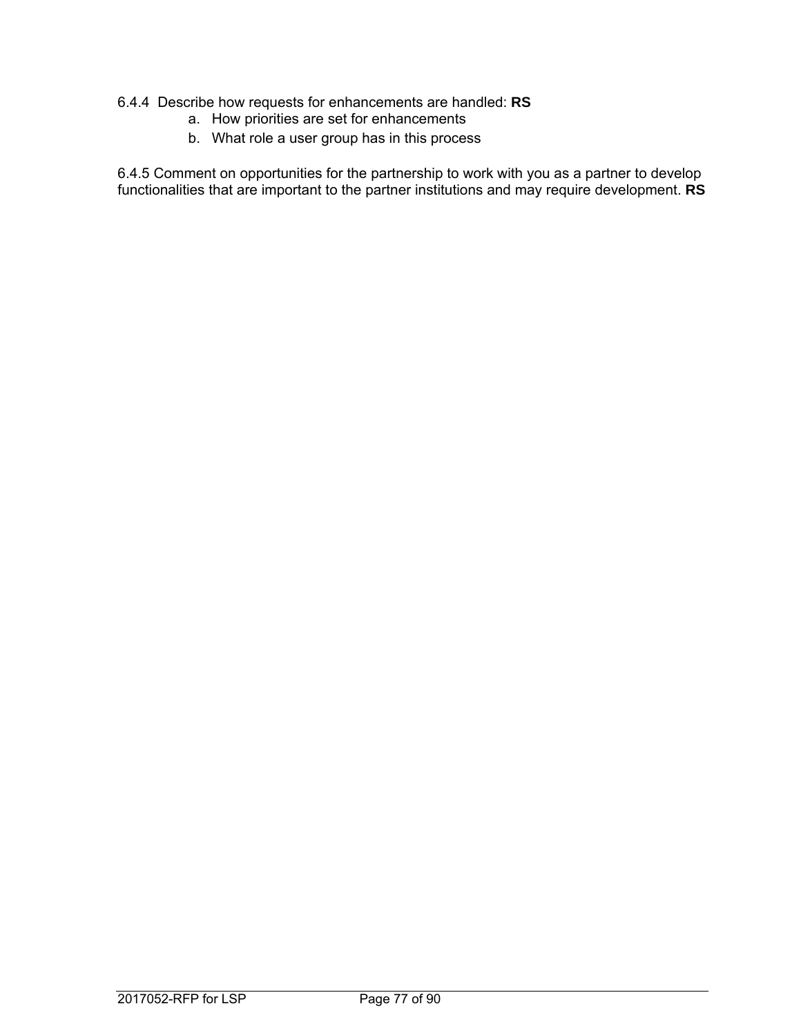6.4.4 Describe how requests for enhancements are handled: **RS**

a. How priorities are set for enhancements
b. What role a user group has in this process

6.4.5 Comment on opportunities for the partnership to work with you as a partner to develop functionalities that are important to the partner institutions and may require development. **RS**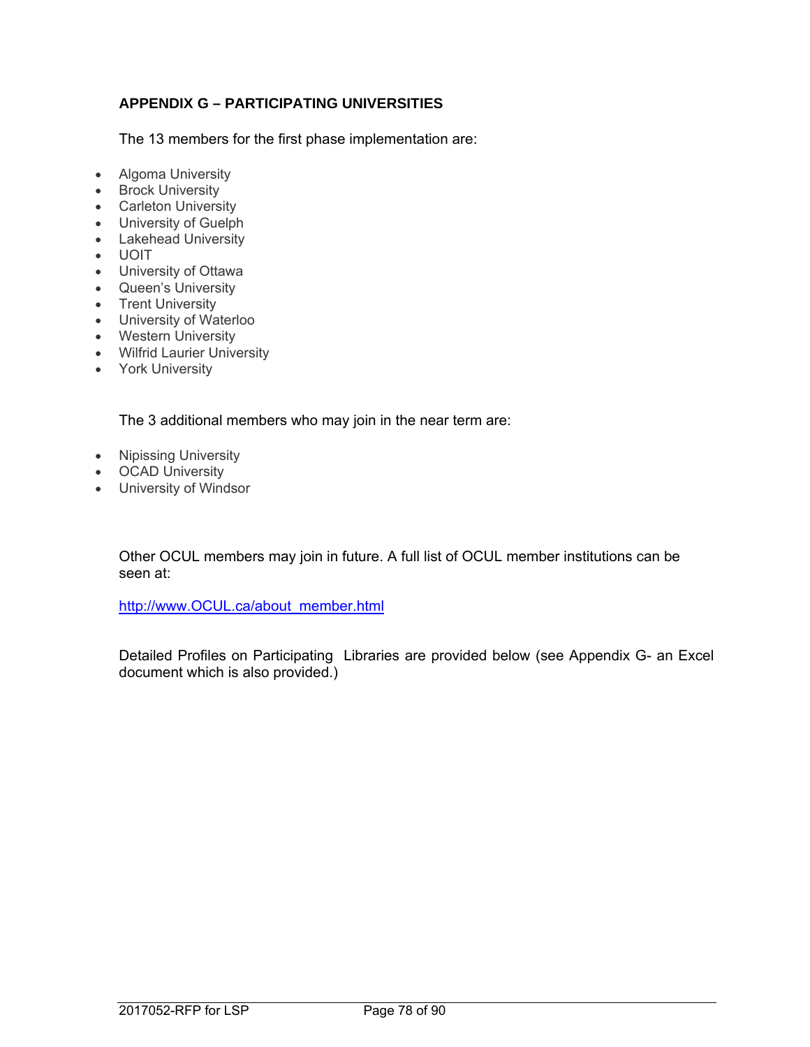**APPENDIX G – PARTICIPATING UNIVERSITIES**

The 13 members for the first phase implementation are:

- Algoma University
- Brock University
- Carleton University
- University of Guelph
- Lakehead University
- UOIT
- University of Ottawa
- Queen's University
- Trent University
- University of Waterloo
- Western University
- Wilfrid Laurier University
- York University

The 3 additional members who may join in the near term are:

- Nipissing University
- OCAD University
- University of Windsor

Other OCUL members may join in future. A full list of OCUL member institutions can be seen at:

http://www.OCUL.ca/about_member.html

Detailed Profiles on Participating Libraries are provided below (see Appendix G- an Excel document which is also provided.)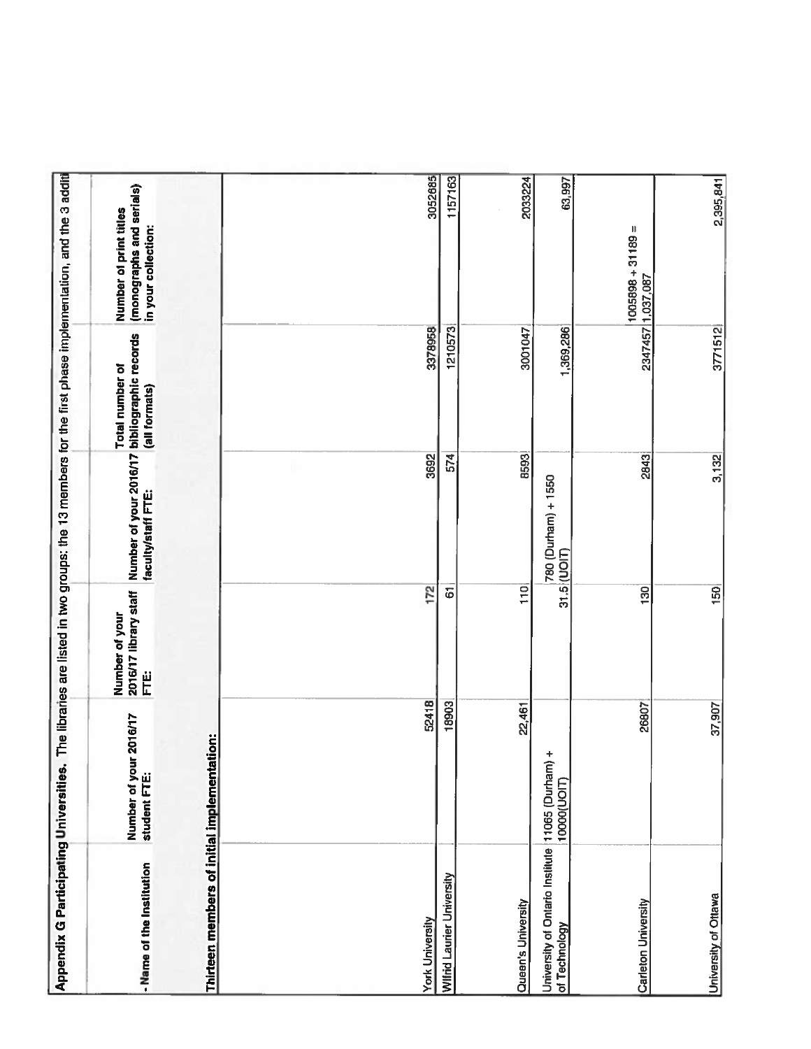**Appendix G Participating Universities.** The libraries are listed in two groups: the 13 members for the first phase implementation, and the 3 additi

| - Name of the Institution | Number of your 2016/17 student FTE: | Number of your 2016/17 library staff FTE: | Number of your 2016/17 faculty/staff FTE: | Total number of bibliographic records (all formats) | Number of print titles (monographs and serials) in your collection: |
|---|---|---|---|---|---|
| **Thirteen members of initial implementation:** | | | | | |
| York University | 52418 | 172 | 3692 | 3378958 | 3052685 |
| Wilfrid Laurier University | 18903 | 61 | 574 | 1210573 | 1157163 |
| Queen's University | 22,461 | 110 | 8593 | 3001047 | 2033224 |
| University of Ontario Institute of Technology | 11065 (Durham) + 10000(UOIT) | 31.5 | 780 (Durham) + 1550 (UOIT) | 1,369,286 | 63,997 |
| Carleton University | 26807 | 130 | 2843 | 2347457 | 1005898 + 31189 = 1,037,087 |
| University of Ottawa | 37,907 | 150 | 3,132 | 3771512 | 2,395,841 |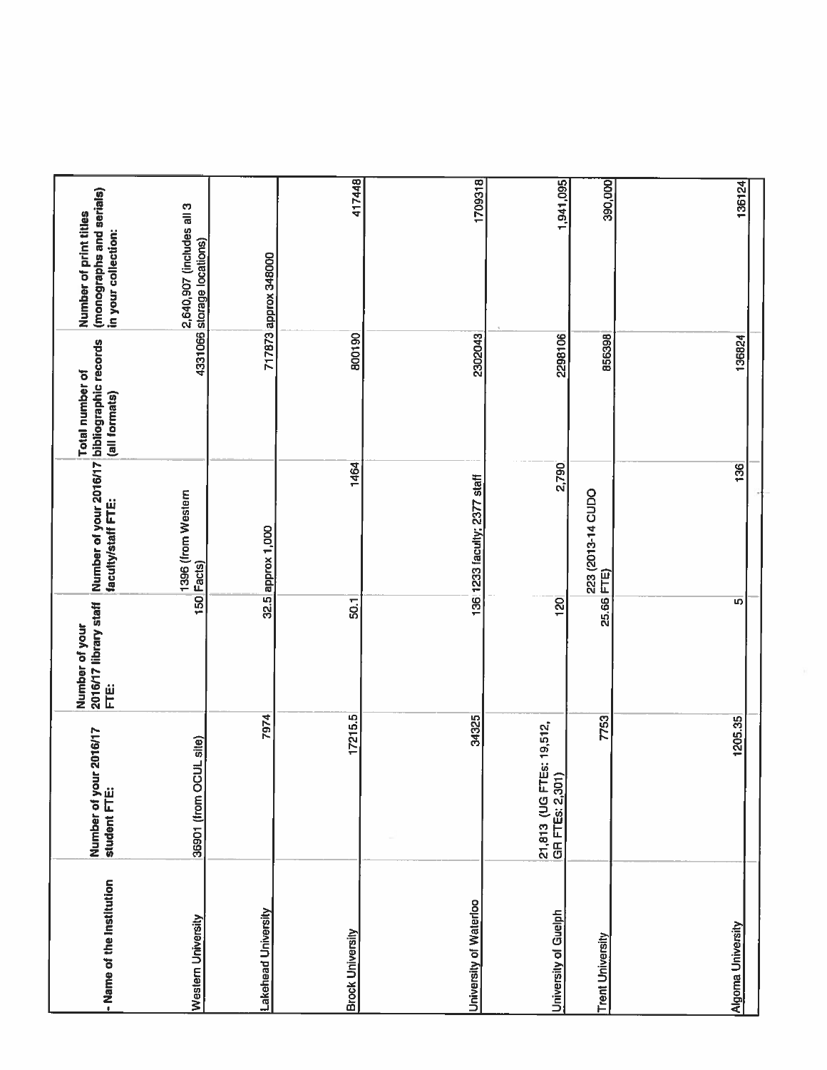| - Name of the Institution | Number of your 2016/17 student FTE: | Number of your 2016/17 library staff FTE: | Number of your 2016/17 faculty/staff FTE: | Total number of bibliographic records (all formats) | Number of print titles (monographs and serials) in your collection: |
|---|---|---|---|---|---|
| Western University | 36901 (from OCUL site) | 150 | 1396 (from Western Facts) | 4331066 | 2,640,907 (includes all 3 storage locations) |
| Lakehead University | 7974 | 32.5 | approx 1,000 | 717873 | approx 348000 |
| Brock University | 17215.5 | 50.1 | 1464 | 800190 | 417448 |
| University of Waterloo | 34325 | 136 | 1233 faculty; 2377 staff | 2302043 | 1709318 |
| University of Guelph | 21,813 (UG FTEs: 19,512, GR FTEs: 2,301) | 120 | 2,790 | 2298106 | 1,941,095 |
| Trent University | 7753 | 25.66 | 223 (2013-14 CUDO FTE) | 856398 | 390,000 |
| Algoma University | 1205.35 | 5 | 136 | 136824 | 136124 |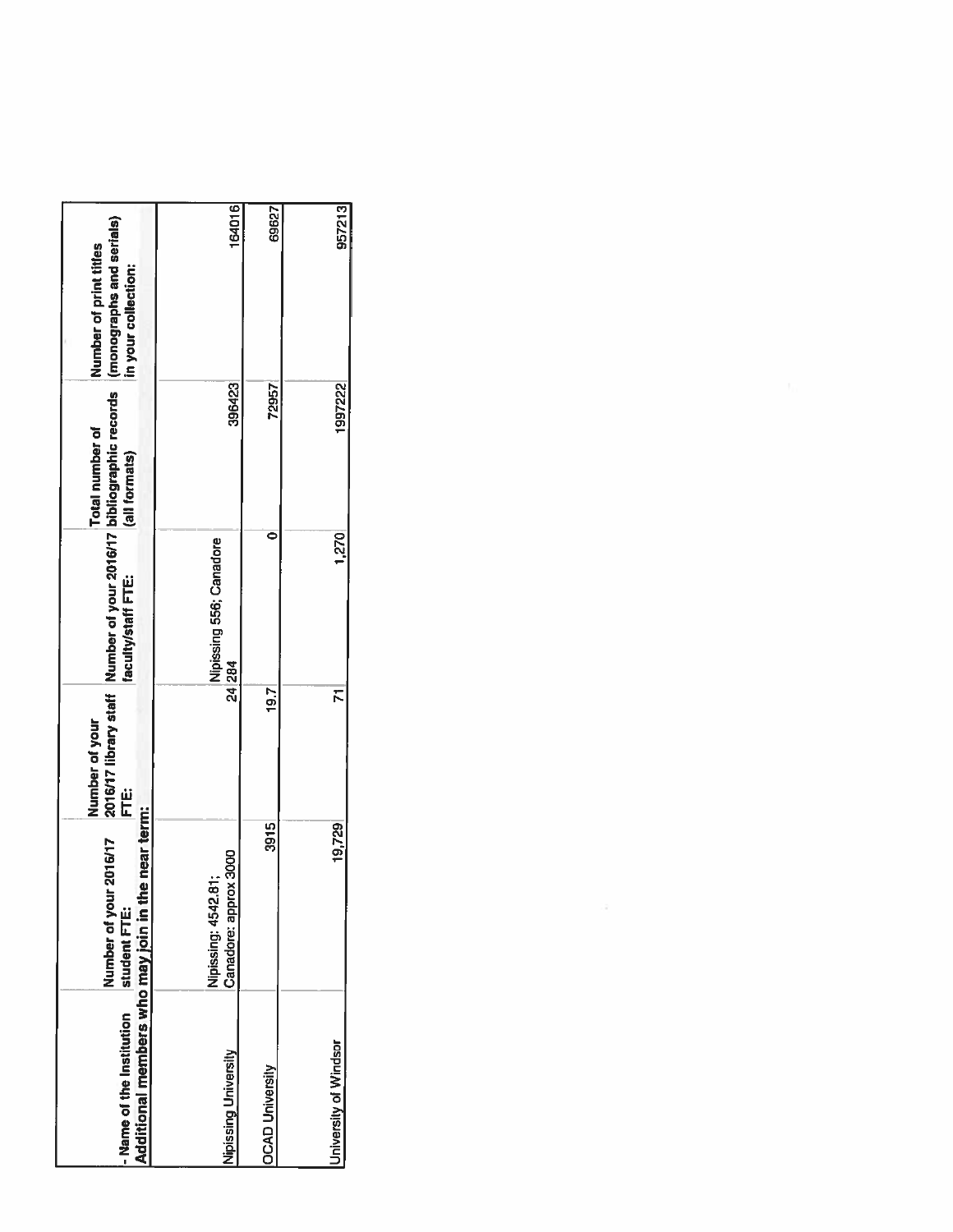| - Name of the Institution | Number of your 2016/17 student FTE: | Number of your 2016/17 library staff FTE: | Number of your 2016/17 faculty/staff FTE: | Total number of bibliographic records (all formats) | Number of print titles (monographs and serials) in your collection: |
|---|---|---|---|---|---|
| Additional members who may join in the near term: | | | | | |
| Nipissing University | Nipissing: 4542.81; Canadore: approx 3000 | 24 | Nipissing 556; Canadore 284 | 396423 | 164016 |
| OCAD University | 3915 | 19.7 | 0 | 72957 | 69627 |
| University of Windsor | 19,729 | 71 | 1,270 | 1997222 | 957213 |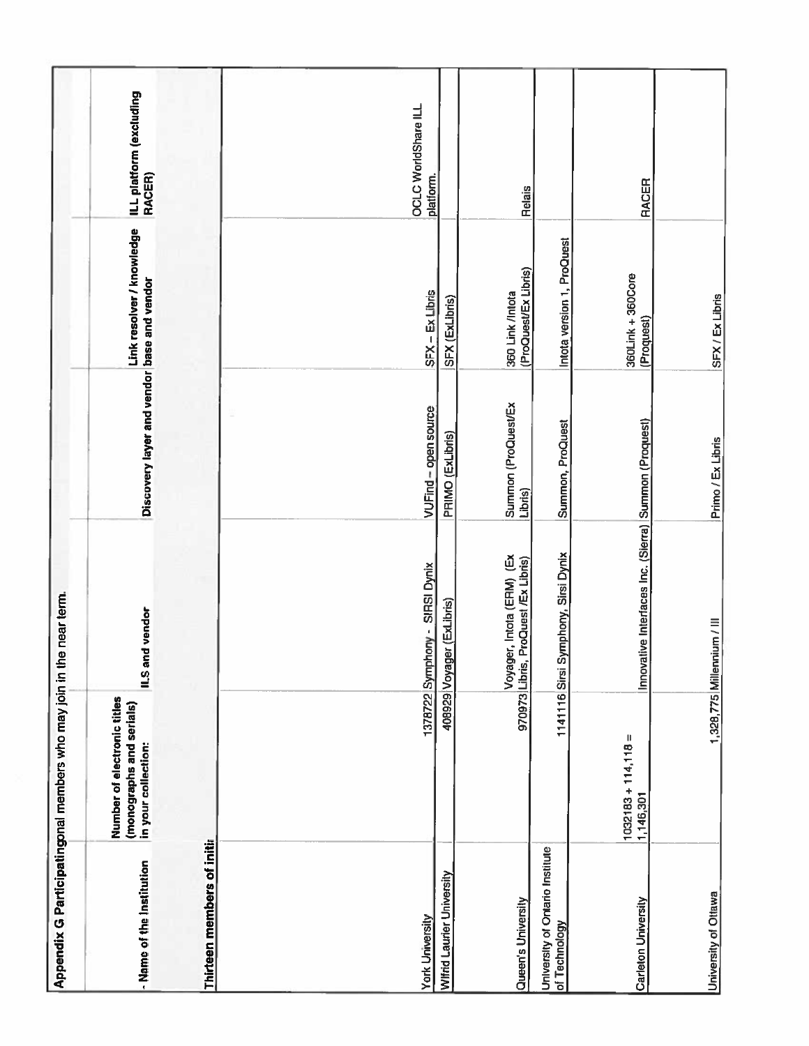**Appendix G Participatingonal members who may join in the near term.**

| - Name of the Institution | Number of electronic titles (monographs and serials) in your collection: | ILS and vendor | Discovery layer and vendor | Link resolver / knowledge base and vendor | ILL platform (excluding RACER) |
|---|---|---|---|---|---|
| **Thirteen members of initi** | | | | | |
| York University | 1378722 | Symphony - SIRSI Dynix | VUFind – open source | SFX – Ex Libris | OCLC WorldShare ILL platform. |
| Wlfrid Laurier University | 408929 | Voyager (ExLibris) | PRIMO (ExLibris) | SFX (ExLibris) | |
| Queen's University | 970973 | Voyager, Intota (ERM) (Ex Libris, ProQuest /Ex Libris) | Summon (ProQuest/Ex Libris) | 360 Link /Intota (ProQuest/Ex Libris) | Relais |
| University of Ontario Institute of Technology | 1141116 | Sirsi Symphony, Sirsi Dynix | Summon, ProQuest | Intota version 1, ProQuest | |
| Carleton University | 1032183 + 114,118 = 1,146,301 | Innovative Interfaces Inc. (Sierra) | Summon (Proquest) | 360Link + 360Core (Proquest) | RACER |
| University of Ottawa | 1,328,775 | Millennium / III | Primo / Ex Libris | SFX / Ex Libris | |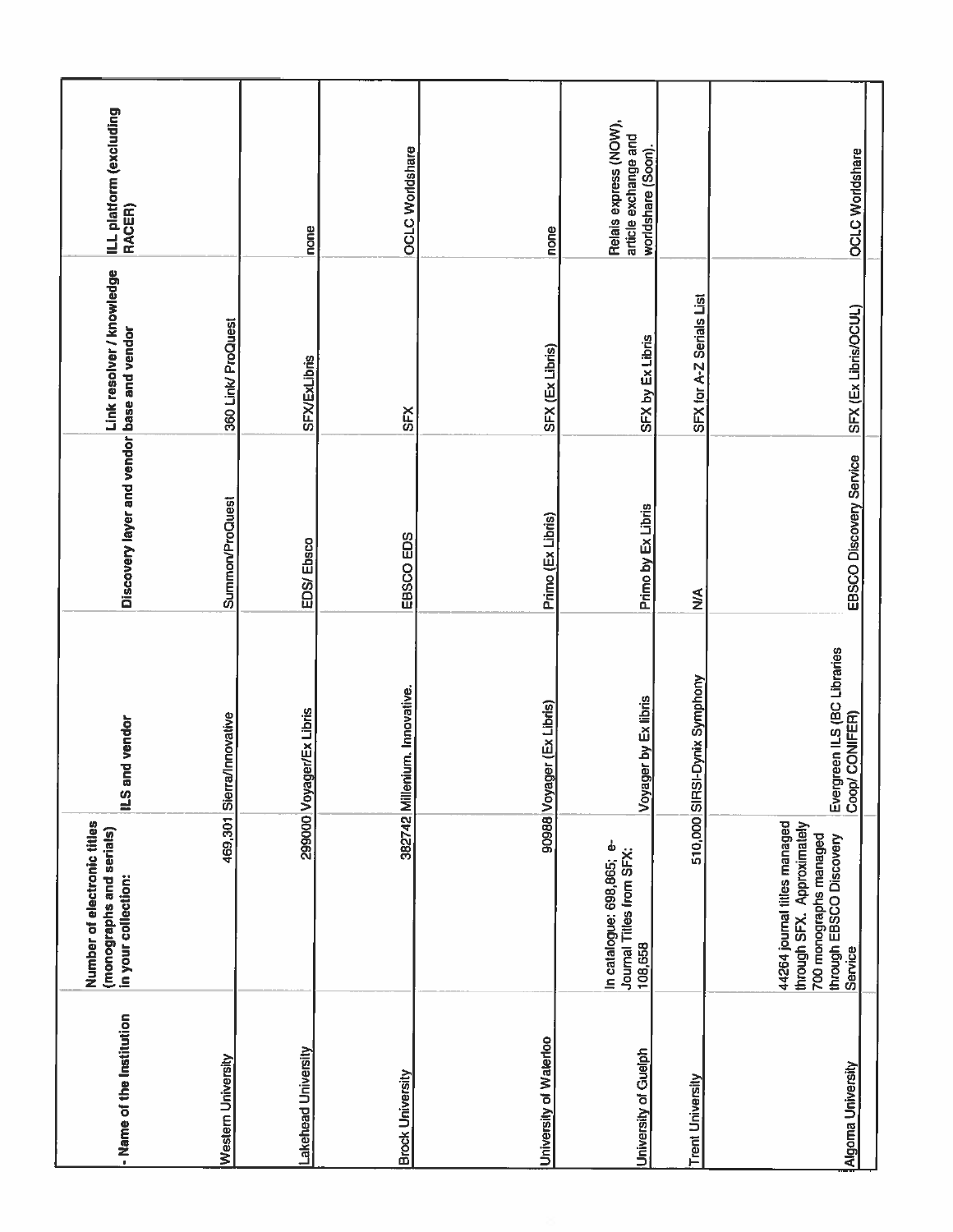| - Name of the Institution | Number of electronic titles (monographs and serials) in your collection: | ILS and vendor | Discovery layer and vendor | Link resolver / knowledge base and vendor | ILL platform (excluding RACER) |
|---|---|---|---|---|---|
| Western University | 469,301 | Sierra/Innovative | Summon/ProQuest | 360 Link/ ProQuest | |
| Lakehead University | 299000 | Voyager/Ex Libris | EDS/ Ebsco | SFX/ExLibris | none |
| Brock University | 382742 | Millenium. Innovative. | EBSCO EDS | SFX | OCLC Worldshare |
| University of Waterloo | 90988 | Voyager (Ex Libris) | Primo (Ex Libris) | SFX (Ex Libris) | none |
| University of Guelph | In catalogue: 698,865; e-Journal Titles from SFX: 108,658 | Voyager by Ex libris | Primo by Ex Libris | SFX by Ex Libris | Relais express (NOW), article exchange and worldshare (Soon). |
| Trent University | 510,000 | SIRSI-Dynix Symphony | N/A | SFX for A-Z Serials List | |
| Algoma University | 44264 journal titles managed through SFX. Approximately 700 monographs managed through EBSCO Discovery Service | Evergreen ILS (BC Libraries Coop/ CONIFER) | EBSCO Discovery Service | SFX (Ex Libris/OCUL) | OCLC Worldshare |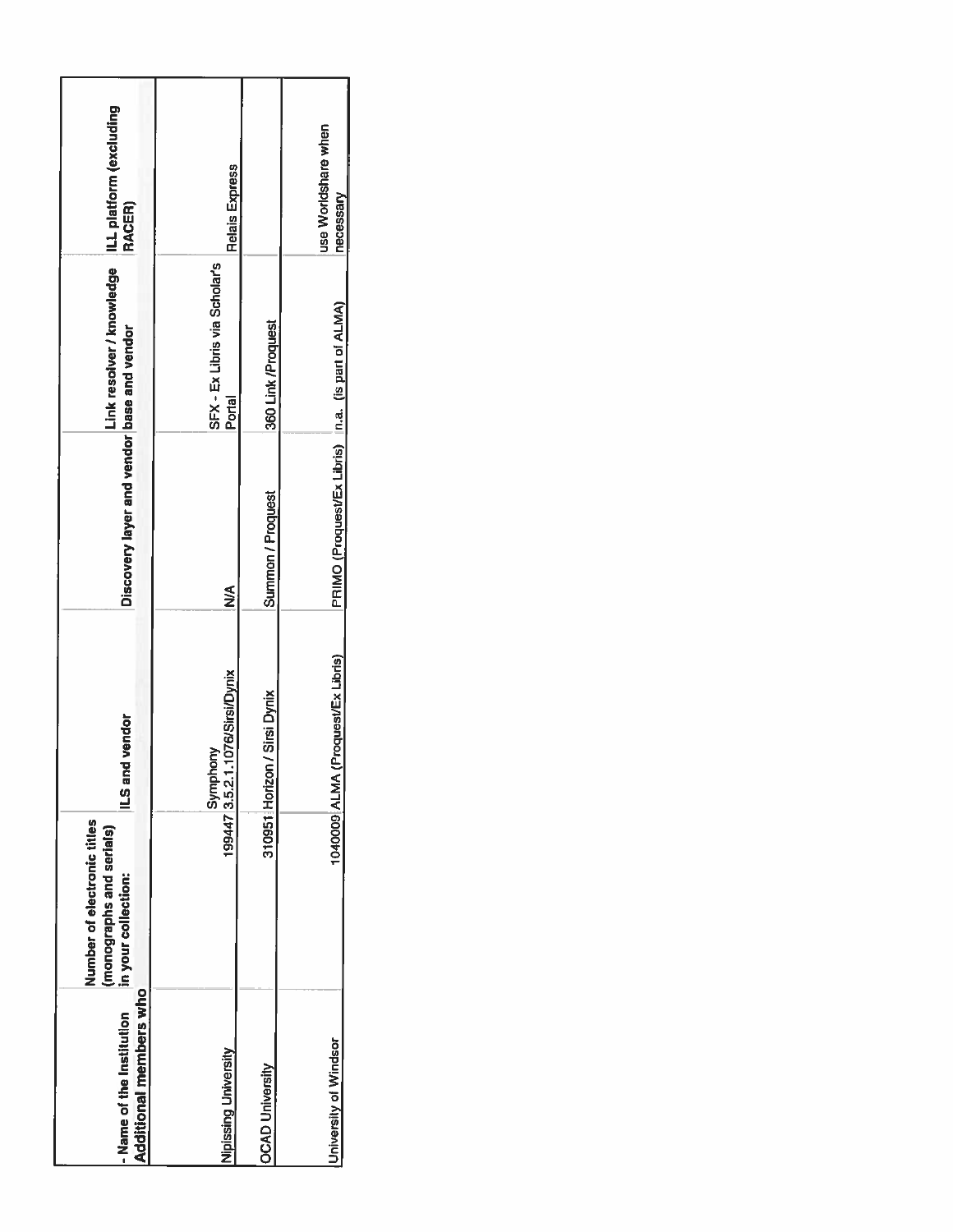| - Name of the Institution | Number of electronic titles (monographs and serials) in your collection: | ILS and vendor | Discovery layer and vendor | Link resolver / knowledge base and vendor | ILL platform (excluding RACER) |
|---|---|---|---|---|---|
| **Additional members who** | | | | | |
| Nipissing University | 199447 | Symphony 3.5.2.1.1076/Sirsi/Dynix | N/A | SFX - Ex Libris via Scholar's Portal | Relais Express |
| OCAD University | 310951 | Horizon / Sirsi Dynix | Summon / Proquest | 360 Link /Proquest | |
| University of Windsor | 1040009 | ALMA (Proquest/Ex Libris) | PRIMO (Proquest/Ex Libris) | n.a. (is part of ALMA) | use Worldshare when necessary |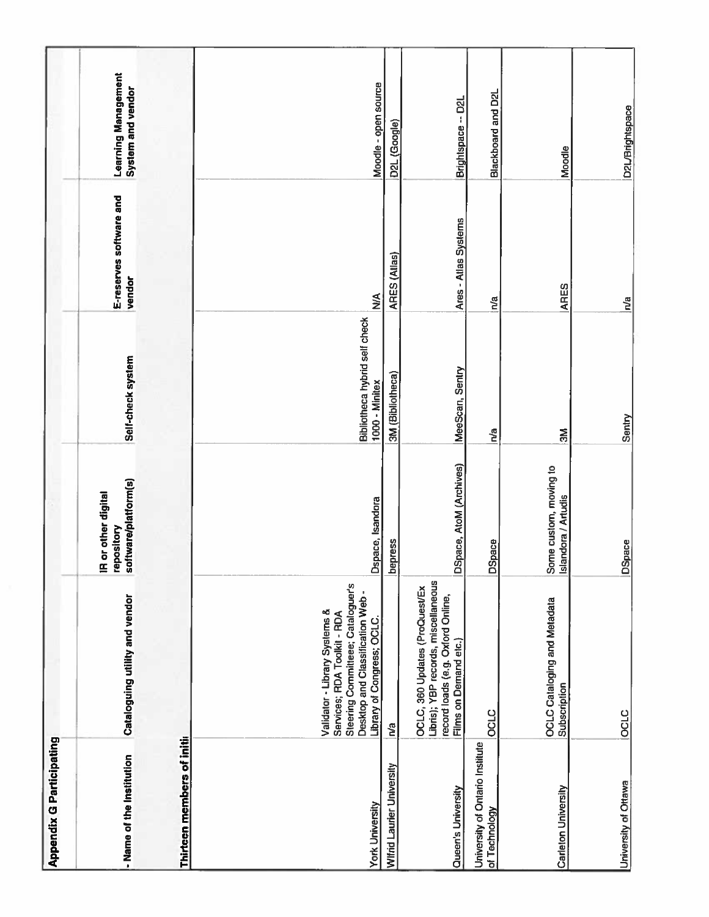**Appendix G Participating**

| - Name of the Institution | Cataloguing utility and vendor | IR or other digital repository software/platform(s) | Self-check system | E-reserves software and vendor | Learning Management System and vendor |
|---|---|---|---|---|---|
| **Thirteen members of initi** | | | | | |
| York University | Validator - Library Systems & Services; RDA Toolkit - RDA Steering Committeee; Cataloguer's Desktop and Classification Web - Library of Congress; OCLC. | Dspace, Isandora | Bibliotheca hybrid self check 1000 - Minitex | N/A | Moodle - open source |
| Wilfrid Laurier University | n/a | bepress | 3M (Bibliotheca) | ARES (Atlas) | D2L (Google) |
| Queen's University | OCLC, 360 Updates (ProQuest/Ex Libris); YBP records, miscellaneous record loads (e.g. Oxford Online, Films on Demand etc.) | DSpace, AtoM (Archives) | MeeScan, Sentry | Ares - Atlas Systems | Brightspace -- D2L |
| University of Ontario Institute of Technology | OCLC | DSpace | n/a | n/a | Blackboard and D2L |
| Carleton University | OCLC Cataloging and Metadata Subscription | Some custom, moving to Islandora / Artudis | 3M | ARES | Moodle |
| University of Ottawa | OCLC | DSpace | Sentry | n/a | D2L/Brightspace |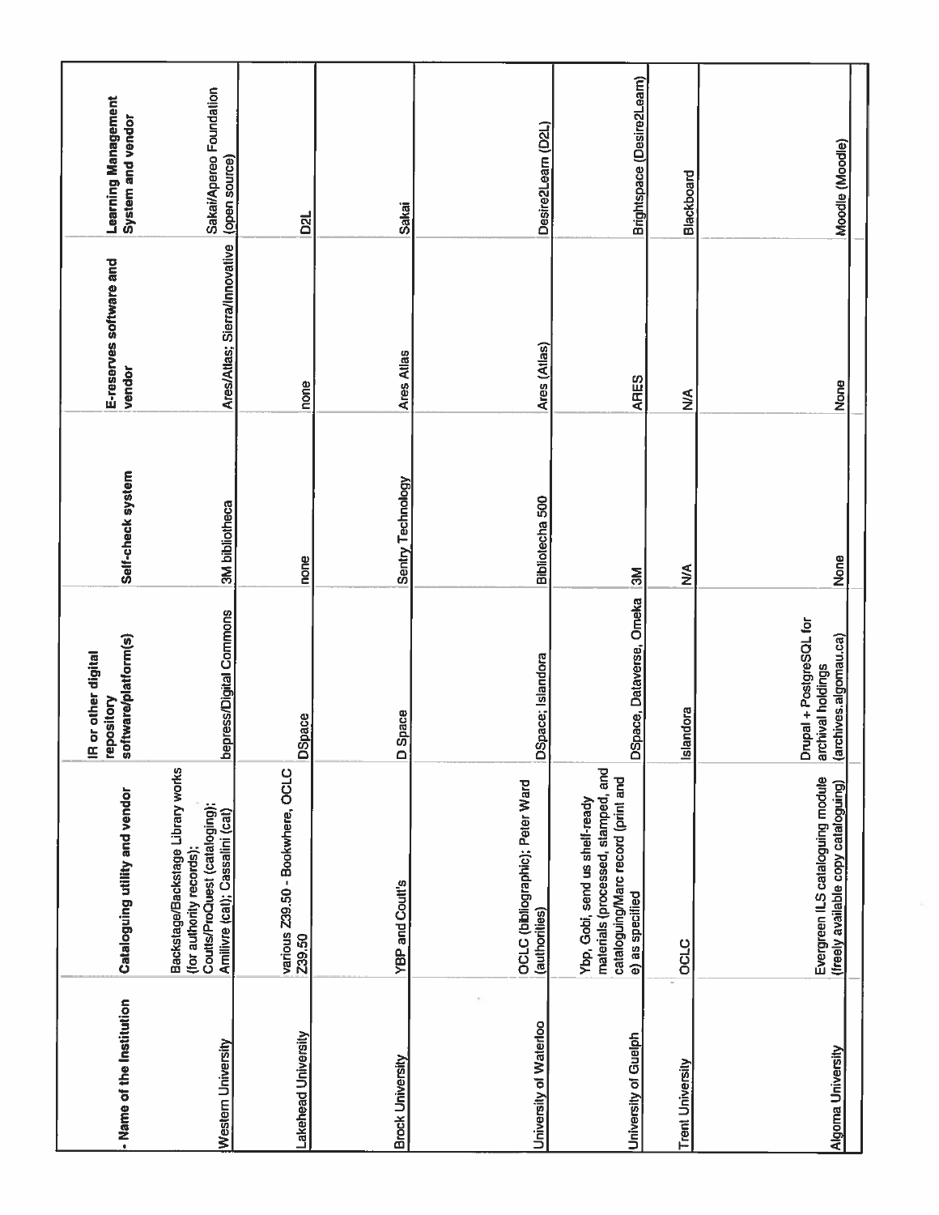| Name of the Institution | Cataloguing utility and vendor | IR or other digital repository software/platform(s) | Self-check system | E-reserves software and vendor | Learning Management System and vendor |
|---|---|---|---|---|---|
| Western University | Backstage/Backstage Library works (for authority records); Coutts/ProQuest (cataloging); Amilivre (cat); Cassalini (cat) | bepress/Digital Commons | 3M bibliotheca | Ares/Atlas; Sierra/Innovative | Sakai/Apereo Foundation (open source) |
| Lakehead University | various Z39.50 - Bookwhere, OCLC Z39.50 | DSpace | none | none | D2L |
| Brock University | YBP and Coutt's | D Space | Sentry Technology | Ares Atlas | Sakai |
| University of Waterloo | OCLC (bibliographic); Peter Ward (authorities) | DSpace; Islandora | Bibliotecha 500 | Ares (Atlas) | Desire2Learn (D2L) |
| University of Guelph | Ybp, Gobi, send us shelf-ready materials (processed, stamped, and cataloguing/Marc record (print and e) as specified | DSpace, Dataverse, Omeka | 3M | ARES | Brightspace (Desire2Learn) |
| Trent University | OCLC | Islandora | N/A | N/A | Blackboard |
| Algoma University | Evergreen ILS cataloguing module (freely available copy cataloguing) | Drupal + PostgreSQL for archival holdings (archives.algomau.ca) | None | None | Moodle (Moodle) |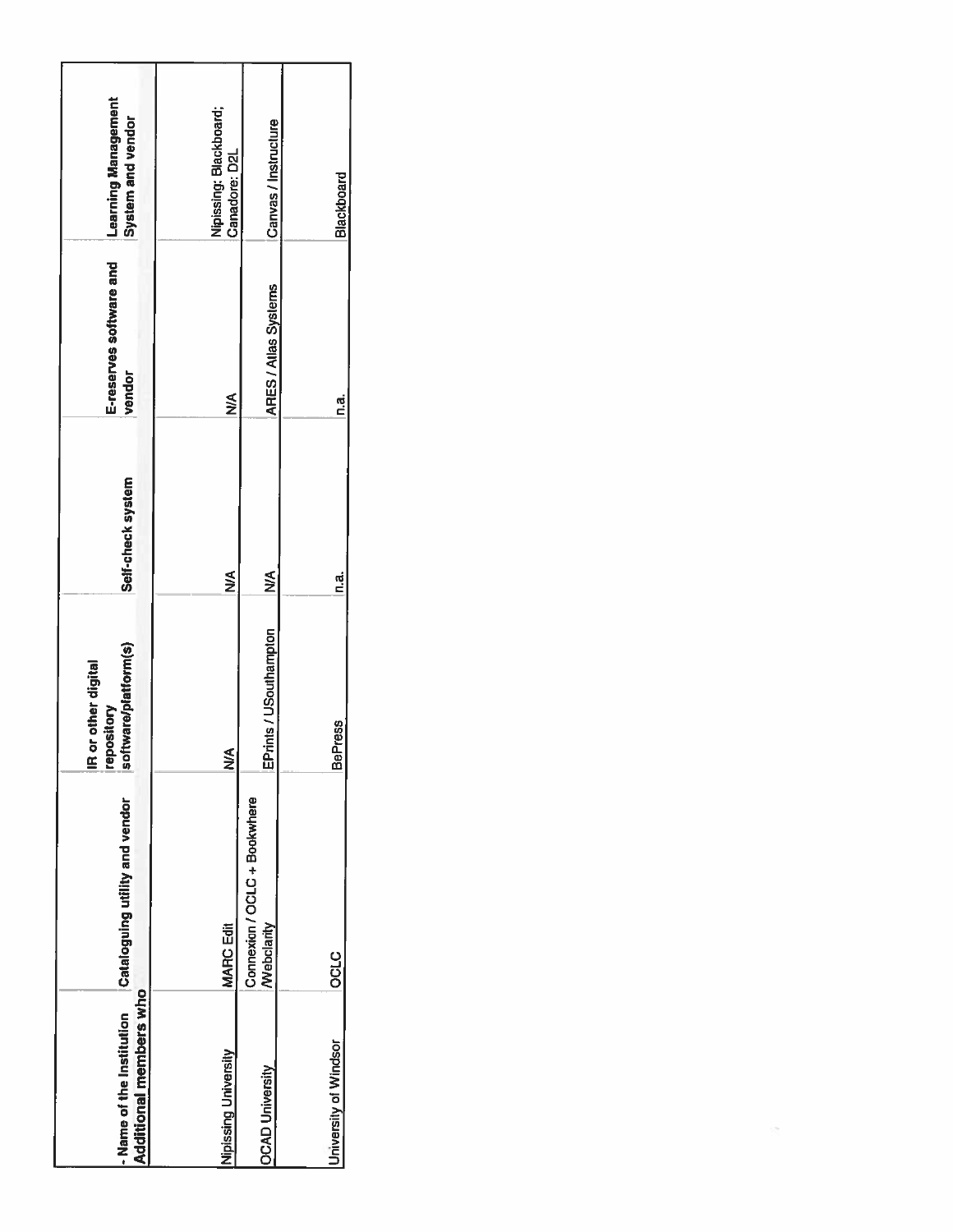| - Name of the Institution | Cataloguing utility and vendor | IR or other digital repository software/platform(s) | Self-check system | E-reserves software and vendor | Learning Management System and vendor |
|---|---|---|---|---|---|
| **Additional members who** | | | | | |
| Nipissing University | MARC Edit | N/A | N/A | N/A | Nipissing: Blackboard; Canadore: D2L |
| OCAD University | Connexion / OCLC + Bookwhere /Webclarity | EPrints / USouthampton | N/A | ARES / Atlas Systems | Canvas / Instructure |
| University of Windsor | OCLC | BePress | n.a. | n.a. | Blackboard |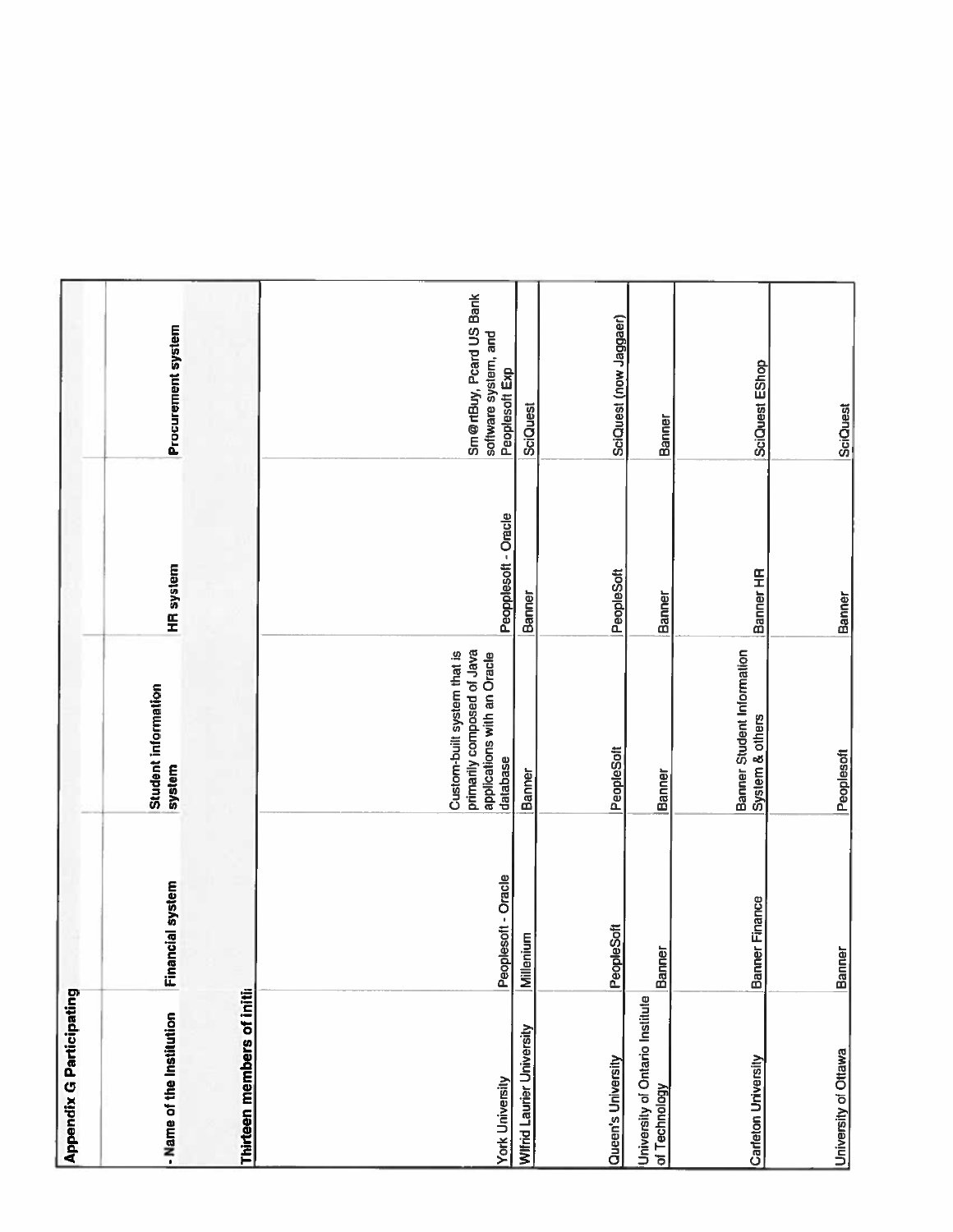| Appendix G Participating | | | | |
|---|---|---|---|---|
| - Name of the Institution | Financial system | Student information system | HR system | Procurement system |
| Thirteen members of initi | | | | |
| York University | Peoplesoft - Oracle | Custom-built system that is primarily composed of Java applications with an Oracle database | Peopplesoft - Oracle | Sm@rtBuy, Pcard US Bank software system, and Peoplesoft Exp |
| Wilfrid Laurier University | Millenium | Banner | Banner | SciQuest |
| Queen's University | PeopleSoft | PeopleSoft | PeopleSoft | SciQuest (now Jaggaer) |
| University of Ontario Institute of Technology | Banner | Banner | Banner | Banner |
| Carleton University | Banner Finance | Banner Student Information System & others | Banner HR | SciQuest EShop |
| University of Ottawa | Banner | Peoplesoft | Banner | SciQuest |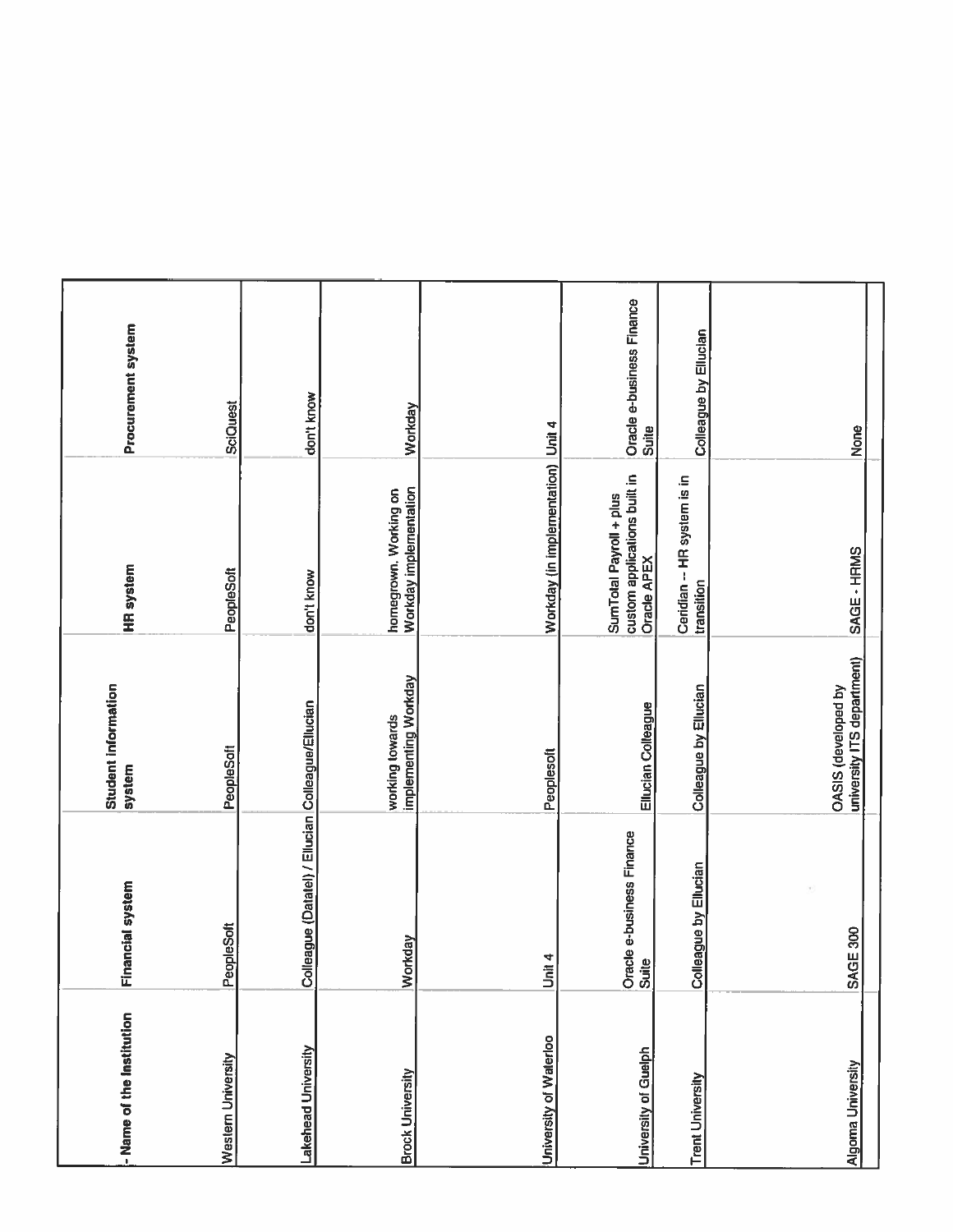| Name of the Institution | Financial system | Student information system | HR system | Procurement system |
|---|---|---|---|---|
| Western University | PeopleSoft | PeopleSoft | PeopleSoft | SciQuest |
| Lakehead University | Colleague (Datatel) / Ellucian | Colleague/Ellucian | don't know | don't know |
| Brock University | Workday | working towards implementing Workday | homegrown. Working on Workday implementation | Workday |
| University of Waterloo | Unit 4 | Peoplesoft | Workday (in implementation) | Unit 4 |
| University of Guelph | Oracle e-business Finance Suite | Ellucian Colleague | SumTotal Payroll + plus custom applications built in Oracle APEX | Oracle e-business Finance Suite |
| Trent University | Colleague by Ellucian | Colleague by Ellucian | Ceridian -- HR system is in transition | Colleague by Ellucian |
| Algoma University | SAGE 300 | OASIS (developed by university ITS department) | SAGE - HRMS | None |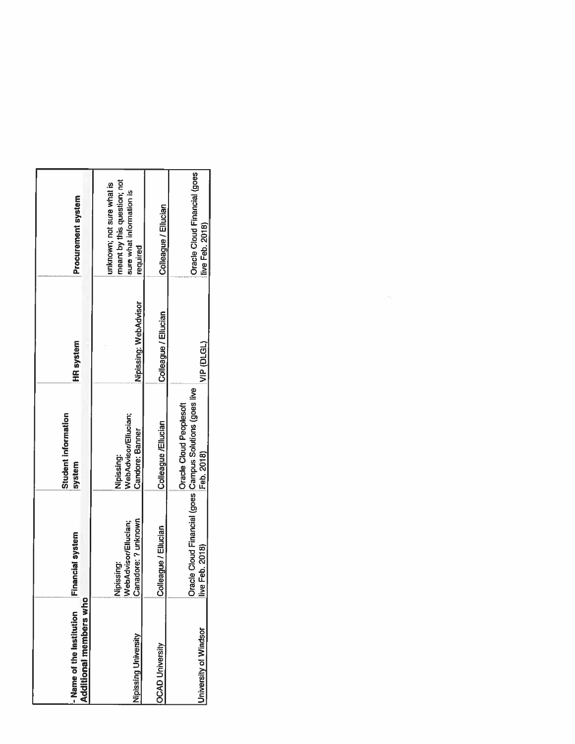| - Name of the Institution | Financial system | Student Information system | HR system | Procurement system |
|---|---|---|---|---|
| **Additional members who** | | | | |
| Nipissing University | Nipissing: WebAdvisor/Ellucian; Canadore: ? unknown | Nipissing: WebAdvisor/Ellucian; Candore: Banner | Nipissing: WebAdvisor | unknown; not sure what is meant by this question; not sure what information is required |
| OCAD University | Colleague / Ellucian | Colleague /Ellucian | Colleague / Ellucian | Colleague / Ellucian |
| University of Windsor | Oracle Cloud Financial (goes live Feb. 2018) | Oracle Cloud Peoplesoft Campus Solutions (goes live Feb. 2018) | VIP (DLGL) | Oracle Cloud Financial (goes live Feb. 2018) |